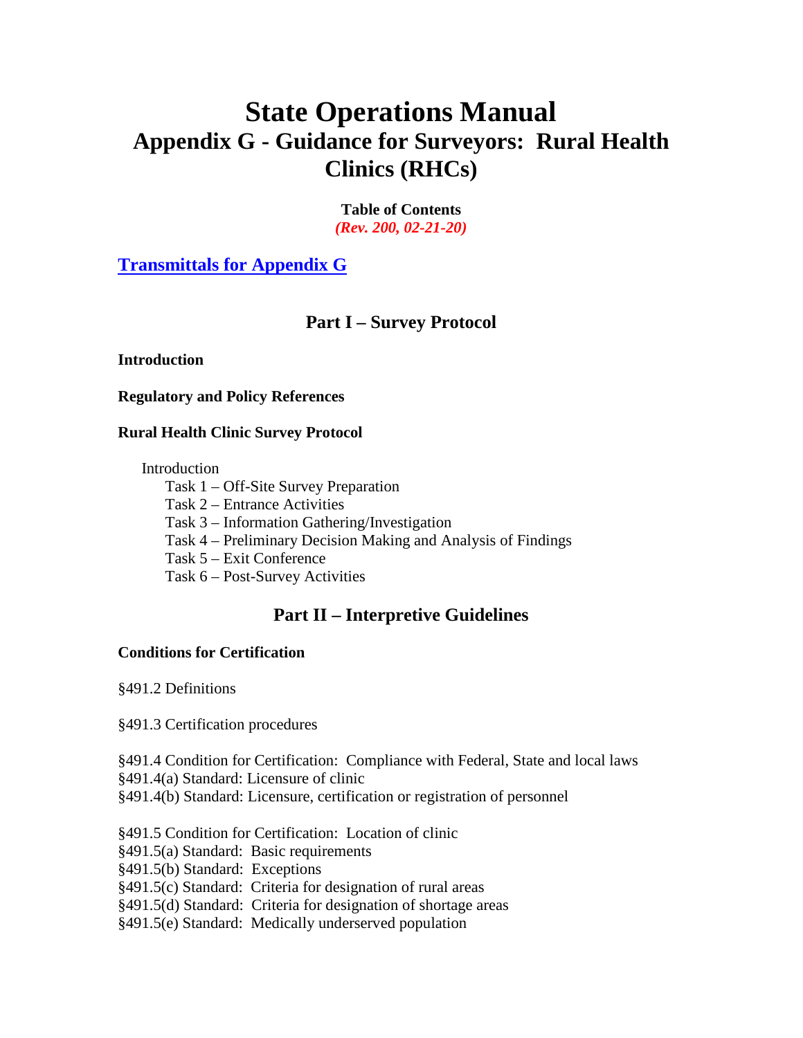# State Operations Manual
## Appendix G - Guidance for Surveyors: Rural Health Clinics (RHCs)

**Table of Contents**
***(Rev. 200, 02-21-20)***

**[Transmittals for Appendix G]()**

## Part I – Survey Protocol

**Introduction**

**Regulatory and Policy References**

**Rural Health Clinic Survey Protocol**

Introduction
- Task 1 – Off-Site Survey Preparation
- Task 2 – Entrance Activities
- Task 3 – Information Gathering/Investigation
- Task 4 – Preliminary Decision Making and Analysis of Findings
- Task 5 – Exit Conference
- Task 6 – Post-Survey Activities

## Part II – Interpretive Guidelines

**Conditions for Certification**

§491.2 Definitions

§491.3 Certification procedures

§491.4 Condition for Certification: Compliance with Federal, State and local laws
§491.4(a) Standard: Licensure of clinic
§491.4(b) Standard: Licensure, certification or registration of personnel

§491.5 Condition for Certification: Location of clinic
§491.5(a) Standard: Basic requirements
§491.5(b) Standard: Exceptions
§491.5(c) Standard: Criteria for designation of rural areas
§491.5(d) Standard: Criteria for designation of shortage areas
§491.5(e) Standard: Medically underserved population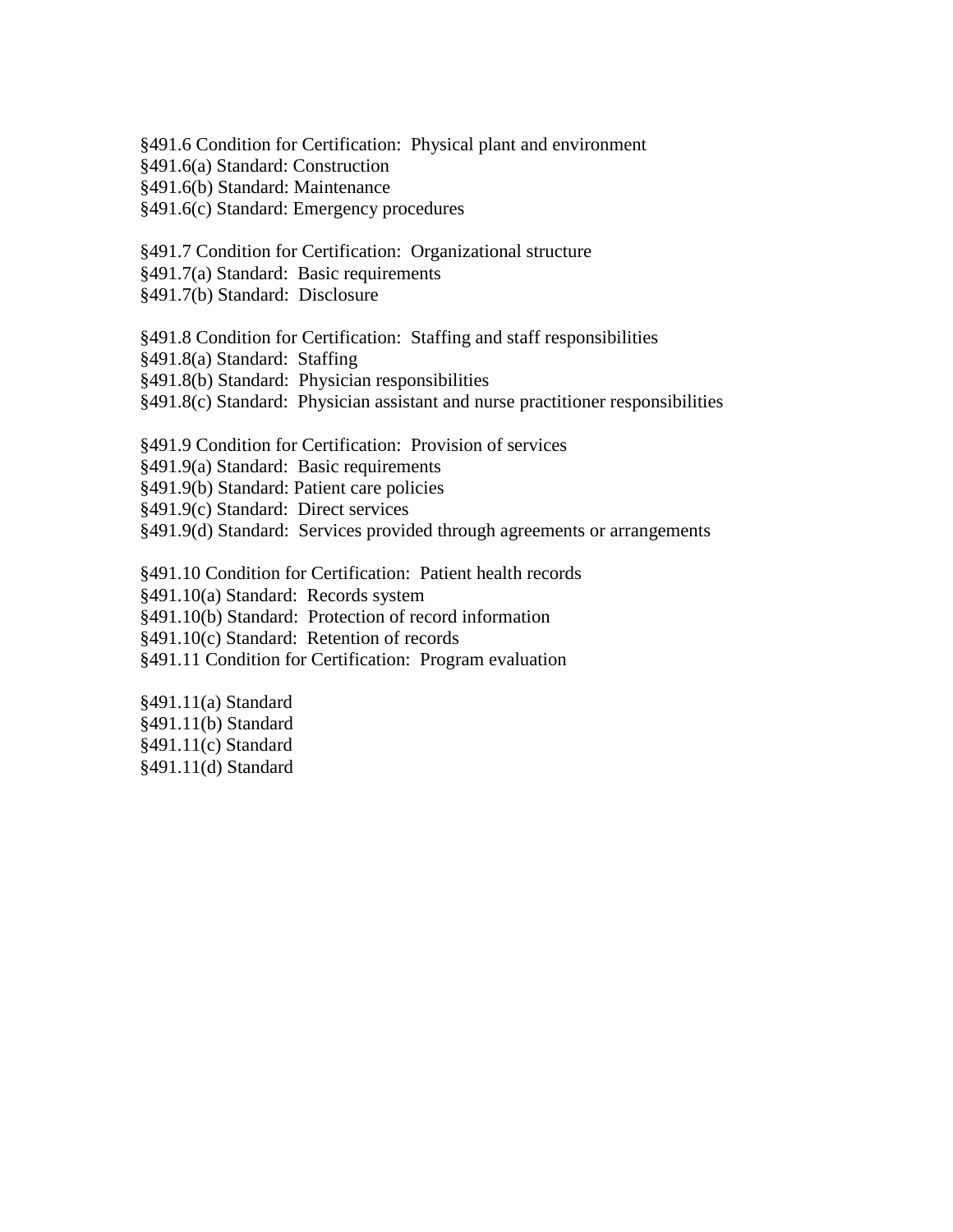§491.6 Condition for Certification:  Physical plant and environment
§491.6(a) Standard: Construction
§491.6(b) Standard: Maintenance
§491.6(c) Standard: Emergency procedures

§491.7 Condition for Certification:  Organizational structure
§491.7(a) Standard:  Basic requirements
§491.7(b) Standard:  Disclosure

§491.8 Condition for Certification:  Staffing and staff responsibilities
§491.8(a) Standard:  Staffing
§491.8(b) Standard:  Physician responsibilities
§491.8(c) Standard:  Physician assistant and nurse practitioner responsibilities

§491.9 Condition for Certification:  Provision of services
§491.9(a) Standard:  Basic requirements
§491.9(b) Standard: Patient care policies
§491.9(c) Standard:  Direct services
§491.9(d) Standard:  Services provided through agreements or arrangements

§491.10 Condition for Certification:  Patient health records
§491.10(a) Standard:  Records system
§491.10(b) Standard:  Protection of record information
§491.10(c) Standard:  Retention of records
§491.11 Condition for Certification:  Program evaluation

§491.11(a) Standard
§491.11(b) Standard
§491.11(c) Standard
§491.11(d) Standard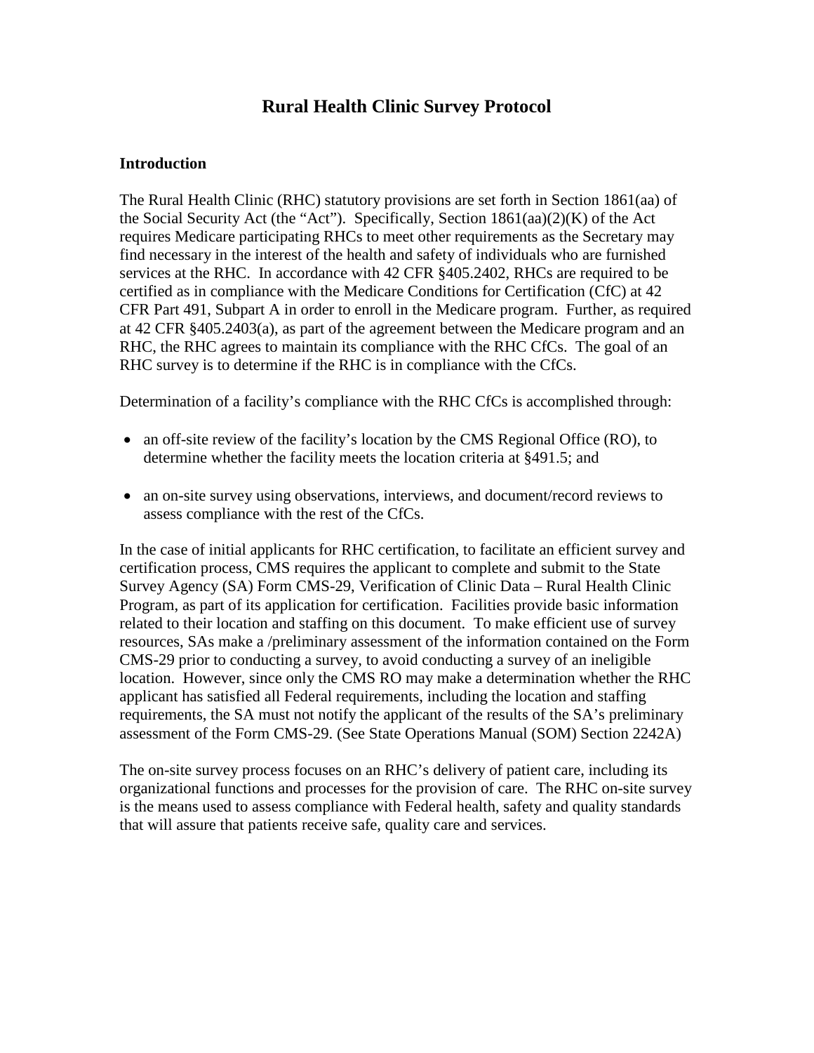# Rural Health Clinic Survey Protocol

## Introduction

The Rural Health Clinic (RHC) statutory provisions are set forth in Section 1861(aa) of the Social Security Act (the "Act"). Specifically, Section 1861(aa)(2)(K) of the Act requires Medicare participating RHCs to meet other requirements as the Secretary may find necessary in the interest of the health and safety of individuals who are furnished services at the RHC. In accordance with 42 CFR §405.2402, RHCs are required to be certified as in compliance with the Medicare Conditions for Certification (CfC) at 42 CFR Part 491, Subpart A in order to enroll in the Medicare program. Further, as required at 42 CFR §405.2403(a), as part of the agreement between the Medicare program and an RHC, the RHC agrees to maintain its compliance with the RHC CfCs. The goal of an RHC survey is to determine if the RHC is in compliance with the CfCs.

Determination of a facility's compliance with the RHC CfCs is accomplished through:

- an off-site review of the facility's location by the CMS Regional Office (RO), to determine whether the facility meets the location criteria at §491.5; and
- an on-site survey using observations, interviews, and document/record reviews to assess compliance with the rest of the CfCs.

In the case of initial applicants for RHC certification, to facilitate an efficient survey and certification process, CMS requires the applicant to complete and submit to the State Survey Agency (SA) Form CMS-29, Verification of Clinic Data – Rural Health Clinic Program, as part of its application for certification. Facilities provide basic information related to their location and staffing on this document. To make efficient use of survey resources, SAs make a /preliminary assessment of the information contained on the Form CMS-29 prior to conducting a survey, to avoid conducting a survey of an ineligible location. However, since only the CMS RO may make a determination whether the RHC applicant has satisfied all Federal requirements, including the location and staffing requirements, the SA must not notify the applicant of the results of the SA's preliminary assessment of the Form CMS-29. (See State Operations Manual (SOM) Section 2242A)

The on-site survey process focuses on an RHC's delivery of patient care, including its organizational functions and processes for the provision of care. The RHC on-site survey is the means used to assess compliance with Federal health, safety and quality standards that will assure that patients receive safe, quality care and services.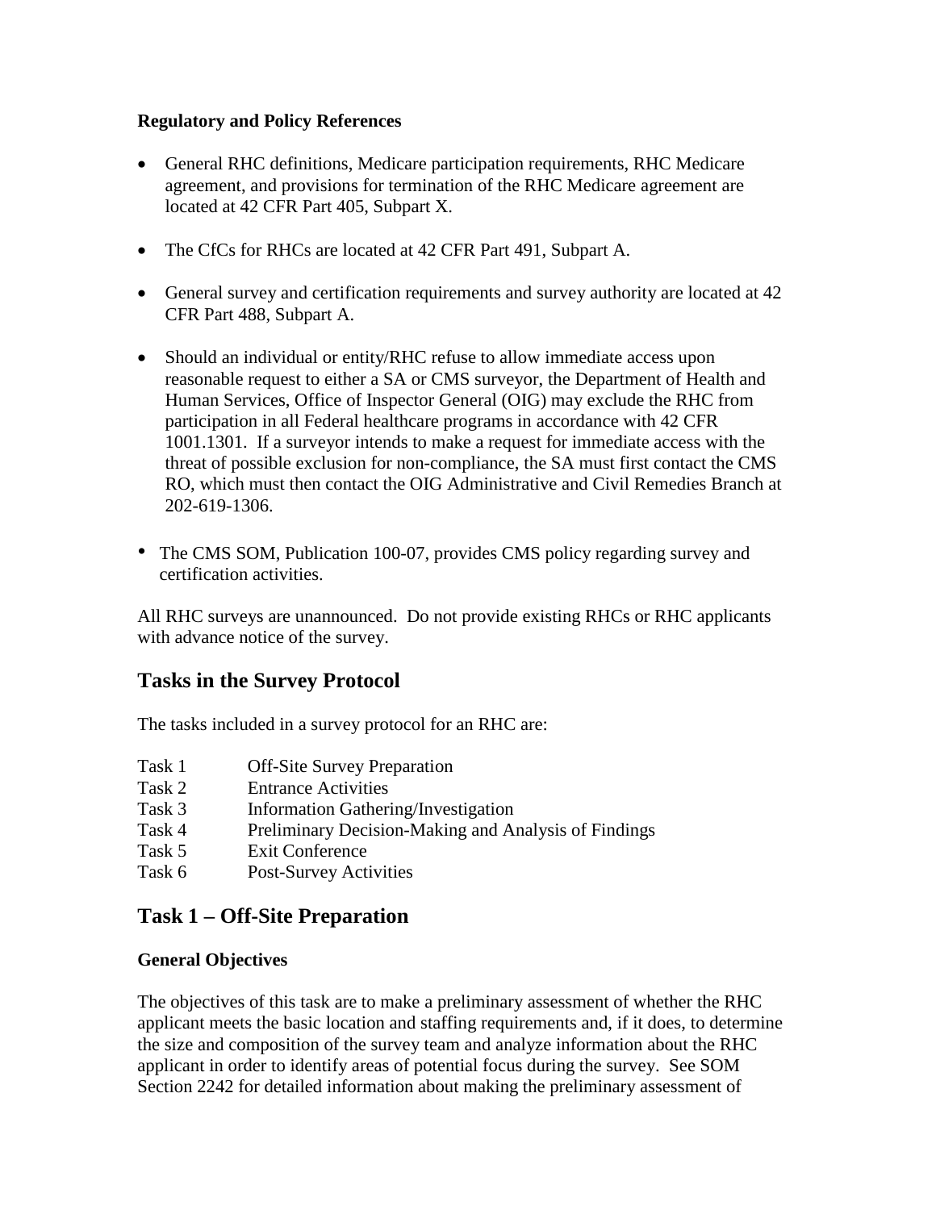**Regulatory and Policy References**

- General RHC definitions, Medicare participation requirements, RHC Medicare agreement, and provisions for termination of the RHC Medicare agreement are located at 42 CFR Part 405, Subpart X.
- The CfCs for RHCs are located at 42 CFR Part 491, Subpart A.
- General survey and certification requirements and survey authority are located at 42 CFR Part 488, Subpart A.
- Should an individual or entity/RHC refuse to allow immediate access upon reasonable request to either a SA or CMS surveyor, the Department of Health and Human Services, Office of Inspector General (OIG) may exclude the RHC from participation in all Federal healthcare programs in accordance with 42 CFR 1001.1301. If a surveyor intends to make a request for immediate access with the threat of possible exclusion for non-compliance, the SA must first contact the CMS RO, which must then contact the OIG Administrative and Civil Remedies Branch at 202-619-1306.
- The CMS SOM, Publication 100-07, provides CMS policy regarding survey and certification activities.

All RHC surveys are unannounced. Do not provide existing RHCs or RHC applicants with advance notice of the survey.

## Tasks in the Survey Protocol

The tasks included in a survey protocol for an RHC are:

| | |
|---|---|
| Task 1 | Off-Site Survey Preparation |
| Task 2 | Entrance Activities |
| Task 3 | Information Gathering/Investigation |
| Task 4 | Preliminary Decision-Making and Analysis of Findings |
| Task 5 | Exit Conference |
| Task 6 | Post-Survey Activities |

## Task 1 – Off-Site Preparation

**General Objectives**

The objectives of this task are to make a preliminary assessment of whether the RHC applicant meets the basic location and staffing requirements and, if it does, to determine the size and composition of the survey team and analyze information about the RHC applicant in order to identify areas of potential focus during the survey. See SOM Section 2242 for detailed information about making the preliminary assessment of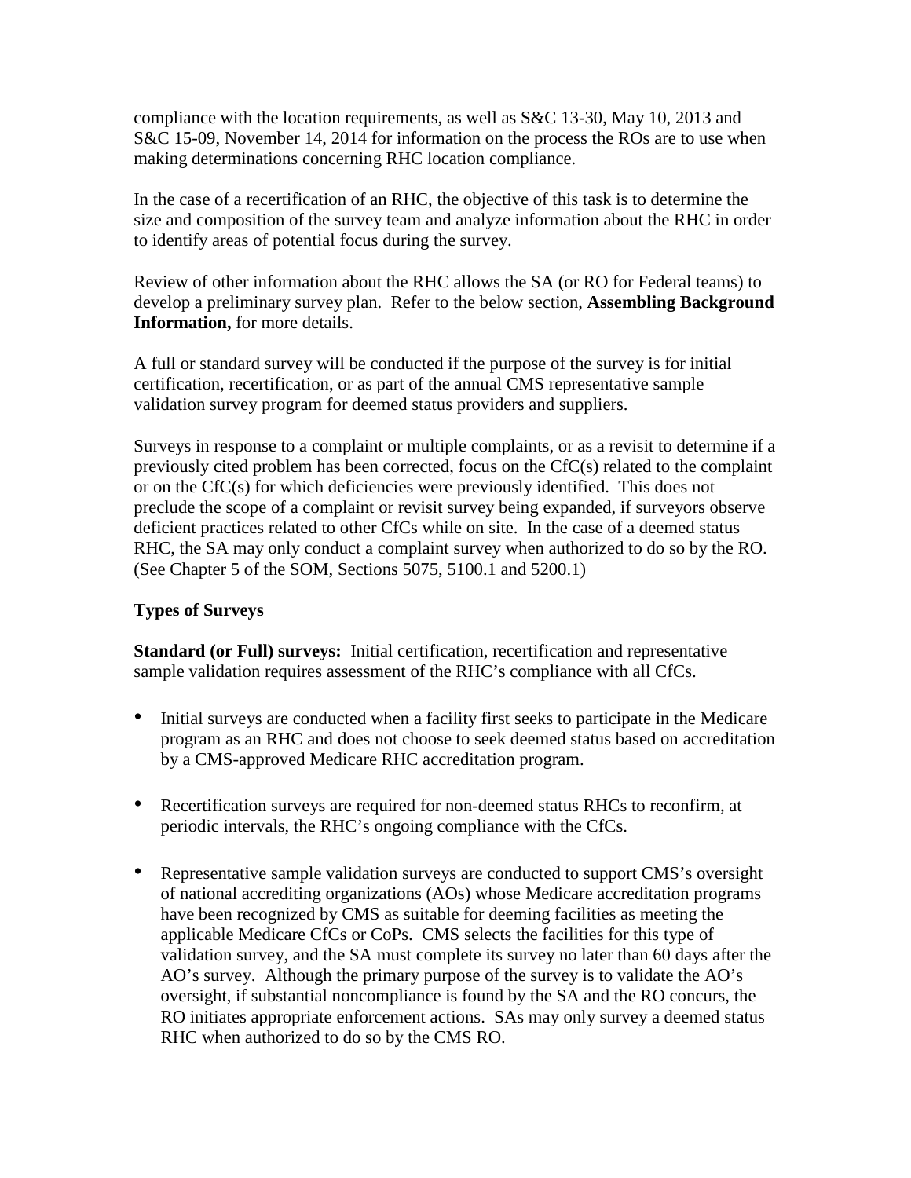compliance with the location requirements, as well as S&C 13-30, May 10, 2013 and S&C 15-09, November 14, 2014 for information on the process the ROs are to use when making determinations concerning RHC location compliance.

In the case of a recertification of an RHC, the objective of this task is to determine the size and composition of the survey team and analyze information about the RHC in order to identify areas of potential focus during the survey.

Review of other information about the RHC allows the SA (or RO for Federal teams) to develop a preliminary survey plan. Refer to the below section, **Assembling Background Information,** for more details.

A full or standard survey will be conducted if the purpose of the survey is for initial certification, recertification, or as part of the annual CMS representative sample validation survey program for deemed status providers and suppliers.

Surveys in response to a complaint or multiple complaints, or as a revisit to determine if a previously cited problem has been corrected, focus on the CfC(s) related to the complaint or on the CfC(s) for which deficiencies were previously identified. This does not preclude the scope of a complaint or revisit survey being expanded, if surveyors observe deficient practices related to other CfCs while on site. In the case of a deemed status RHC, the SA may only conduct a complaint survey when authorized to do so by the RO. (See Chapter 5 of the SOM, Sections 5075, 5100.1 and 5200.1)

**Types of Surveys**

**Standard (or Full) surveys:** Initial certification, recertification and representative sample validation requires assessment of the RHC's compliance with all CfCs.

- Initial surveys are conducted when a facility first seeks to participate in the Medicare program as an RHC and does not choose to seek deemed status based on accreditation by a CMS-approved Medicare RHC accreditation program.

- Recertification surveys are required for non-deemed status RHCs to reconfirm, at periodic intervals, the RHC's ongoing compliance with the CfCs.

- Representative sample validation surveys are conducted to support CMS's oversight of national accrediting organizations (AOs) whose Medicare accreditation programs have been recognized by CMS as suitable for deeming facilities as meeting the applicable Medicare CfCs or CoPs. CMS selects the facilities for this type of validation survey, and the SA must complete its survey no later than 60 days after the AO's survey. Although the primary purpose of the survey is to validate the AO's oversight, if substantial noncompliance is found by the SA and the RO concurs, the RO initiates appropriate enforcement actions. SAs may only survey a deemed status RHC when authorized to do so by the CMS RO.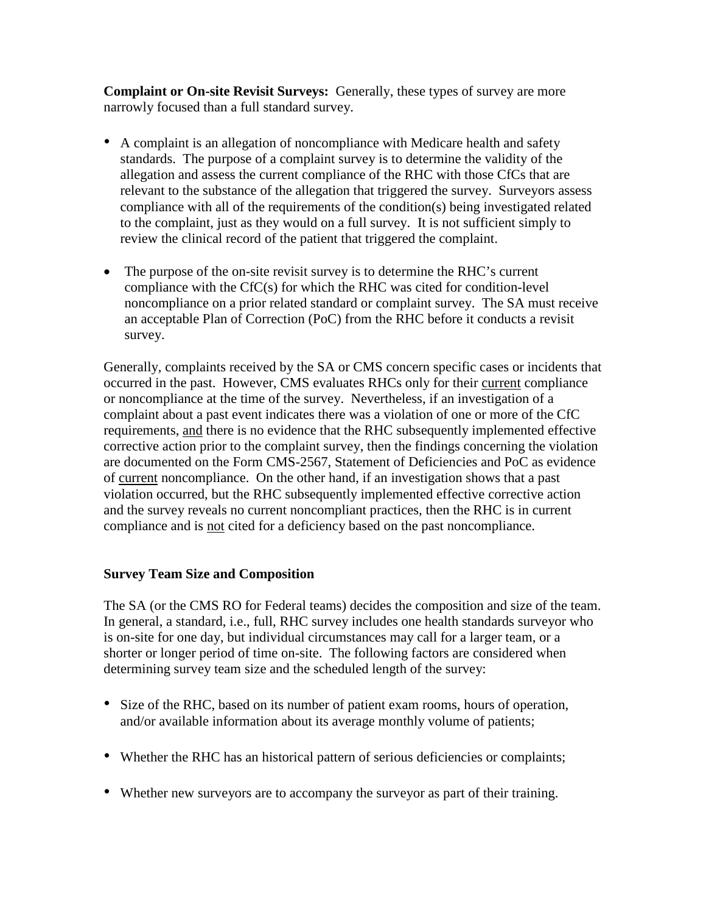**Complaint or On-site Revisit Surveys:** Generally, these types of survey are more narrowly focused than a full standard survey.

- A complaint is an allegation of noncompliance with Medicare health and safety standards. The purpose of a complaint survey is to determine the validity of the allegation and assess the current compliance of the RHC with those CfCs that are relevant to the substance of the allegation that triggered the survey. Surveyors assess compliance with all of the requirements of the condition(s) being investigated related to the complaint, just as they would on a full survey. It is not sufficient simply to review the clinical record of the patient that triggered the complaint.

- The purpose of the on-site revisit survey is to determine the RHC's current compliance with the CfC(s) for which the RHC was cited for condition-level noncompliance on a prior related standard or complaint survey. The SA must receive an acceptable Plan of Correction (PoC) from the RHC before it conducts a revisit survey.

Generally, complaints received by the SA or CMS concern specific cases or incidents that occurred in the past. However, CMS evaluates RHCs only for their <u>current</u> compliance or noncompliance at the time of the survey. Nevertheless, if an investigation of a complaint about a past event indicates there was a violation of one or more of the CfC requirements, <u>and</u> there is no evidence that the RHC subsequently implemented effective corrective action prior to the complaint survey, then the findings concerning the violation are documented on the Form CMS-2567, Statement of Deficiencies and PoC as evidence of <u>current</u> noncompliance. On the other hand, if an investigation shows that a past violation occurred, but the RHC subsequently implemented effective corrective action and the survey reveals no current noncompliant practices, then the RHC is in current compliance and is <u>not</u> cited for a deficiency based on the past noncompliance.

**Survey Team Size and Composition**

The SA (or the CMS RO for Federal teams) decides the composition and size of the team. In general, a standard, i.e., full, RHC survey includes one health standards surveyor who is on-site for one day, but individual circumstances may call for a larger team, or a shorter or longer period of time on-site. The following factors are considered when determining survey team size and the scheduled length of the survey:

- Size of the RHC, based on its number of patient exam rooms, hours of operation, and/or available information about its average monthly volume of patients;

- Whether the RHC has an historical pattern of serious deficiencies or complaints;

- Whether new surveyors are to accompany the surveyor as part of their training.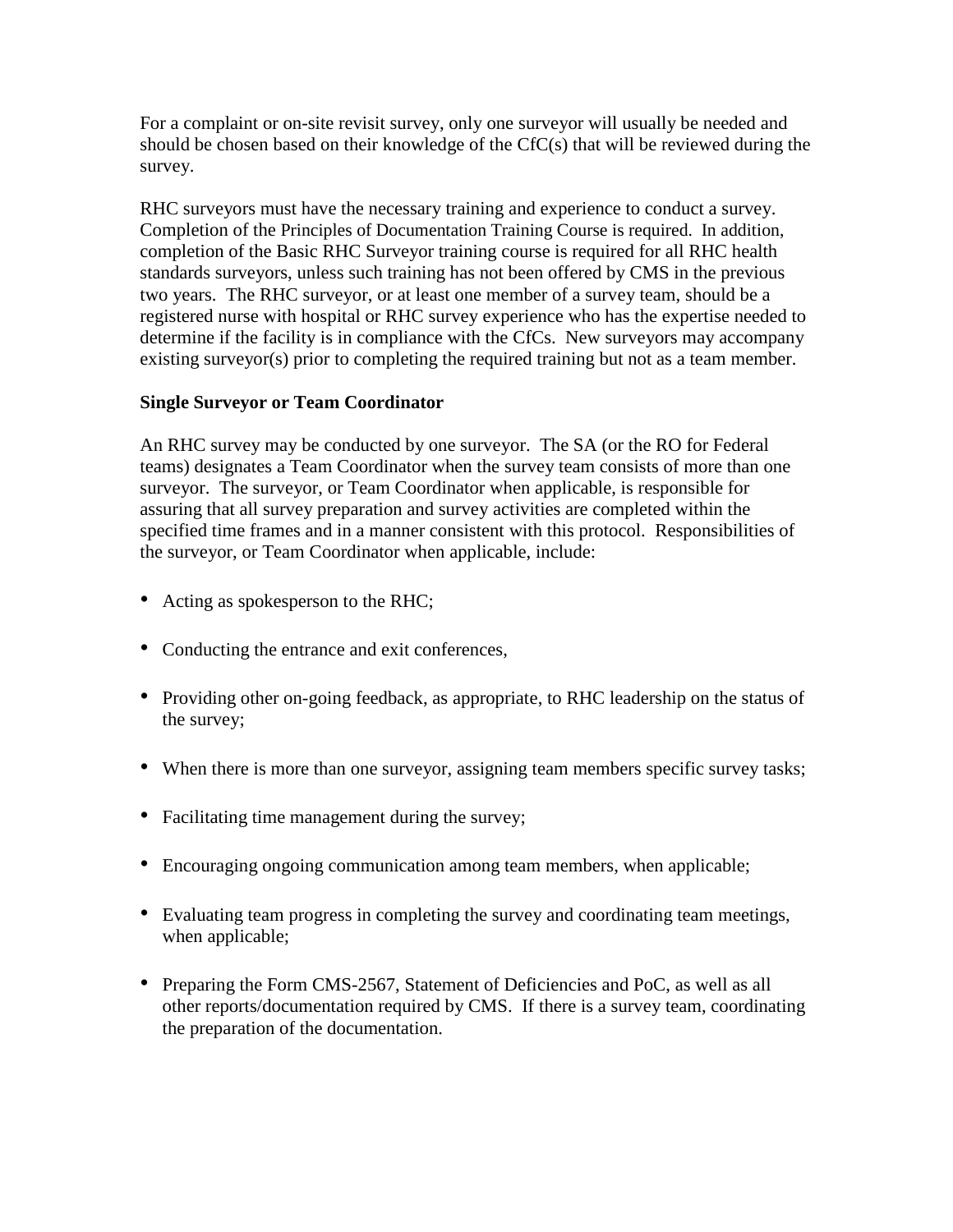For a complaint or on-site revisit survey, only one surveyor will usually be needed and should be chosen based on their knowledge of the CfC(s) that will be reviewed during the survey.

RHC surveyors must have the necessary training and experience to conduct a survey. Completion of the Principles of Documentation Training Course is required. In addition, completion of the Basic RHC Surveyor training course is required for all RHC health standards surveyors, unless such training has not been offered by CMS in the previous two years. The RHC surveyor, or at least one member of a survey team, should be a registered nurse with hospital or RHC survey experience who has the expertise needed to determine if the facility is in compliance with the CfCs. New surveyors may accompany existing surveyor(s) prior to completing the required training but not as a team member.

**Single Surveyor or Team Coordinator**

An RHC survey may be conducted by one surveyor. The SA (or the RO for Federal teams) designates a Team Coordinator when the survey team consists of more than one surveyor. The surveyor, or Team Coordinator when applicable, is responsible for assuring that all survey preparation and survey activities are completed within the specified time frames and in a manner consistent with this protocol. Responsibilities of the surveyor, or Team Coordinator when applicable, include:

- Acting as spokesperson to the RHC;
- Conducting the entrance and exit conferences,
- Providing other on-going feedback, as appropriate, to RHC leadership on the status of the survey;
- When there is more than one surveyor, assigning team members specific survey tasks;
- Facilitating time management during the survey;
- Encouraging ongoing communication among team members, when applicable;
- Evaluating team progress in completing the survey and coordinating team meetings, when applicable;
- Preparing the Form CMS-2567, Statement of Deficiencies and PoC, as well as all other reports/documentation required by CMS. If there is a survey team, coordinating the preparation of the documentation.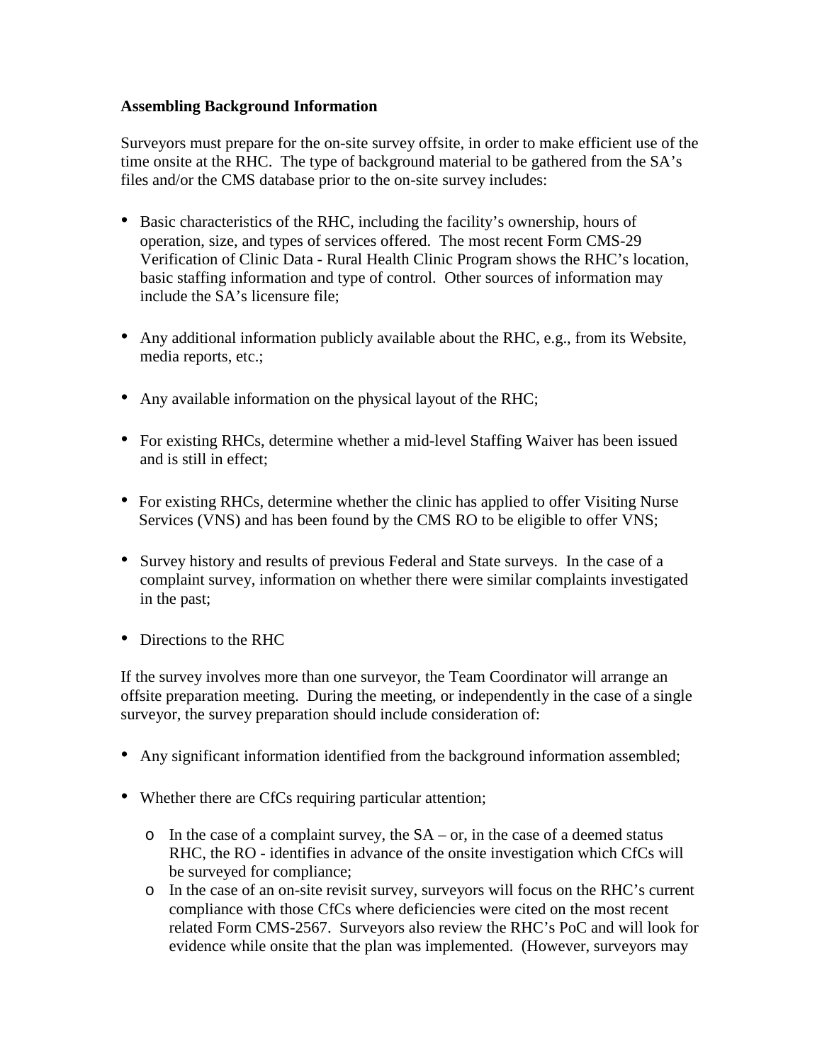**Assembling Background Information**

Surveyors must prepare for the on-site survey offsite, in order to make efficient use of the time onsite at the RHC. The type of background material to be gathered from the SA's files and/or the CMS database prior to the on-site survey includes:

- Basic characteristics of the RHC, including the facility's ownership, hours of operation, size, and types of services offered. The most recent Form CMS-29 Verification of Clinic Data - Rural Health Clinic Program shows the RHC's location, basic staffing information and type of control. Other sources of information may include the SA's licensure file;

- Any additional information publicly available about the RHC, e.g., from its Website, media reports, etc.;

- Any available information on the physical layout of the RHC;

- For existing RHCs, determine whether a mid-level Staffing Waiver has been issued and is still in effect;

- For existing RHCs, determine whether the clinic has applied to offer Visiting Nurse Services (VNS) and has been found by the CMS RO to be eligible to offer VNS;

- Survey history and results of previous Federal and State surveys. In the case of a complaint survey, information on whether there were similar complaints investigated in the past;

- Directions to the RHC

If the survey involves more than one surveyor, the Team Coordinator will arrange an offsite preparation meeting. During the meeting, or independently in the case of a single surveyor, the survey preparation should include consideration of:

- Any significant information identified from the background information assembled;

- Whether there are CfCs requiring particular attention;
  - In the case of a complaint survey, the SA – or, in the case of a deemed status RHC, the RO - identifies in advance of the onsite investigation which CfCs will be surveyed for compliance;
  - In the case of an on-site revisit survey, surveyors will focus on the RHC's current compliance with those CfCs where deficiencies were cited on the most recent related Form CMS-2567. Surveyors also review the RHC's PoC and will look for evidence while onsite that the plan was implemented. (However, surveyors may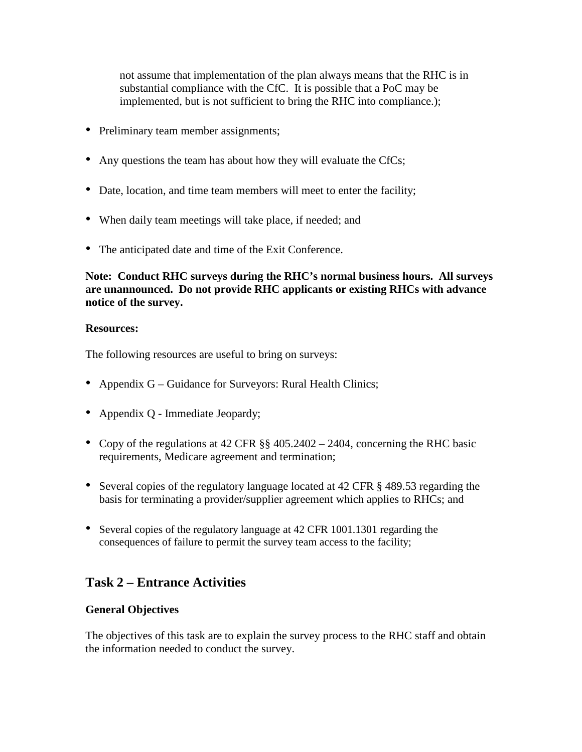not assume that implementation of the plan always means that the RHC is in substantial compliance with the CfC. It is possible that a PoC may be implemented, but is not sufficient to bring the RHC into compliance.);

- Preliminary team member assignments;
- Any questions the team has about how they will evaluate the CfCs;
- Date, location, and time team members will meet to enter the facility;
- When daily team meetings will take place, if needed; and
- The anticipated date and time of the Exit Conference.

**Note: Conduct RHC surveys during the RHC's normal business hours. All surveys are unannounced. Do not provide RHC applicants or existing RHCs with advance notice of the survey.**

**Resources:**

The following resources are useful to bring on surveys:

- Appendix G – Guidance for Surveyors: Rural Health Clinics;
- Appendix Q - Immediate Jeopardy;
- Copy of the regulations at 42 CFR §§ 405.2402 – 2404, concerning the RHC basic requirements, Medicare agreement and termination;
- Several copies of the regulatory language located at 42 CFR § 489.53 regarding the basis for terminating a provider/supplier agreement which applies to RHCs; and
- Several copies of the regulatory language at 42 CFR 1001.1301 regarding the consequences of failure to permit the survey team access to the facility;

## Task 2 – Entrance Activities

### General Objectives

The objectives of this task are to explain the survey process to the RHC staff and obtain the information needed to conduct the survey.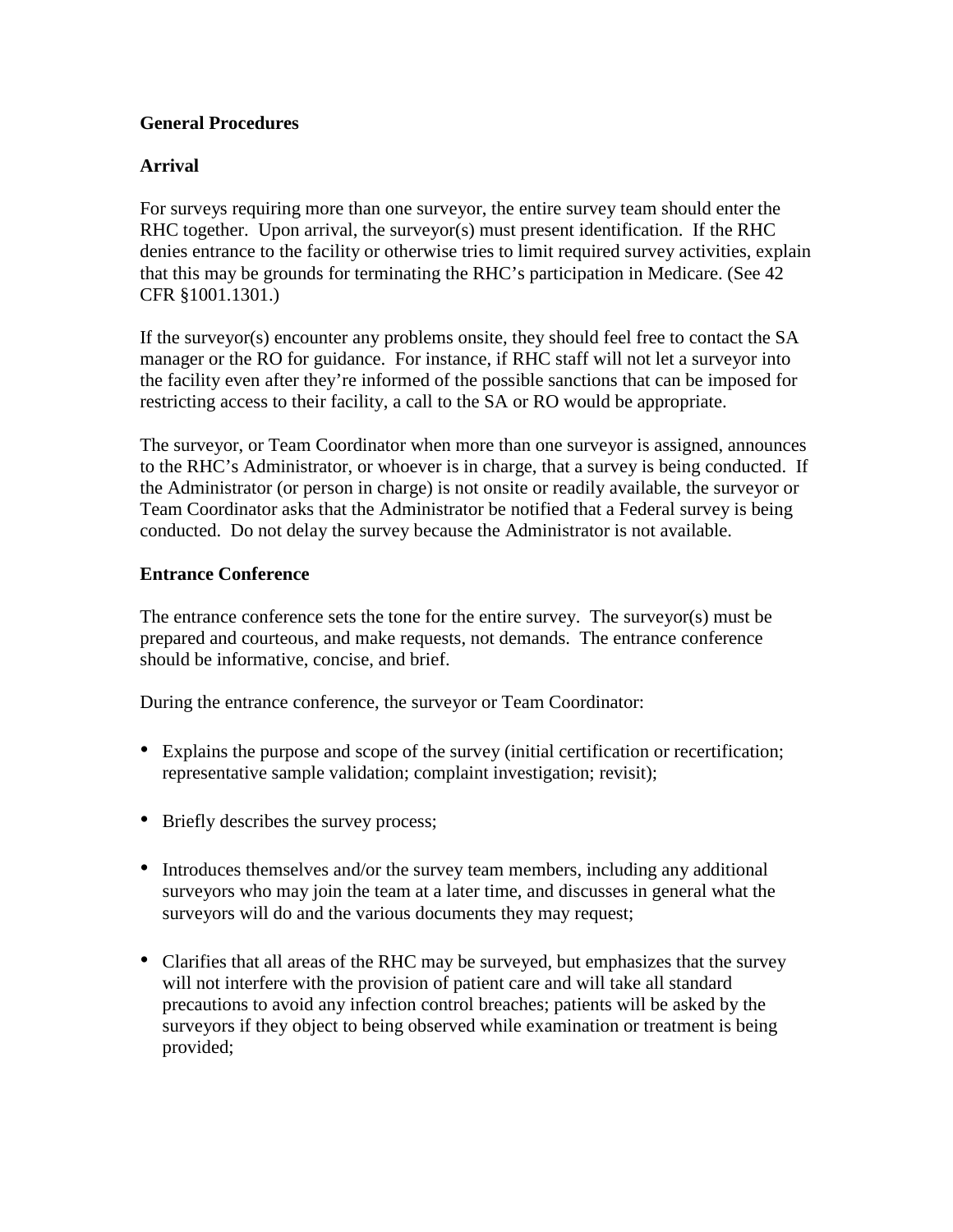**General Procedures**

**Arrival**

For surveys requiring more than one surveyor, the entire survey team should enter the RHC together. Upon arrival, the surveyor(s) must present identification. If the RHC denies entrance to the facility or otherwise tries to limit required survey activities, explain that this may be grounds for terminating the RHC's participation in Medicare. (See 42 CFR §1001.1301.)

If the surveyor(s) encounter any problems onsite, they should feel free to contact the SA manager or the RO for guidance. For instance, if RHC staff will not let a surveyor into the facility even after they're informed of the possible sanctions that can be imposed for restricting access to their facility, a call to the SA or RO would be appropriate.

The surveyor, or Team Coordinator when more than one surveyor is assigned, announces to the RHC's Administrator, or whoever is in charge, that a survey is being conducted. If the Administrator (or person in charge) is not onsite or readily available, the surveyor or Team Coordinator asks that the Administrator be notified that a Federal survey is being conducted. Do not delay the survey because the Administrator is not available.

**Entrance Conference**

The entrance conference sets the tone for the entire survey. The surveyor(s) must be prepared and courteous, and make requests, not demands. The entrance conference should be informative, concise, and brief.

During the entrance conference, the surveyor or Team Coordinator:

- Explains the purpose and scope of the survey (initial certification or recertification; representative sample validation; complaint investigation; revisit);

- Briefly describes the survey process;

- Introduces themselves and/or the survey team members, including any additional surveyors who may join the team at a later time, and discusses in general what the surveyors will do and the various documents they may request;

- Clarifies that all areas of the RHC may be surveyed, but emphasizes that the survey will not interfere with the provision of patient care and will take all standard precautions to avoid any infection control breaches; patients will be asked by the surveyors if they object to being observed while examination or treatment is being provided;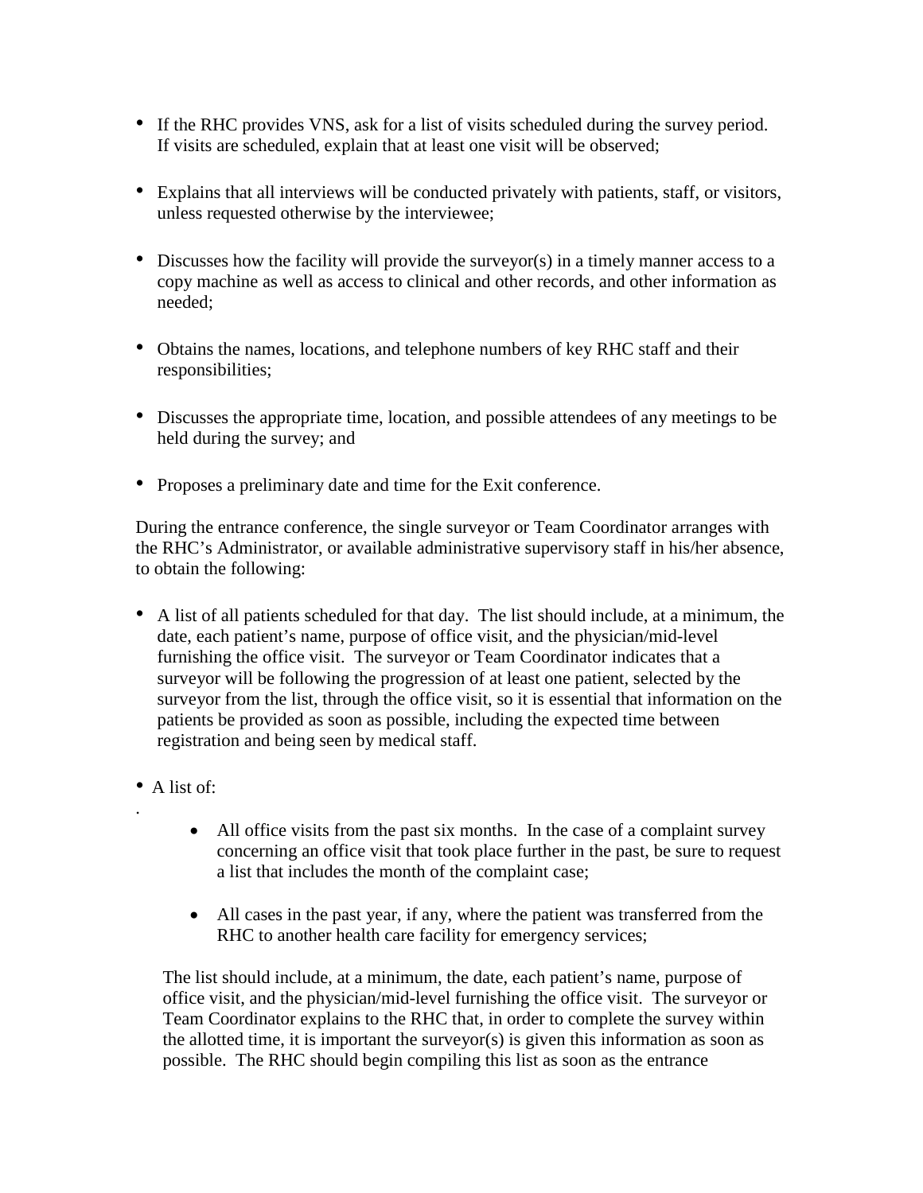- If the RHC provides VNS, ask for a list of visits scheduled during the survey period. If visits are scheduled, explain that at least one visit will be observed;

- Explains that all interviews will be conducted privately with patients, staff, or visitors, unless requested otherwise by the interviewee;

- Discusses how the facility will provide the surveyor(s) in a timely manner access to a copy machine as well as access to clinical and other records, and other information as needed;

- Obtains the names, locations, and telephone numbers of key RHC staff and their responsibilities;

- Discusses the appropriate time, location, and possible attendees of any meetings to be held during the survey; and

- Proposes a preliminary date and time for the Exit conference.

During the entrance conference, the single surveyor or Team Coordinator arranges with the RHC's Administrator, or available administrative supervisory staff in his/her absence, to obtain the following:

- A list of all patients scheduled for that day. The list should include, at a minimum, the date, each patient's name, purpose of office visit, and the physician/mid-level furnishing the office visit. The surveyor or Team Coordinator indicates that a surveyor will be following the progression of at least one patient, selected by the surveyor from the list, through the office visit, so it is essential that information on the patients be provided as soon as possible, including the expected time between registration and being seen by medical staff.

- A list of:

  .

  - All office visits from the past six months. In the case of a complaint survey concerning an office visit that took place further in the past, be sure to request a list that includes the month of the complaint case;

  - All cases in the past year, if any, where the patient was transferred from the RHC to another health care facility for emergency services;

  The list should include, at a minimum, the date, each patient's name, purpose of office visit, and the physician/mid-level furnishing the office visit. The surveyor or Team Coordinator explains to the RHC that, in order to complete the survey within the allotted time, it is important the surveyor(s) is given this information as soon as possible. The RHC should begin compiling this list as soon as the entrance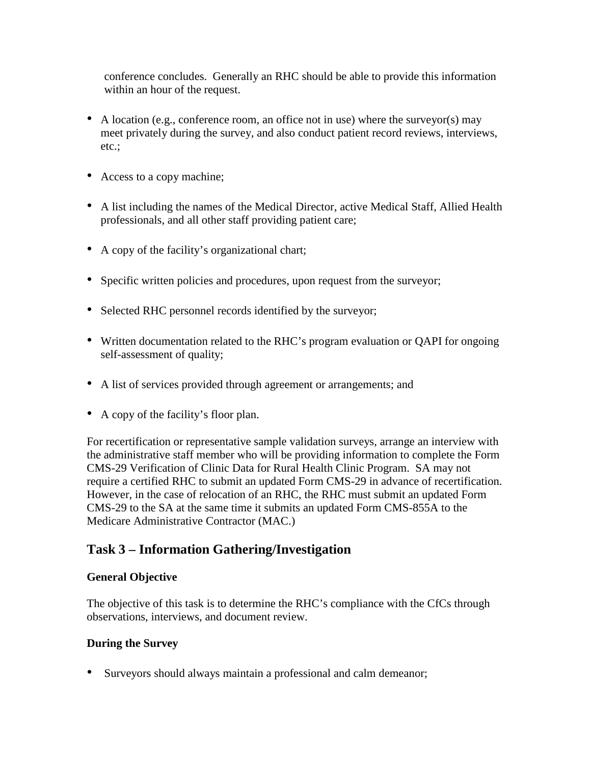conference concludes. Generally an RHC should be able to provide this information within an hour of the request.

- A location (e.g., conference room, an office not in use) where the surveyor(s) may meet privately during the survey, and also conduct patient record reviews, interviews, etc.;
- Access to a copy machine;
- A list including the names of the Medical Director, active Medical Staff, Allied Health professionals, and all other staff providing patient care;
- A copy of the facility's organizational chart;
- Specific written policies and procedures, upon request from the surveyor;
- Selected RHC personnel records identified by the surveyor;
- Written documentation related to the RHC's program evaluation or QAPI for ongoing self-assessment of quality;
- A list of services provided through agreement or arrangements; and
- A copy of the facility's floor plan.

For recertification or representative sample validation surveys, arrange an interview with the administrative staff member who will be providing information to complete the Form CMS-29 Verification of Clinic Data for Rural Health Clinic Program. SA may not require a certified RHC to submit an updated Form CMS-29 in advance of recertification. However, in the case of relocation of an RHC, the RHC must submit an updated Form CMS-29 to the SA at the same time it submits an updated Form CMS-855A to the Medicare Administrative Contractor (MAC.)

## Task 3 – Information Gathering/Investigation

**General Objective**

The objective of this task is to determine the RHC's compliance with the CfCs through observations, interviews, and document review.

**During the Survey**

- Surveyors should always maintain a professional and calm demeanor;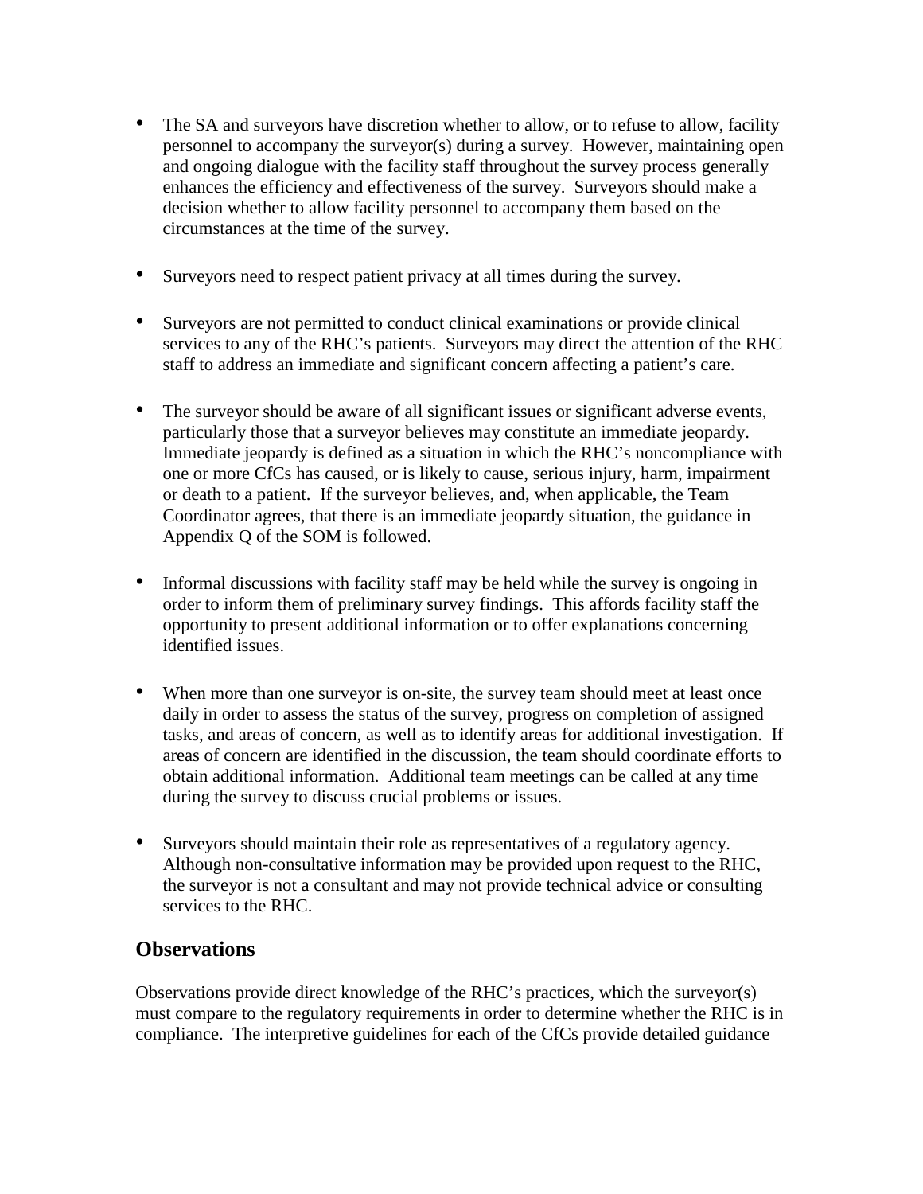- The SA and surveyors have discretion whether to allow, or to refuse to allow, facility personnel to accompany the surveyor(s) during a survey. However, maintaining open and ongoing dialogue with the facility staff throughout the survey process generally enhances the efficiency and effectiveness of the survey. Surveyors should make a decision whether to allow facility personnel to accompany them based on the circumstances at the time of the survey.

- Surveyors need to respect patient privacy at all times during the survey.

- Surveyors are not permitted to conduct clinical examinations or provide clinical services to any of the RHC's patients. Surveyors may direct the attention of the RHC staff to address an immediate and significant concern affecting a patient's care.

- The surveyor should be aware of all significant issues or significant adverse events, particularly those that a surveyor believes may constitute an immediate jeopardy. Immediate jeopardy is defined as a situation in which the RHC's noncompliance with one or more CfCs has caused, or is likely to cause, serious injury, harm, impairment or death to a patient. If the surveyor believes, and, when applicable, the Team Coordinator agrees, that there is an immediate jeopardy situation, the guidance in Appendix Q of the SOM is followed.

- Informal discussions with facility staff may be held while the survey is ongoing in order to inform them of preliminary survey findings. This affords facility staff the opportunity to present additional information or to offer explanations concerning identified issues.

- When more than one surveyor is on-site, the survey team should meet at least once daily in order to assess the status of the survey, progress on completion of assigned tasks, and areas of concern, as well as to identify areas for additional investigation. If areas of concern are identified in the discussion, the team should coordinate efforts to obtain additional information. Additional team meetings can be called at any time during the survey to discuss crucial problems or issues.

- Surveyors should maintain their role as representatives of a regulatory agency. Although non-consultative information may be provided upon request to the RHC, the surveyor is not a consultant and may not provide technical advice or consulting services to the RHC.

## Observations

Observations provide direct knowledge of the RHC's practices, which the surveyor(s) must compare to the regulatory requirements in order to determine whether the RHC is in compliance. The interpretive guidelines for each of the CfCs provide detailed guidance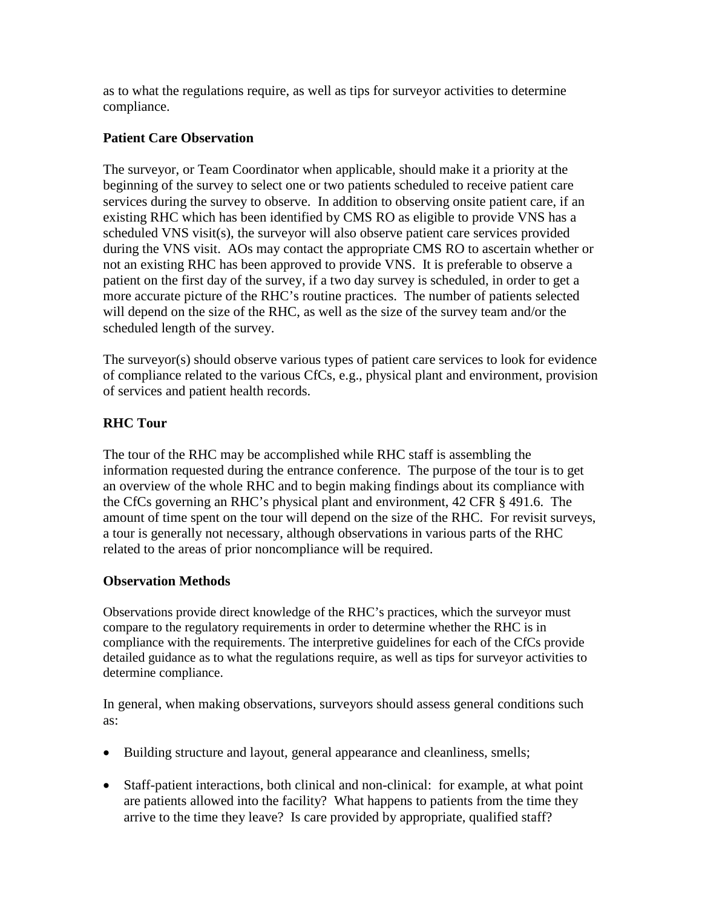as to what the regulations require, as well as tips for surveyor activities to determine compliance.

**Patient Care Observation**

The surveyor, or Team Coordinator when applicable, should make it a priority at the beginning of the survey to select one or two patients scheduled to receive patient care services during the survey to observe. In addition to observing onsite patient care, if an existing RHC which has been identified by CMS RO as eligible to provide VNS has a scheduled VNS visit(s), the surveyor will also observe patient care services provided during the VNS visit. AOs may contact the appropriate CMS RO to ascertain whether or not an existing RHC has been approved to provide VNS. It is preferable to observe a patient on the first day of the survey, if a two day survey is scheduled, in order to get a more accurate picture of the RHC's routine practices. The number of patients selected will depend on the size of the RHC, as well as the size of the survey team and/or the scheduled length of the survey.

The surveyor(s) should observe various types of patient care services to look for evidence of compliance related to the various CfCs, e.g., physical plant and environment, provision of services and patient health records.

**RHC Tour**

The tour of the RHC may be accomplished while RHC staff is assembling the information requested during the entrance conference. The purpose of the tour is to get an overview of the whole RHC and to begin making findings about its compliance with the CfCs governing an RHC's physical plant and environment, 42 CFR § 491.6. The amount of time spent on the tour will depend on the size of the RHC. For revisit surveys, a tour is generally not necessary, although observations in various parts of the RHC related to the areas of prior noncompliance will be required.

**Observation Methods**

Observations provide direct knowledge of the RHC's practices, which the surveyor must compare to the regulatory requirements in order to determine whether the RHC is in compliance with the requirements. The interpretive guidelines for each of the CfCs provide detailed guidance as to what the regulations require, as well as tips for surveyor activities to determine compliance.

In general, when making observations, surveyors should assess general conditions such as:

- Building structure and layout, general appearance and cleanliness, smells;
- Staff-patient interactions, both clinical and non-clinical: for example, at what point are patients allowed into the facility? What happens to patients from the time they arrive to the time they leave? Is care provided by appropriate, qualified staff?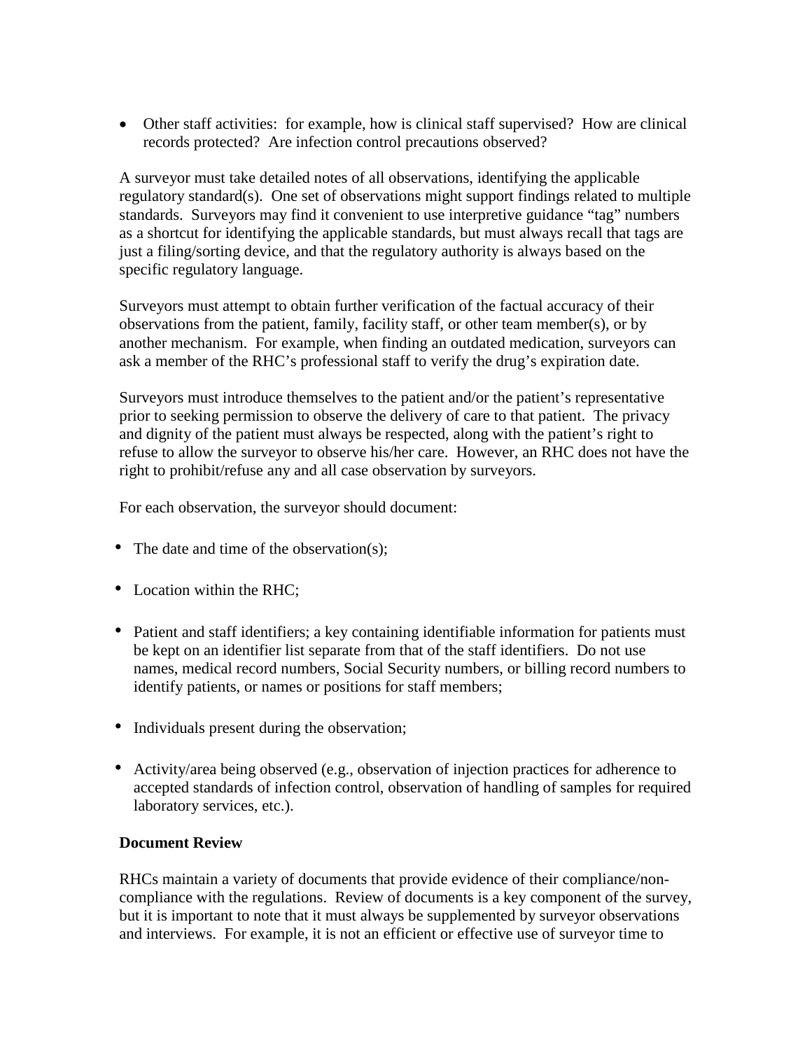- Other staff activities: for example, how is clinical staff supervised? How are clinical records protected? Are infection control precautions observed?

A surveyor must take detailed notes of all observations, identifying the applicable regulatory standard(s). One set of observations might support findings related to multiple standards. Surveyors may find it convenient to use interpretive guidance "tag" numbers as a shortcut for identifying the applicable standards, but must always recall that tags are just a filing/sorting device, and that the regulatory authority is always based on the specific regulatory language.

Surveyors must attempt to obtain further verification of the factual accuracy of their observations from the patient, family, facility staff, or other team member(s), or by another mechanism. For example, when finding an outdated medication, surveyors can ask a member of the RHC's professional staff to verify the drug's expiration date.

Surveyors must introduce themselves to the patient and/or the patient's representative prior to seeking permission to observe the delivery of care to that patient. The privacy and dignity of the patient must always be respected, along with the patient's right to refuse to allow the surveyor to observe his/her care. However, an RHC does not have the right to prohibit/refuse any and all case observation by surveyors.

For each observation, the surveyor should document:

- The date and time of the observation(s);
- Location within the RHC;
- Patient and staff identifiers; a key containing identifiable information for patients must be kept on an identifier list separate from that of the staff identifiers. Do not use names, medical record numbers, Social Security numbers, or billing record numbers to identify patients, or names or positions for staff members;
- Individuals present during the observation;
- Activity/area being observed (e.g., observation of injection practices for adherence to accepted standards of infection control, observation of handling of samples for required laboratory services, etc.).

**Document Review**

RHCs maintain a variety of documents that provide evidence of their compliance/non-compliance with the regulations. Review of documents is a key component of the survey, but it is important to note that it must always be supplemented by surveyor observations and interviews. For example, it is not an efficient or effective use of surveyor time to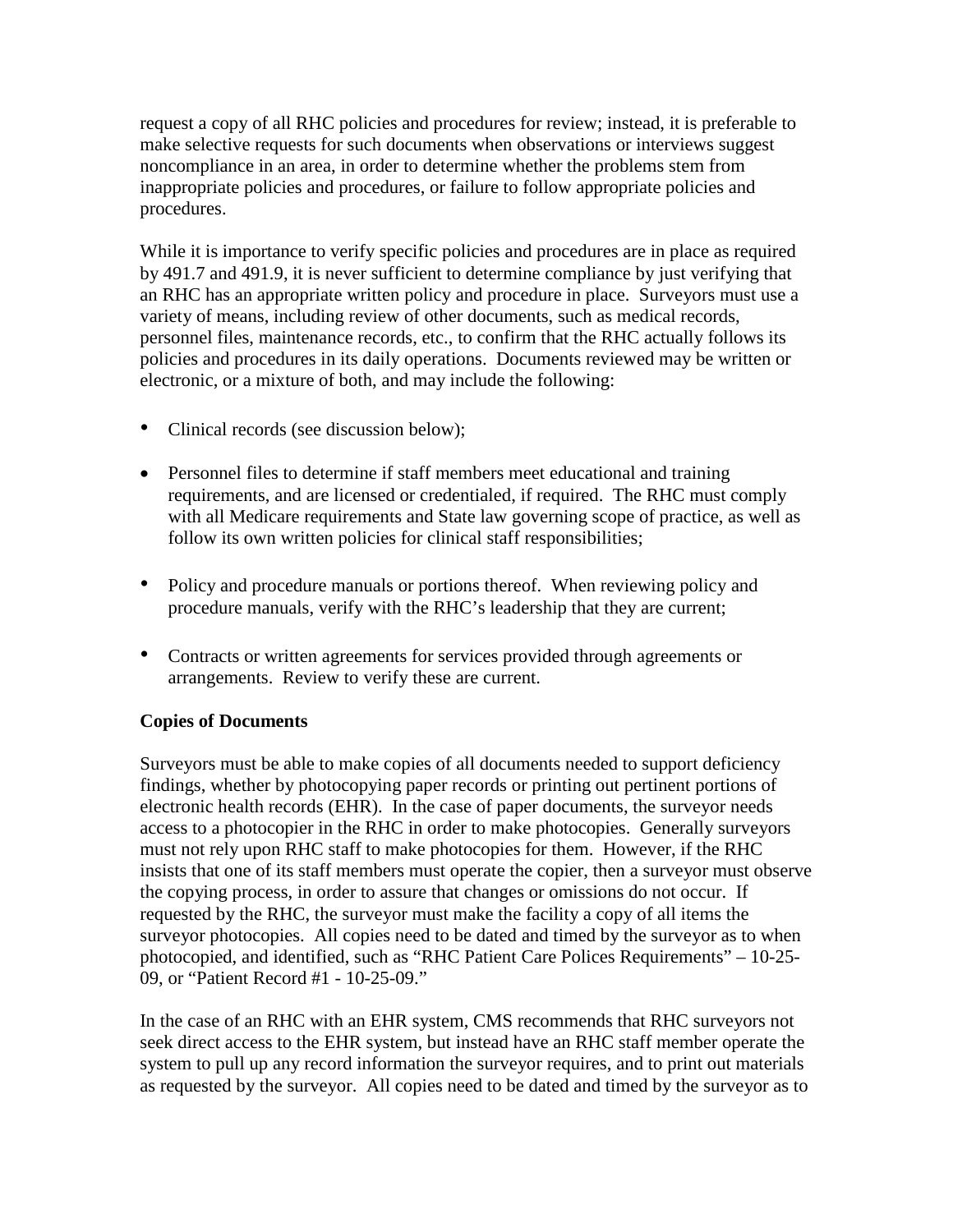request a copy of all RHC policies and procedures for review; instead, it is preferable to make selective requests for such documents when observations or interviews suggest noncompliance in an area, in order to determine whether the problems stem from inappropriate policies and procedures, or failure to follow appropriate policies and procedures.

While it is importance to verify specific policies and procedures are in place as required by 491.7 and 491.9, it is never sufficient to determine compliance by just verifying that an RHC has an appropriate written policy and procedure in place. Surveyors must use a variety of means, including review of other documents, such as medical records, personnel files, maintenance records, etc., to confirm that the RHC actually follows its policies and procedures in its daily operations. Documents reviewed may be written or electronic, or a mixture of both, and may include the following:

- Clinical records (see discussion below);
- Personnel files to determine if staff members meet educational and training requirements, and are licensed or credentialed, if required. The RHC must comply with all Medicare requirements and State law governing scope of practice, as well as follow its own written policies for clinical staff responsibilities;
- Policy and procedure manuals or portions thereof. When reviewing policy and procedure manuals, verify with the RHC's leadership that they are current;
- Contracts or written agreements for services provided through agreements or arrangements. Review to verify these are current.

**Copies of Documents**

Surveyors must be able to make copies of all documents needed to support deficiency findings, whether by photocopying paper records or printing out pertinent portions of electronic health records (EHR). In the case of paper documents, the surveyor needs access to a photocopier in the RHC in order to make photocopies. Generally surveyors must not rely upon RHC staff to make photocopies for them. However, if the RHC insists that one of its staff members must operate the copier, then a surveyor must observe the copying process, in order to assure that changes or omissions do not occur. If requested by the RHC, the surveyor must make the facility a copy of all items the surveyor photocopies. All copies need to be dated and timed by the surveyor as to when photocopied, and identified, such as "RHC Patient Care Polices Requirements" – 10-25-09, or "Patient Record #1 - 10-25-09."

In the case of an RHC with an EHR system, CMS recommends that RHC surveyors not seek direct access to the EHR system, but instead have an RHC staff member operate the system to pull up any record information the surveyor requires, and to print out materials as requested by the surveyor. All copies need to be dated and timed by the surveyor as to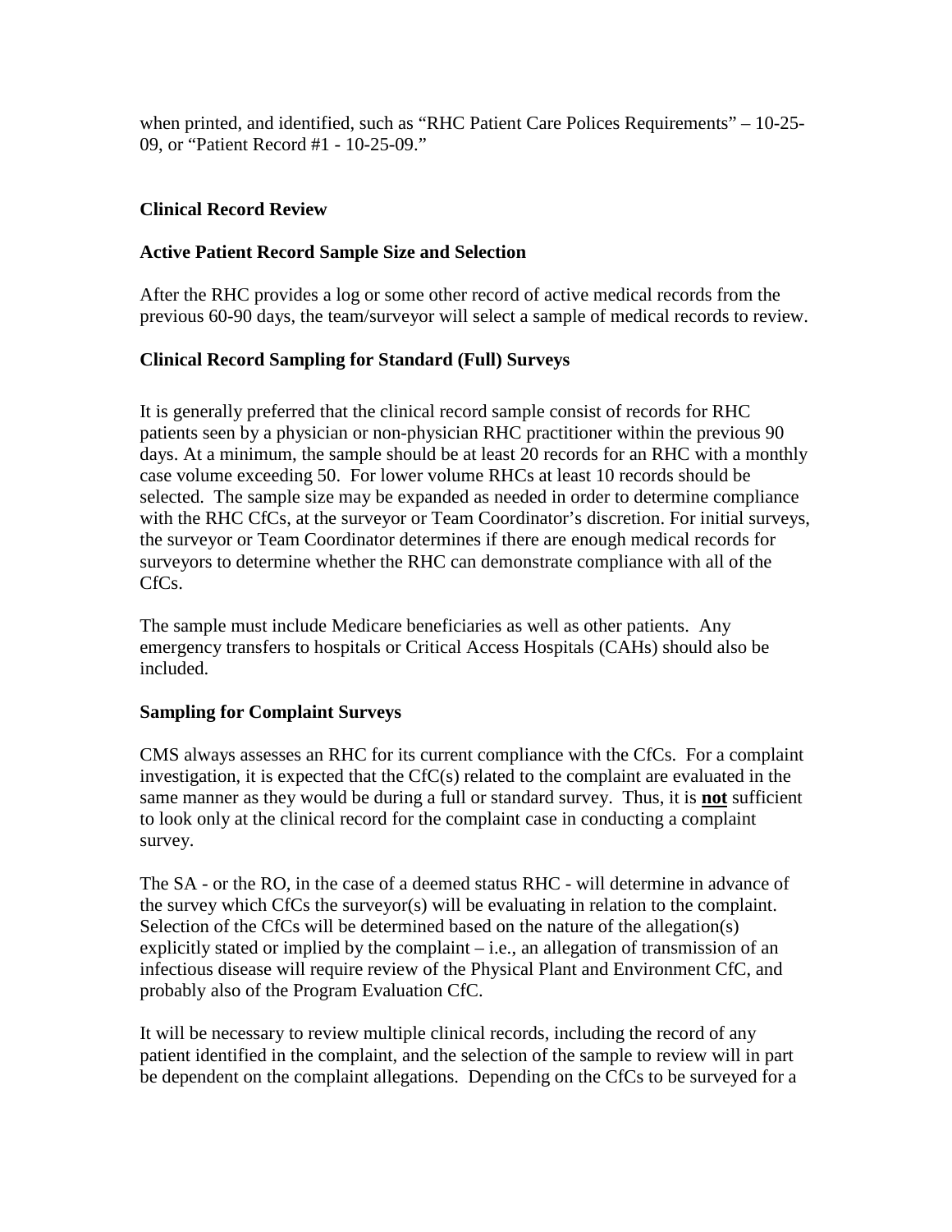when printed, and identified, such as "RHC Patient Care Polices Requirements" – 10-25-09, or "Patient Record #1 - 10-25-09."

**Clinical Record Review**

**Active Patient Record Sample Size and Selection**

After the RHC provides a log or some other record of active medical records from the previous 60-90 days, the team/surveyor will select a sample of medical records to review.

**Clinical Record Sampling for Standard (Full) Surveys**

It is generally preferred that the clinical record sample consist of records for RHC patients seen by a physician or non-physician RHC practitioner within the previous 90 days. At a minimum, the sample should be at least 20 records for an RHC with a monthly case volume exceeding 50. For lower volume RHCs at least 10 records should be selected. The sample size may be expanded as needed in order to determine compliance with the RHC CfCs, at the surveyor or Team Coordinator's discretion. For initial surveys, the surveyor or Team Coordinator determines if there are enough medical records for surveyors to determine whether the RHC can demonstrate compliance with all of the CfCs.

The sample must include Medicare beneficiaries as well as other patients. Any emergency transfers to hospitals or Critical Access Hospitals (CAHs) should also be included.

**Sampling for Complaint Surveys**

CMS always assesses an RHC for its current compliance with the CfCs. For a complaint investigation, it is expected that the CfC(s) related to the complaint are evaluated in the same manner as they would be during a full or standard survey. Thus, it is **not** sufficient to look only at the clinical record for the complaint case in conducting a complaint survey.

The SA - or the RO, in the case of a deemed status RHC - will determine in advance of the survey which CfCs the surveyor(s) will be evaluating in relation to the complaint. Selection of the CfCs will be determined based on the nature of the allegation(s) explicitly stated or implied by the complaint – i.e., an allegation of transmission of an infectious disease will require review of the Physical Plant and Environment CfC, and probably also of the Program Evaluation CfC.

It will be necessary to review multiple clinical records, including the record of any patient identified in the complaint, and the selection of the sample to review will in part be dependent on the complaint allegations. Depending on the CfCs to be surveyed for a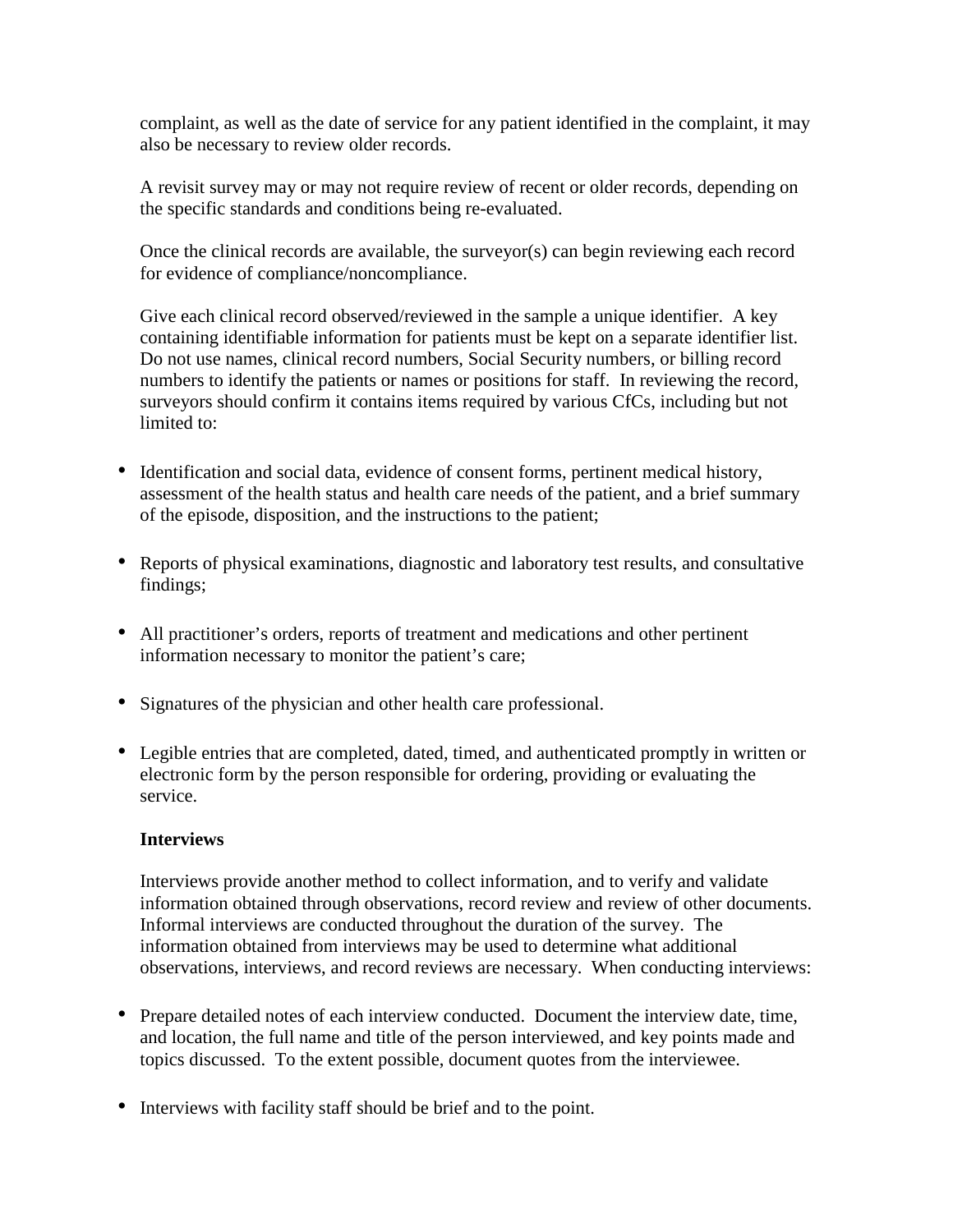complaint, as well as the date of service for any patient identified in the complaint, it may also be necessary to review older records.

A revisit survey may or may not require review of recent or older records, depending on the specific standards and conditions being re-evaluated.

Once the clinical records are available, the surveyor(s) can begin reviewing each record for evidence of compliance/noncompliance.

Give each clinical record observed/reviewed in the sample a unique identifier. A key containing identifiable information for patients must be kept on a separate identifier list. Do not use names, clinical record numbers, Social Security numbers, or billing record numbers to identify the patients or names or positions for staff. In reviewing the record, surveyors should confirm it contains items required by various CfCs, including but not limited to:

- Identification and social data, evidence of consent forms, pertinent medical history, assessment of the health status and health care needs of the patient, and a brief summary of the episode, disposition, and the instructions to the patient;
- Reports of physical examinations, diagnostic and laboratory test results, and consultative findings;
- All practitioner's orders, reports of treatment and medications and other pertinent information necessary to monitor the patient's care;
- Signatures of the physician and other health care professional.
- Legible entries that are completed, dated, timed, and authenticated promptly in written or electronic form by the person responsible for ordering, providing or evaluating the service.

**Interviews**

Interviews provide another method to collect information, and to verify and validate information obtained through observations, record review and review of other documents. Informal interviews are conducted throughout the duration of the survey. The information obtained from interviews may be used to determine what additional observations, interviews, and record reviews are necessary. When conducting interviews:

- Prepare detailed notes of each interview conducted. Document the interview date, time, and location, the full name and title of the person interviewed, and key points made and topics discussed. To the extent possible, document quotes from the interviewee.
- Interviews with facility staff should be brief and to the point.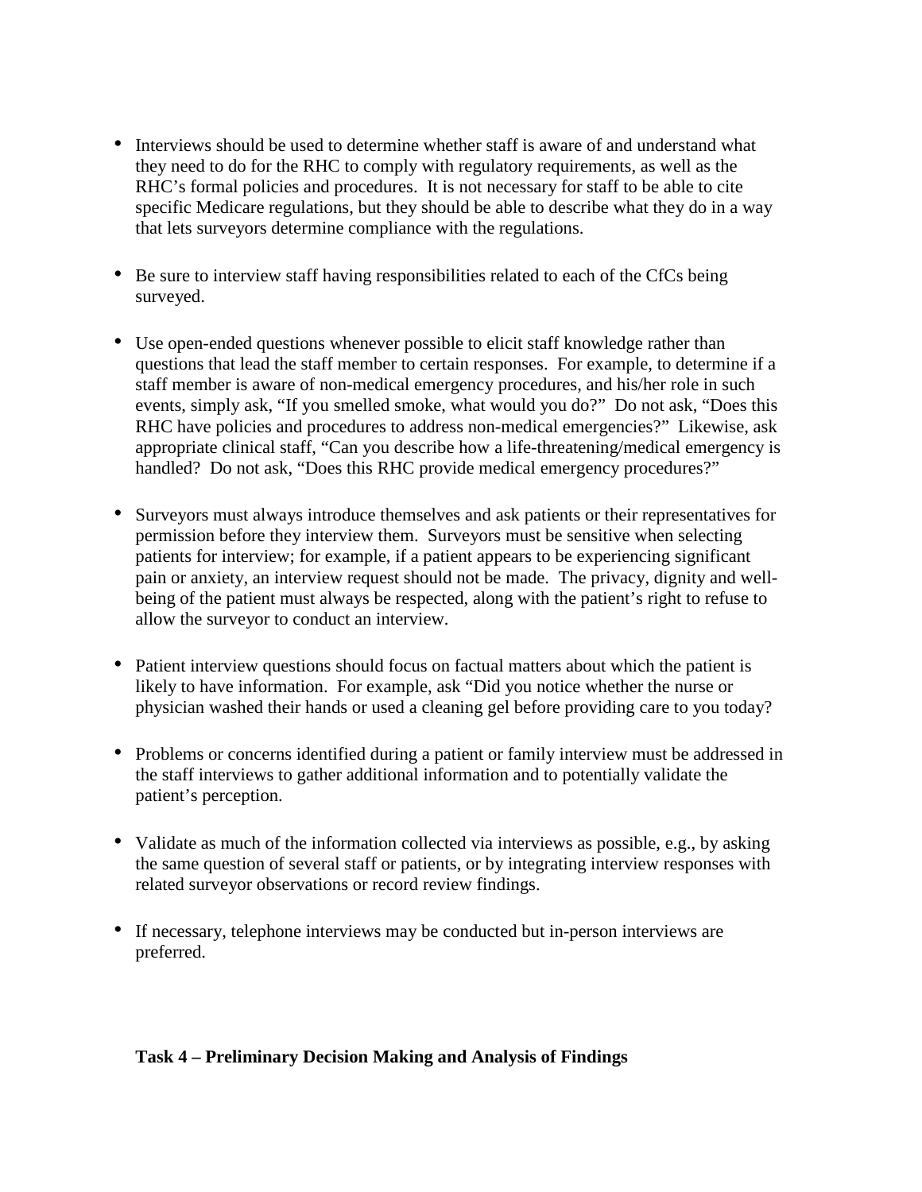- Interviews should be used to determine whether staff is aware of and understand what they need to do for the RHC to comply with regulatory requirements, as well as the RHC's formal policies and procedures. It is not necessary for staff to be able to cite specific Medicare regulations, but they should be able to describe what they do in a way that lets surveyors determine compliance with the regulations.

- Be sure to interview staff having responsibilities related to each of the CfCs being surveyed.

- Use open-ended questions whenever possible to elicit staff knowledge rather than questions that lead the staff member to certain responses. For example, to determine if a staff member is aware of non-medical emergency procedures, and his/her role in such events, simply ask, "If you smelled smoke, what would you do?" Do not ask, "Does this RHC have policies and procedures to address non-medical emergencies?" Likewise, ask appropriate clinical staff, "Can you describe how a life-threatening/medical emergency is handled? Do not ask, "Does this RHC provide medical emergency procedures?"

- Surveyors must always introduce themselves and ask patients or their representatives for permission before they interview them. Surveyors must be sensitive when selecting patients for interview; for example, if a patient appears to be experiencing significant pain or anxiety, an interview request should not be made. The privacy, dignity and well-being of the patient must always be respected, along with the patient's right to refuse to allow the surveyor to conduct an interview.

- Patient interview questions should focus on factual matters about which the patient is likely to have information. For example, ask "Did you notice whether the nurse or physician washed their hands or used a cleaning gel before providing care to you today?

- Problems or concerns identified during a patient or family interview must be addressed in the staff interviews to gather additional information and to potentially validate the patient's perception.

- Validate as much of the information collected via interviews as possible, e.g., by asking the same question of several staff or patients, or by integrating interview responses with related surveyor observations or record review findings.

- If necessary, telephone interviews may be conducted but in-person interviews are preferred.

**Task 4 – Preliminary Decision Making and Analysis of Findings**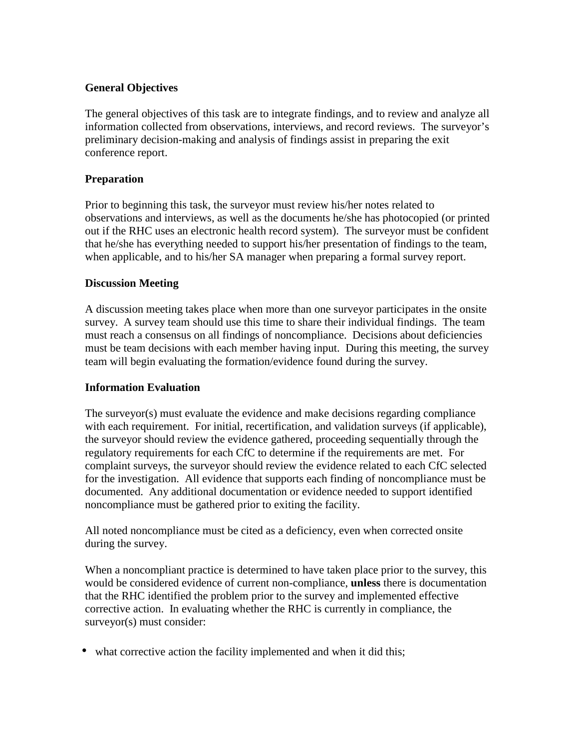**General Objectives**

The general objectives of this task are to integrate findings, and to review and analyze all information collected from observations, interviews, and record reviews. The surveyor's preliminary decision-making and analysis of findings assist in preparing the exit conference report.

**Preparation**

Prior to beginning this task, the surveyor must review his/her notes related to observations and interviews, as well as the documents he/she has photocopied (or printed out if the RHC uses an electronic health record system). The surveyor must be confident that he/she has everything needed to support his/her presentation of findings to the team, when applicable, and to his/her SA manager when preparing a formal survey report.

**Discussion Meeting**

A discussion meeting takes place when more than one surveyor participates in the onsite survey. A survey team should use this time to share their individual findings. The team must reach a consensus on all findings of noncompliance. Decisions about deficiencies must be team decisions with each member having input. During this meeting, the survey team will begin evaluating the formation/evidence found during the survey.

**Information Evaluation**

The surveyor(s) must evaluate the evidence and make decisions regarding compliance with each requirement. For initial, recertification, and validation surveys (if applicable), the surveyor should review the evidence gathered, proceeding sequentially through the regulatory requirements for each CfC to determine if the requirements are met. For complaint surveys, the surveyor should review the evidence related to each CfC selected for the investigation. All evidence that supports each finding of noncompliance must be documented. Any additional documentation or evidence needed to support identified noncompliance must be gathered prior to exiting the facility.

All noted noncompliance must be cited as a deficiency, even when corrected onsite during the survey.

When a noncompliant practice is determined to have taken place prior to the survey, this would be considered evidence of current non-compliance, **unless** there is documentation that the RHC identified the problem prior to the survey and implemented effective corrective action. In evaluating whether the RHC is currently in compliance, the surveyor(s) must consider:

- what corrective action the facility implemented and when it did this;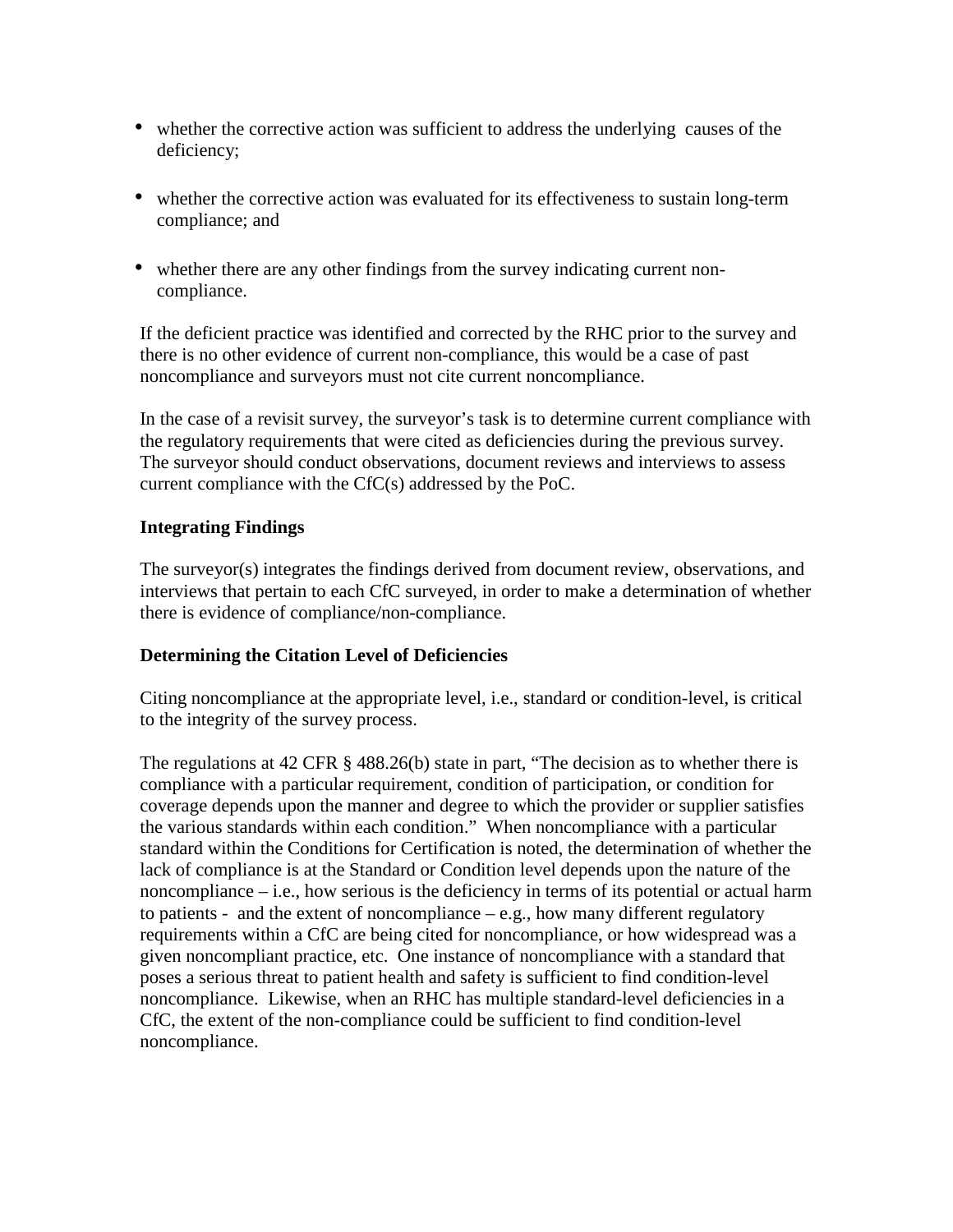- whether the corrective action was sufficient to address the underlying causes of the deficiency;
- whether the corrective action was evaluated for its effectiveness to sustain long-term compliance; and
- whether there are any other findings from the survey indicating current non-compliance.

If the deficient practice was identified and corrected by the RHC prior to the survey and there is no other evidence of current non-compliance, this would be a case of past noncompliance and surveyors must not cite current noncompliance.

In the case of a revisit survey, the surveyor's task is to determine current compliance with the regulatory requirements that were cited as deficiencies during the previous survey. The surveyor should conduct observations, document reviews and interviews to assess current compliance with the CfC(s) addressed by the PoC.

**Integrating Findings**

The surveyor(s) integrates the findings derived from document review, observations, and interviews that pertain to each CfC surveyed, in order to make a determination of whether there is evidence of compliance/non-compliance.

**Determining the Citation Level of Deficiencies**

Citing noncompliance at the appropriate level, i.e., standard or condition-level, is critical to the integrity of the survey process.

The regulations at 42 CFR § 488.26(b) state in part, "The decision as to whether there is compliance with a particular requirement, condition of participation, or condition for coverage depends upon the manner and degree to which the provider or supplier satisfies the various standards within each condition." When noncompliance with a particular standard within the Conditions for Certification is noted, the determination of whether the lack of compliance is at the Standard or Condition level depends upon the nature of the noncompliance – i.e., how serious is the deficiency in terms of its potential or actual harm to patients - and the extent of noncompliance – e.g., how many different regulatory requirements within a CfC are being cited for noncompliance, or how widespread was a given noncompliant practice, etc. One instance of noncompliance with a standard that poses a serious threat to patient health and safety is sufficient to find condition-level noncompliance. Likewise, when an RHC has multiple standard-level deficiencies in a CfC, the extent of the non-compliance could be sufficient to find condition-level noncompliance.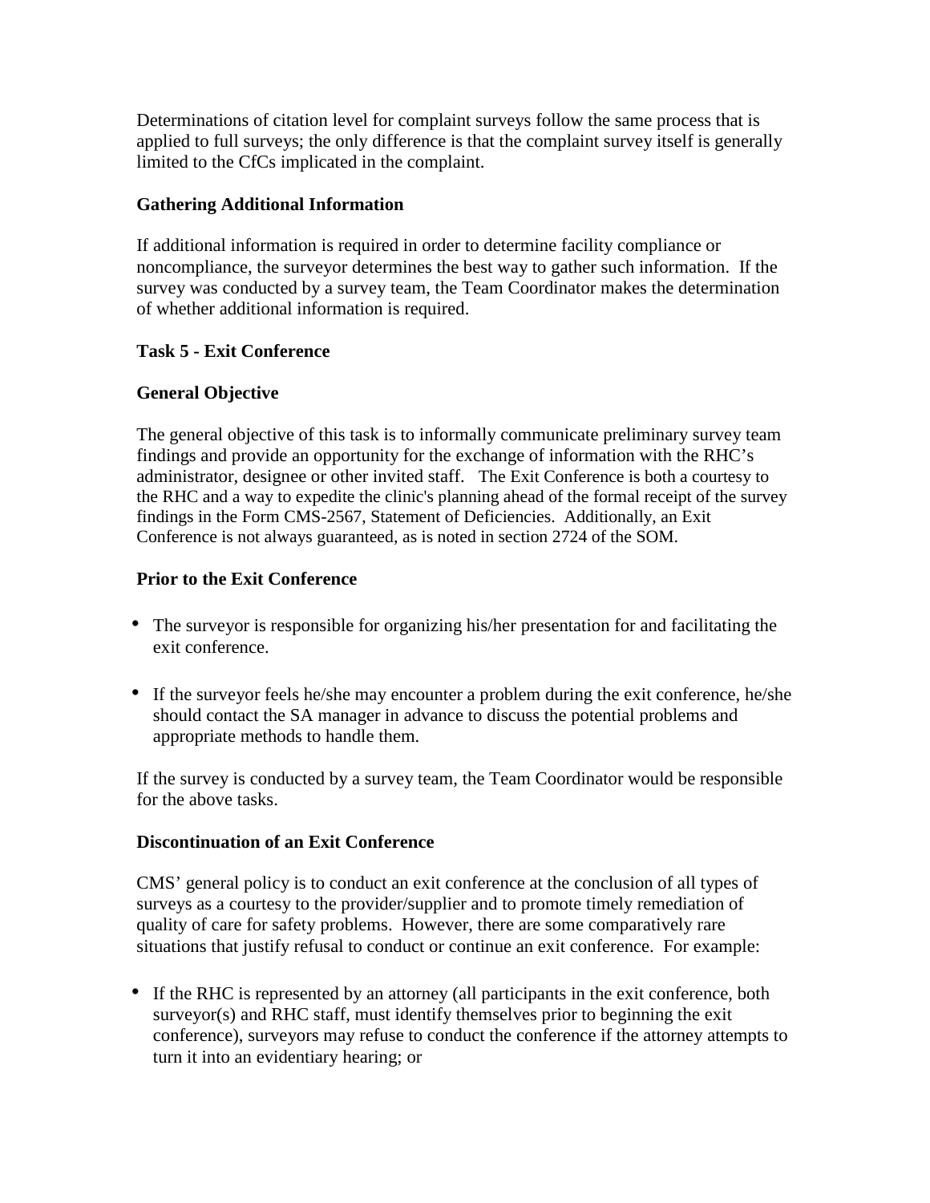Determinations of citation level for complaint surveys follow the same process that is applied to full surveys; the only difference is that the complaint survey itself is generally limited to the CfCs implicated in the complaint.

**Gathering Additional Information**

If additional information is required in order to determine facility compliance or noncompliance, the surveyor determines the best way to gather such information. If the survey was conducted by a survey team, the Team Coordinator makes the determination of whether additional information is required.

**Task 5 - Exit Conference**

**General Objective**

The general objective of this task is to informally communicate preliminary survey team findings and provide an opportunity for the exchange of information with the RHC's administrator, designee or other invited staff. The Exit Conference is both a courtesy to the RHC and a way to expedite the clinic's planning ahead of the formal receipt of the survey findings in the Form CMS-2567, Statement of Deficiencies. Additionally, an Exit Conference is not always guaranteed, as is noted in section 2724 of the SOM.

**Prior to the Exit Conference**

- The surveyor is responsible for organizing his/her presentation for and facilitating the exit conference.
- If the surveyor feels he/she may encounter a problem during the exit conference, he/she should contact the SA manager in advance to discuss the potential problems and appropriate methods to handle them.

If the survey is conducted by a survey team, the Team Coordinator would be responsible for the above tasks.

**Discontinuation of an Exit Conference**

CMS' general policy is to conduct an exit conference at the conclusion of all types of surveys as a courtesy to the provider/supplier and to promote timely remediation of quality of care for safety problems. However, there are some comparatively rare situations that justify refusal to conduct or continue an exit conference. For example:

- If the RHC is represented by an attorney (all participants in the exit conference, both surveyor(s) and RHC staff, must identify themselves prior to beginning the exit conference), surveyors may refuse to conduct the conference if the attorney attempts to turn it into an evidentiary hearing; or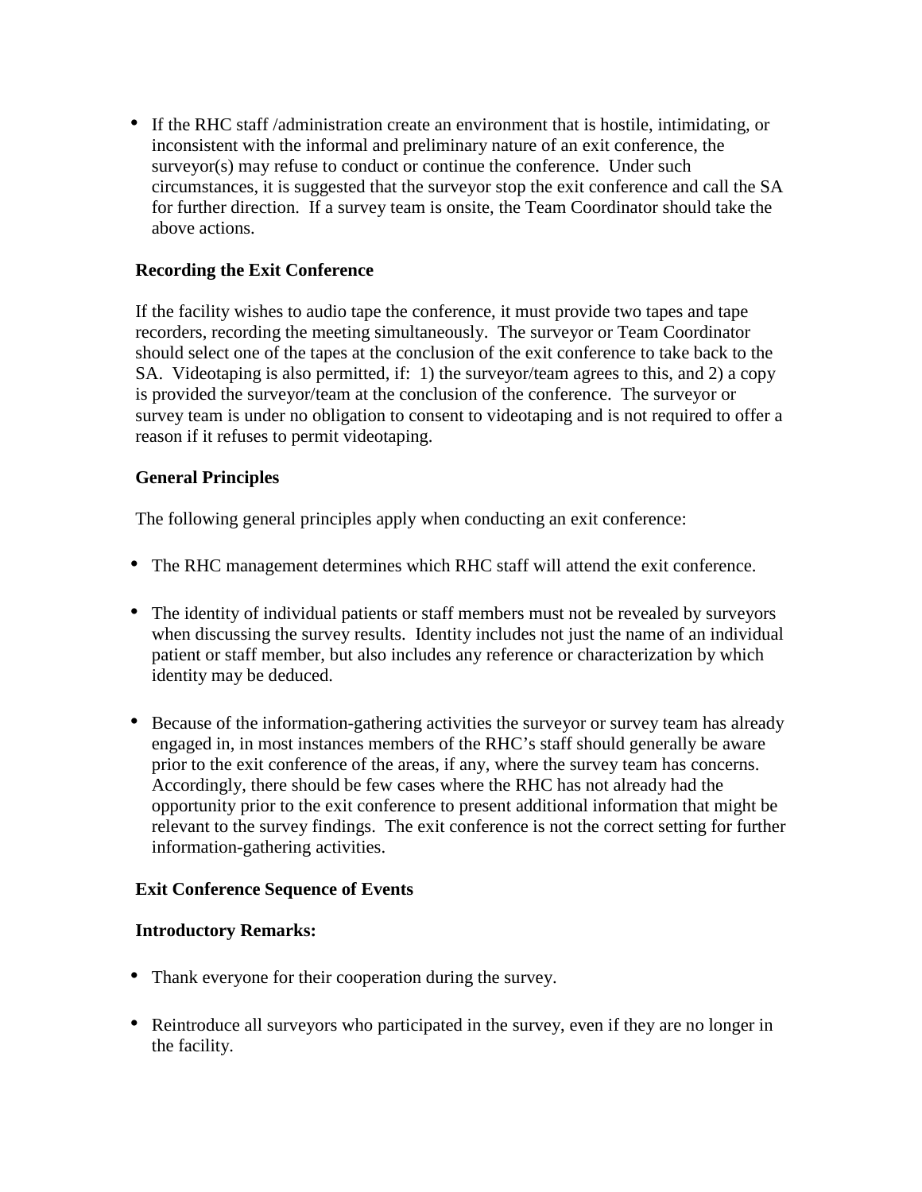- If the RHC staff /administration create an environment that is hostile, intimidating, or inconsistent with the informal and preliminary nature of an exit conference, the surveyor(s) may refuse to conduct or continue the conference. Under such circumstances, it is suggested that the surveyor stop the exit conference and call the SA for further direction. If a survey team is onsite, the Team Coordinator should take the above actions.

**Recording the Exit Conference**

If the facility wishes to audio tape the conference, it must provide two tapes and tape recorders, recording the meeting simultaneously. The surveyor or Team Coordinator should select one of the tapes at the conclusion of the exit conference to take back to the SA. Videotaping is also permitted, if: 1) the surveyor/team agrees to this, and 2) a copy is provided the surveyor/team at the conclusion of the conference. The surveyor or survey team is under no obligation to consent to videotaping and is not required to offer a reason if it refuses to permit videotaping.

**General Principles**

The following general principles apply when conducting an exit conference:

- The RHC management determines which RHC staff will attend the exit conference.

- The identity of individual patients or staff members must not be revealed by surveyors when discussing the survey results. Identity includes not just the name of an individual patient or staff member, but also includes any reference or characterization by which identity may be deduced.

- Because of the information-gathering activities the surveyor or survey team has already engaged in, in most instances members of the RHC's staff should generally be aware prior to the exit conference of the areas, if any, where the survey team has concerns. Accordingly, there should be few cases where the RHC has not already had the opportunity prior to the exit conference to present additional information that might be relevant to the survey findings. The exit conference is not the correct setting for further information-gathering activities.

**Exit Conference Sequence of Events**

**Introductory Remarks:**

- Thank everyone for their cooperation during the survey.

- Reintroduce all surveyors who participated in the survey, even if they are no longer in the facility.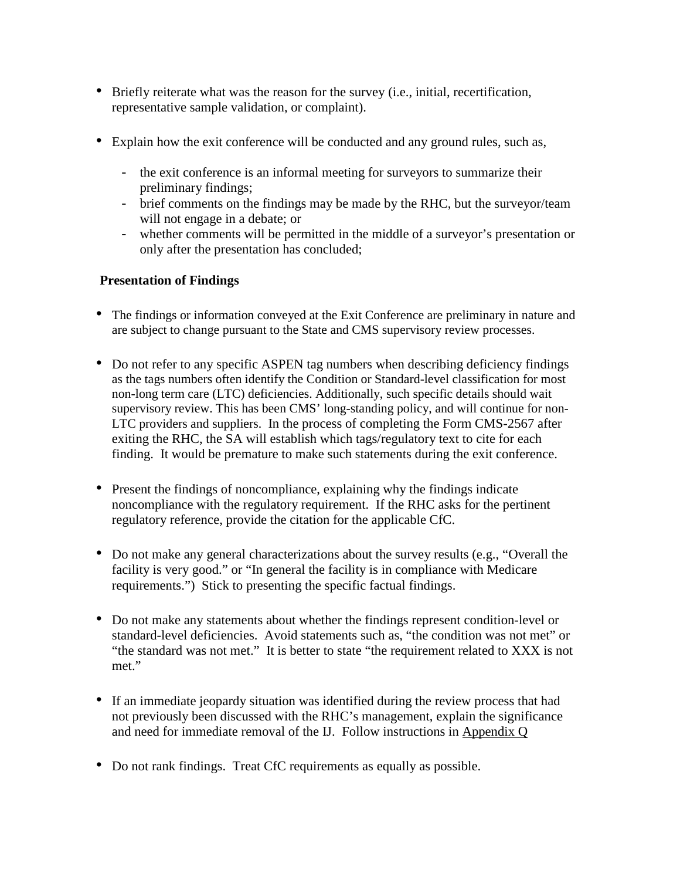- Briefly reiterate what was the reason for the survey (i.e., initial, recertification, representative sample validation, or complaint).

- Explain how the exit conference will be conducted and any ground rules, such as,

  - the exit conference is an informal meeting for surveyors to summarize their preliminary findings;
  - brief comments on the findings may be made by the RHC, but the surveyor/team will not engage in a debate; or
  - whether comments will be permitted in the middle of a surveyor's presentation or only after the presentation has concluded;

**Presentation of Findings**

- The findings or information conveyed at the Exit Conference are preliminary in nature and are subject to change pursuant to the State and CMS supervisory review processes.

- Do not refer to any specific ASPEN tag numbers when describing deficiency findings as the tags numbers often identify the Condition or Standard-level classification for most non-long term care (LTC) deficiencies. Additionally, such specific details should wait supervisory review. This has been CMS' long-standing policy, and will continue for non-LTC providers and suppliers. In the process of completing the Form CMS-2567 after exiting the RHC, the SA will establish which tags/regulatory text to cite for each finding. It would be premature to make such statements during the exit conference.

- Present the findings of noncompliance, explaining why the findings indicate noncompliance with the regulatory requirement. If the RHC asks for the pertinent regulatory reference, provide the citation for the applicable CfC.

- Do not make any general characterizations about the survey results (e.g., "Overall the facility is very good." or "In general the facility is in compliance with Medicare requirements.") Stick to presenting the specific factual findings.

- Do not make any statements about whether the findings represent condition-level or standard-level deficiencies. Avoid statements such as, "the condition was not met" or "the standard was not met." It is better to state "the requirement related to XXX is not met."

- If an immediate jeopardy situation was identified during the review process that had not previously been discussed with the RHC's management, explain the significance and need for immediate removal of the IJ. Follow instructions in Appendix Q

- Do not rank findings. Treat CfC requirements as equally as possible.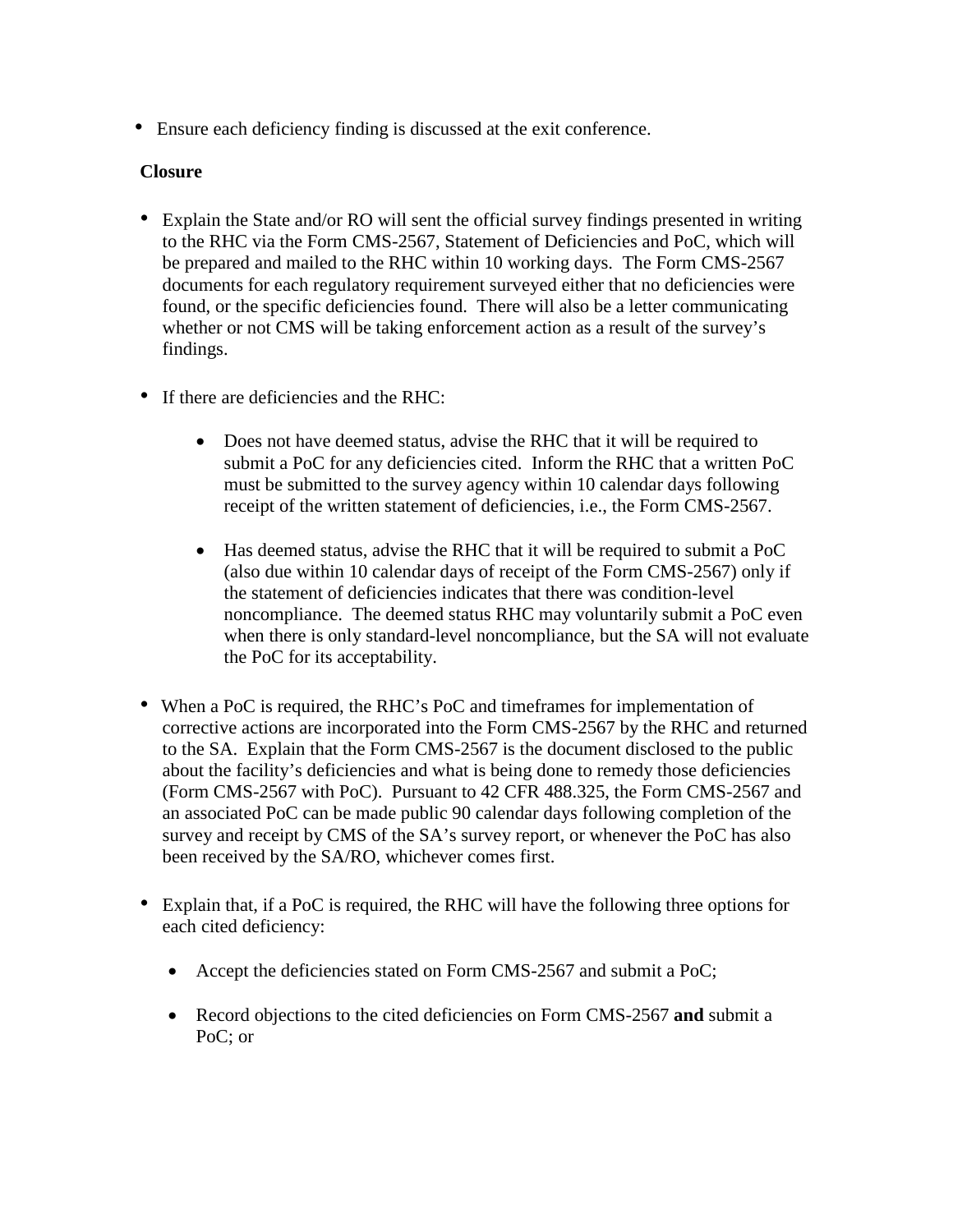- Ensure each deficiency finding is discussed at the exit conference.

**Closure**

- Explain the State and/or RO will sent the official survey findings presented in writing to the RHC via the Form CMS-2567, Statement of Deficiencies and PoC, which will be prepared and mailed to the RHC within 10 working days. The Form CMS-2567 documents for each regulatory requirement surveyed either that no deficiencies were found, or the specific deficiencies found. There will also be a letter communicating whether or not CMS will be taking enforcement action as a result of the survey's findings.

- If there are deficiencies and the RHC:

  - Does not have deemed status, advise the RHC that it will be required to submit a PoC for any deficiencies cited. Inform the RHC that a written PoC must be submitted to the survey agency within 10 calendar days following receipt of the written statement of deficiencies, i.e., the Form CMS-2567.

  - Has deemed status, advise the RHC that it will be required to submit a PoC (also due within 10 calendar days of receipt of the Form CMS-2567) only if the statement of deficiencies indicates that there was condition-level noncompliance. The deemed status RHC may voluntarily submit a PoC even when there is only standard-level noncompliance, but the SA will not evaluate the PoC for its acceptability.

- When a PoC is required, the RHC's PoC and timeframes for implementation of corrective actions are incorporated into the Form CMS-2567 by the RHC and returned to the SA. Explain that the Form CMS-2567 is the document disclosed to the public about the facility's deficiencies and what is being done to remedy those deficiencies (Form CMS-2567 with PoC). Pursuant to 42 CFR 488.325, the Form CMS-2567 and an associated PoC can be made public 90 calendar days following completion of the survey and receipt by CMS of the SA's survey report, or whenever the PoC has also been received by the SA/RO, whichever comes first.

- Explain that, if a PoC is required, the RHC will have the following three options for each cited deficiency:

  - Accept the deficiencies stated on Form CMS-2567 and submit a PoC;

  - Record objections to the cited deficiencies on Form CMS-2567 **and** submit a PoC; or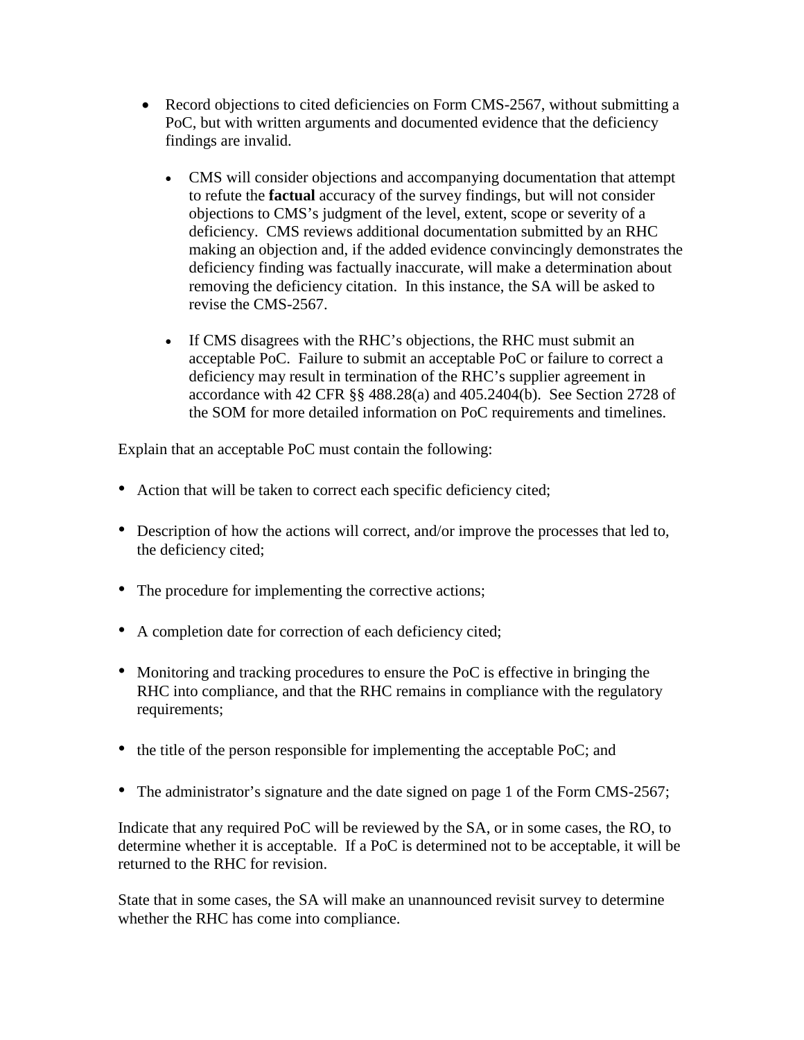- Record objections to cited deficiencies on Form CMS-2567, without submitting a PoC, but with written arguments and documented evidence that the deficiency findings are invalid.

  - CMS will consider objections and accompanying documentation that attempt to refute the **factual** accuracy of the survey findings, but will not consider objections to CMS's judgment of the level, extent, scope or severity of a deficiency. CMS reviews additional documentation submitted by an RHC making an objection and, if the added evidence convincingly demonstrates the deficiency finding was factually inaccurate, will make a determination about removing the deficiency citation. In this instance, the SA will be asked to revise the CMS-2567.

  - If CMS disagrees with the RHC's objections, the RHC must submit an acceptable PoC. Failure to submit an acceptable PoC or failure to correct a deficiency may result in termination of the RHC's supplier agreement in accordance with 42 CFR §§ 488.28(a) and 405.2404(b). See Section 2728 of the SOM for more detailed information on PoC requirements and timelines.

Explain that an acceptable PoC must contain the following:

- Action that will be taken to correct each specific deficiency cited;

- Description of how the actions will correct, and/or improve the processes that led to, the deficiency cited;

- The procedure for implementing the corrective actions;

- A completion date for correction of each deficiency cited;

- Monitoring and tracking procedures to ensure the PoC is effective in bringing the RHC into compliance, and that the RHC remains in compliance with the regulatory requirements;

- the title of the person responsible for implementing the acceptable PoC; and

- The administrator's signature and the date signed on page 1 of the Form CMS-2567;

Indicate that any required PoC will be reviewed by the SA, or in some cases, the RO, to determine whether it is acceptable. If a PoC is determined not to be acceptable, it will be returned to the RHC for revision.

State that in some cases, the SA will make an unannounced revisit survey to determine whether the RHC has come into compliance.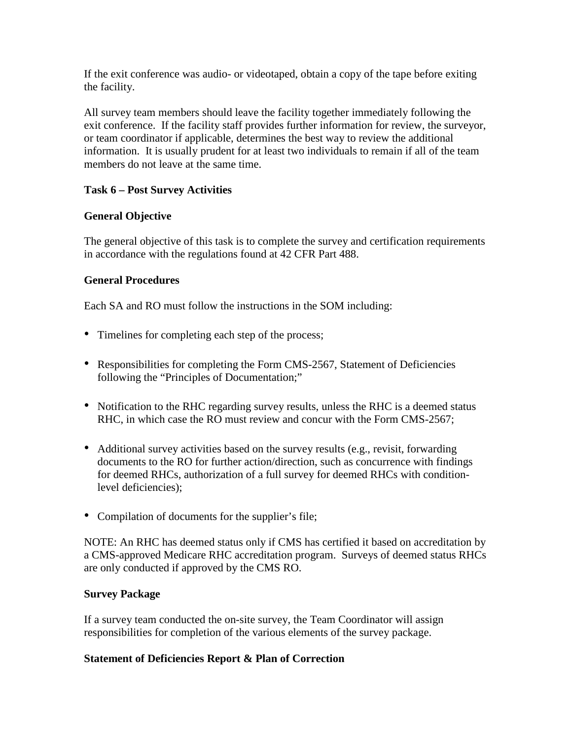If the exit conference was audio- or videotaped, obtain a copy of the tape before exiting the facility.

All survey team members should leave the facility together immediately following the exit conference. If the facility staff provides further information for review, the surveyor, or team coordinator if applicable, determines the best way to review the additional information. It is usually prudent for at least two individuals to remain if all of the team members do not leave at the same time.

**Task 6 – Post Survey Activities**

**General Objective**

The general objective of this task is to complete the survey and certification requirements in accordance with the regulations found at 42 CFR Part 488.

**General Procedures**

Each SA and RO must follow the instructions in the SOM including:

- Timelines for completing each step of the process;
- Responsibilities for completing the Form CMS-2567, Statement of Deficiencies following the "Principles of Documentation;"
- Notification to the RHC regarding survey results, unless the RHC is a deemed status RHC, in which case the RO must review and concur with the Form CMS-2567;
- Additional survey activities based on the survey results (e.g., revisit, forwarding documents to the RO for further action/direction, such as concurrence with findings for deemed RHCs, authorization of a full survey for deemed RHCs with condition-level deficiencies);
- Compilation of documents for the supplier's file;

NOTE: An RHC has deemed status only if CMS has certified it based on accreditation by a CMS-approved Medicare RHC accreditation program. Surveys of deemed status RHCs are only conducted if approved by the CMS RO.

**Survey Package**

If a survey team conducted the on-site survey, the Team Coordinator will assign responsibilities for completion of the various elements of the survey package.

**Statement of Deficiencies Report & Plan of Correction**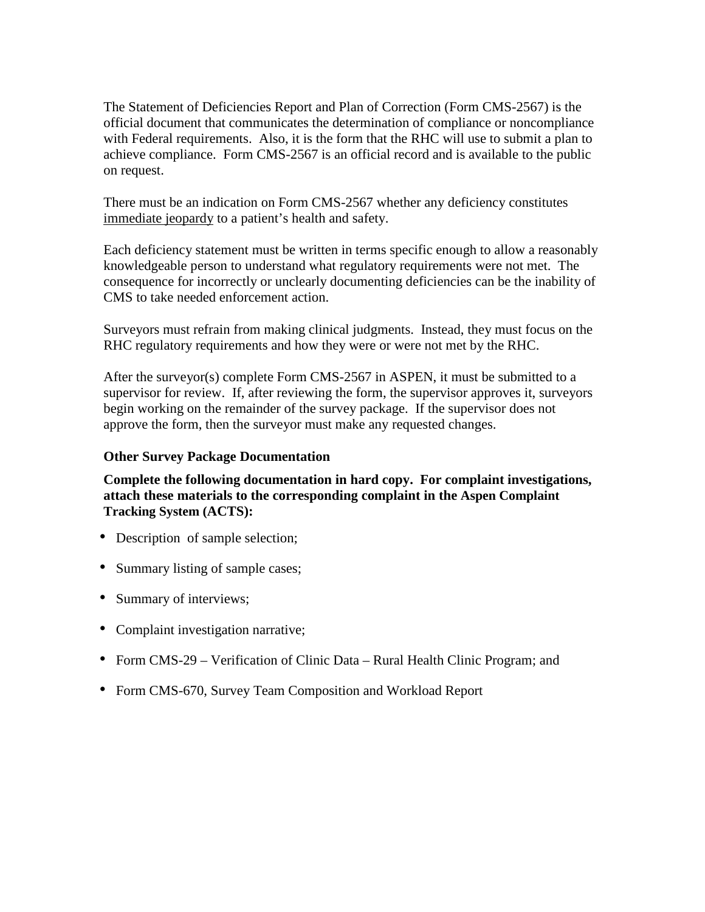The Statement of Deficiencies Report and Plan of Correction (Form CMS-2567) is the official document that communicates the determination of compliance or noncompliance with Federal requirements. Also, it is the form that the RHC will use to submit a plan to achieve compliance. Form CMS-2567 is an official record and is available to the public on request.

There must be an indication on Form CMS-2567 whether any deficiency constitutes immediate jeopardy to a patient's health and safety.

Each deficiency statement must be written in terms specific enough to allow a reasonably knowledgeable person to understand what regulatory requirements were not met. The consequence for incorrectly or unclearly documenting deficiencies can be the inability of CMS to take needed enforcement action.

Surveyors must refrain from making clinical judgments. Instead, they must focus on the RHC regulatory requirements and how they were or were not met by the RHC.

After the surveyor(s) complete Form CMS-2567 in ASPEN, it must be submitted to a supervisor for review. If, after reviewing the form, the supervisor approves it, surveyors begin working on the remainder of the survey package. If the supervisor does not approve the form, then the surveyor must make any requested changes.

**Other Survey Package Documentation**

**Complete the following documentation in hard copy. For complaint investigations, attach these materials to the corresponding complaint in the Aspen Complaint Tracking System (ACTS):**

- Description of sample selection;
- Summary listing of sample cases;
- Summary of interviews;
- Complaint investigation narrative;
- Form CMS-29 – Verification of Clinic Data – Rural Health Clinic Program; and
- Form CMS-670, Survey Team Composition and Workload Report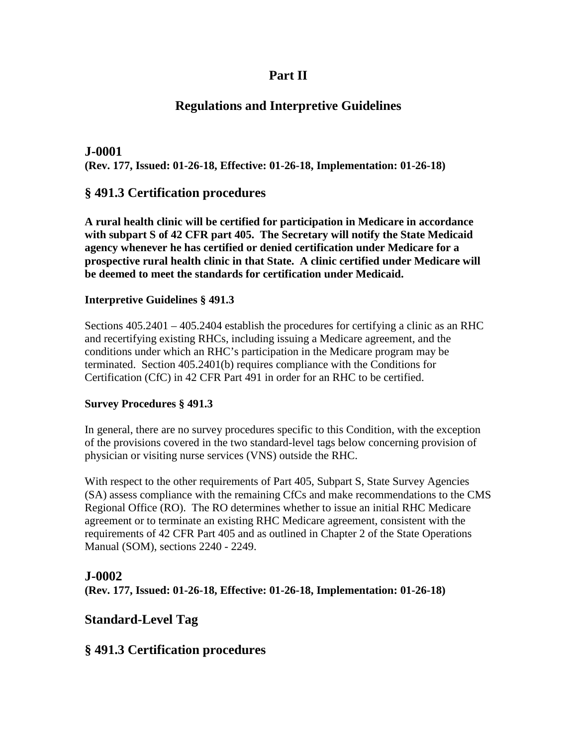# Part II

## Regulations and Interpretive Guidelines

### J-0001

**(Rev. 177, Issued: 01-26-18, Effective: 01-26-18, Implementation: 01-26-18)**

### § 491.3 Certification procedures

**A rural health clinic will be certified for participation in Medicare in accordance with subpart S of 42 CFR part 405. The Secretary will notify the State Medicaid agency whenever he has certified or denied certification under Medicare for a prospective rural health clinic in that State. A clinic certified under Medicare will be deemed to meet the standards for certification under Medicaid.**

**Interpretive Guidelines § 491.3**

Sections 405.2401 – 405.2404 establish the procedures for certifying a clinic as an RHC and recertifying existing RHCs, including issuing a Medicare agreement, and the conditions under which an RHC's participation in the Medicare program may be terminated. Section 405.2401(b) requires compliance with the Conditions for Certification (CfC) in 42 CFR Part 491 in order for an RHC to be certified.

**Survey Procedures § 491.3**

In general, there are no survey procedures specific to this Condition, with the exception of the provisions covered in the two standard-level tags below concerning provision of physician or visiting nurse services (VNS) outside the RHC.

With respect to the other requirements of Part 405, Subpart S, State Survey Agencies (SA) assess compliance with the remaining CfCs and make recommendations to the CMS Regional Office (RO). The RO determines whether to issue an initial RHC Medicare agreement or to terminate an existing RHC Medicare agreement, consistent with the requirements of 42 CFR Part 405 and as outlined in Chapter 2 of the State Operations Manual (SOM), sections 2240 - 2249.

### J-0002

**(Rev. 177, Issued: 01-26-18, Effective: 01-26-18, Implementation: 01-26-18)**

### Standard-Level Tag

### § 491.3 Certification procedures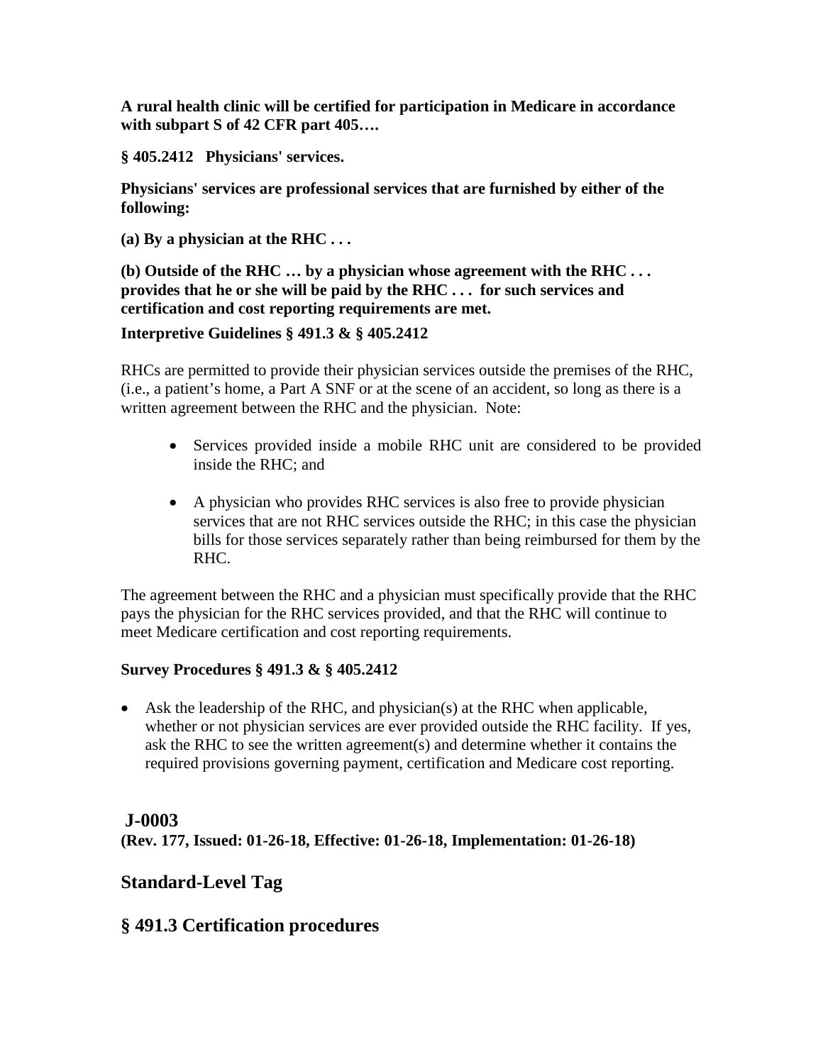**A rural health clinic will be certified for participation in Medicare in accordance with subpart S of 42 CFR part 405….**

**§ 405.2412 Physicians' services.**

**Physicians' services are professional services that are furnished by either of the following:**

**(a) By a physician at the RHC . . .**

**(b) Outside of the RHC … by a physician whose agreement with the RHC . . . provides that he or she will be paid by the RHC . . . for such services and certification and cost reporting requirements are met.**

**Interpretive Guidelines § 491.3 & § 405.2412**

RHCs are permitted to provide their physician services outside the premises of the RHC, (i.e., a patient's home, a Part A SNF or at the scene of an accident, so long as there is a written agreement between the RHC and the physician. Note:

- Services provided inside a mobile RHC unit are considered to be provided inside the RHC; and
- A physician who provides RHC services is also free to provide physician services that are not RHC services outside the RHC; in this case the physician bills for those services separately rather than being reimbursed for them by the RHC.

The agreement between the RHC and a physician must specifically provide that the RHC pays the physician for the RHC services provided, and that the RHC will continue to meet Medicare certification and cost reporting requirements.

**Survey Procedures § 491.3 & § 405.2412**

- Ask the leadership of the RHC, and physician(s) at the RHC when applicable, whether or not physician services are ever provided outside the RHC facility. If yes, ask the RHC to see the written agreement(s) and determine whether it contains the required provisions governing payment, certification and Medicare cost reporting.

## J-0003

**(Rev. 177, Issued: 01-26-18, Effective: 01-26-18, Implementation: 01-26-18)**

## Standard-Level Tag

## § 491.3 Certification procedures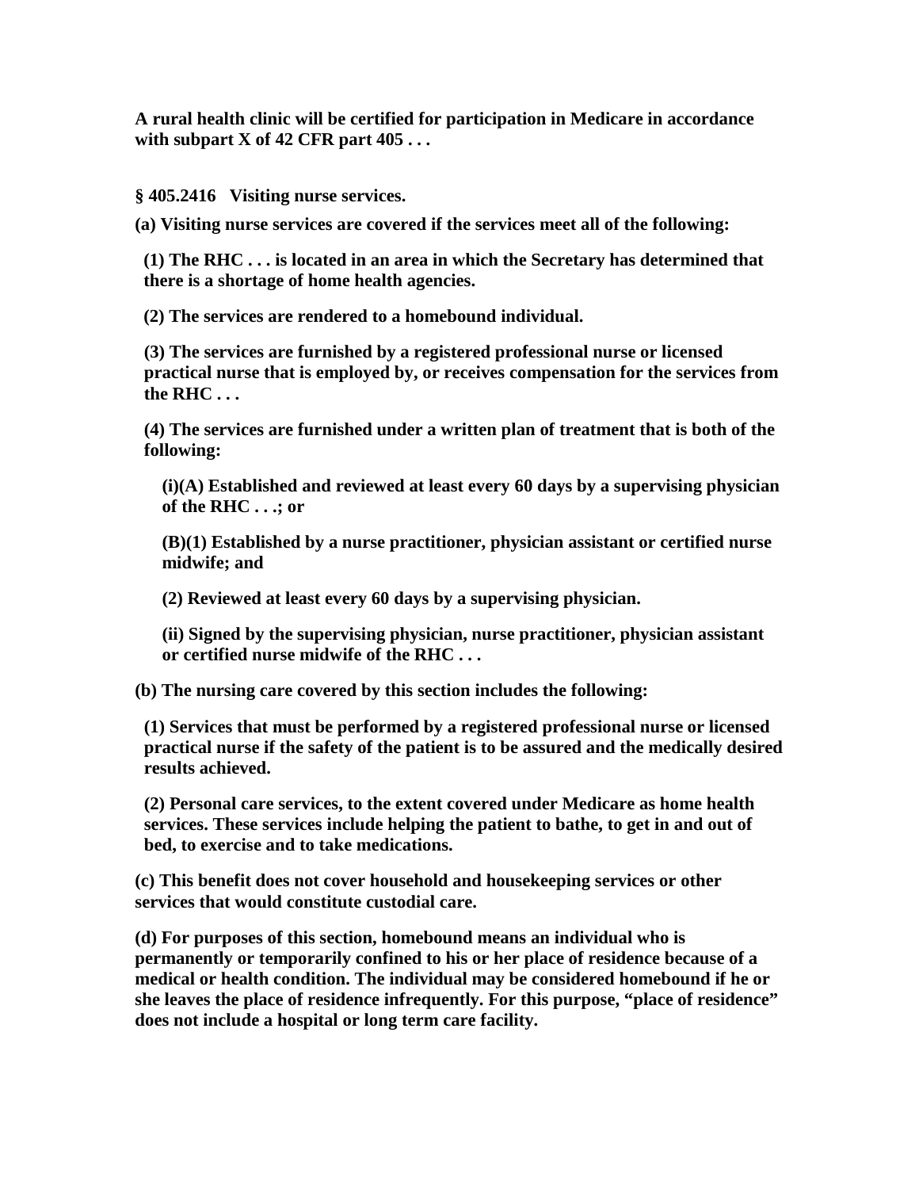**A rural health clinic will be certified for participation in Medicare in accordance with subpart X of 42 CFR part 405 . . .**

**§ 405.2416 Visiting nurse services.**

**(a) Visiting nurse services are covered if the services meet all of the following:**

**(1) The RHC . . . is located in an area in which the Secretary has determined that there is a shortage of home health agencies.**

**(2) The services are rendered to a homebound individual.**

**(3) The services are furnished by a registered professional nurse or licensed practical nurse that is employed by, or receives compensation for the services from the RHC . . .**

**(4) The services are furnished under a written plan of treatment that is both of the following:**

**(i)(A) Established and reviewed at least every 60 days by a supervising physician of the RHC . . .; or**

**(B)(1) Established by a nurse practitioner, physician assistant or certified nurse midwife; and**

**(2) Reviewed at least every 60 days by a supervising physician.**

**(ii) Signed by the supervising physician, nurse practitioner, physician assistant or certified nurse midwife of the RHC . . .**

**(b) The nursing care covered by this section includes the following:**

**(1) Services that must be performed by a registered professional nurse or licensed practical nurse if the safety of the patient is to be assured and the medically desired results achieved.**

**(2) Personal care services, to the extent covered under Medicare as home health services. These services include helping the patient to bathe, to get in and out of bed, to exercise and to take medications.**

**(c) This benefit does not cover household and housekeeping services or other services that would constitute custodial care.**

**(d) For purposes of this section, homebound means an individual who is permanently or temporarily confined to his or her place of residence because of a medical or health condition. The individual may be considered homebound if he or she leaves the place of residence infrequently. For this purpose, "place of residence" does not include a hospital or long term care facility.**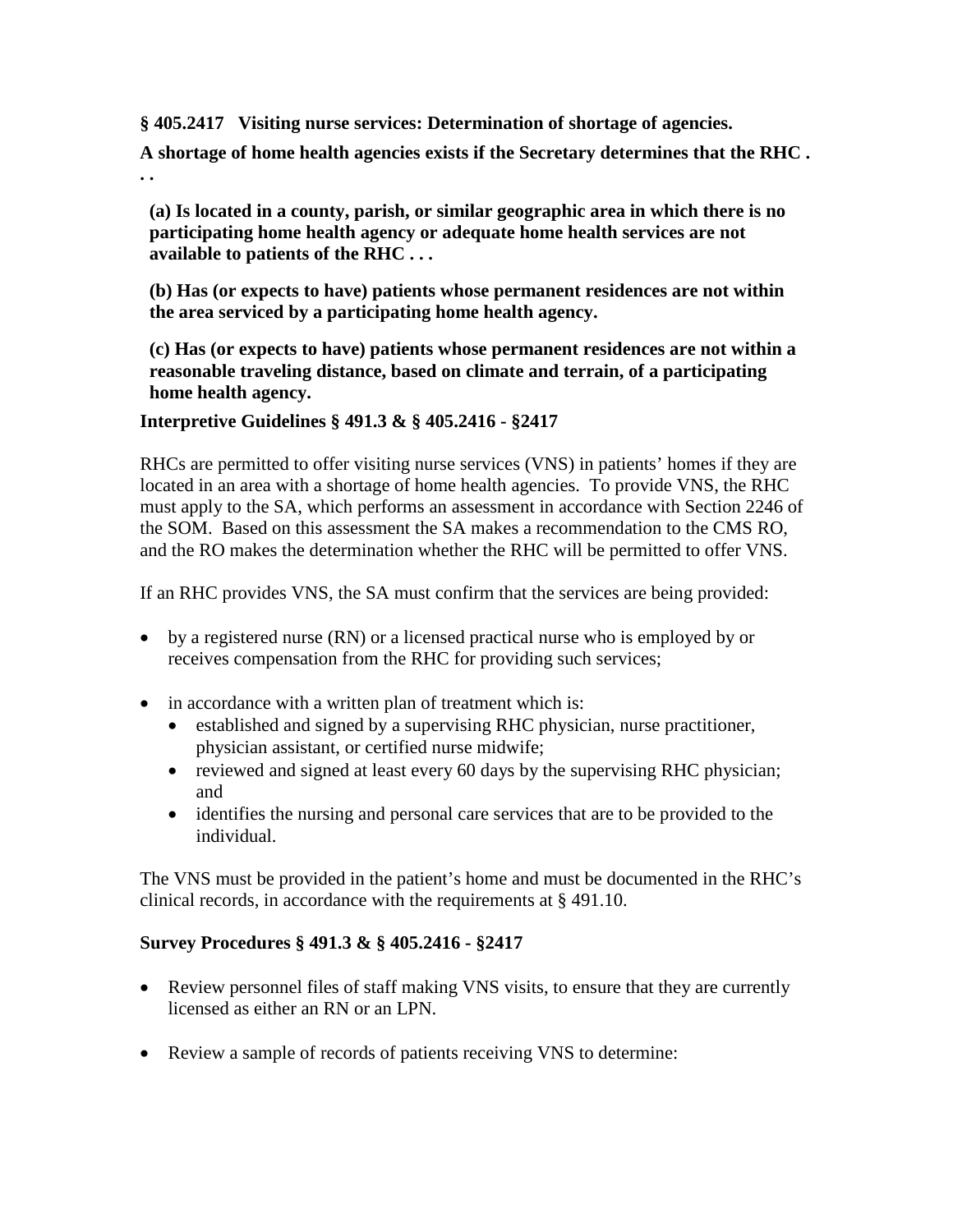**§ 405.2417 Visiting nurse services: Determination of shortage of agencies.**

**A shortage of home health agencies exists if the Secretary determines that the RHC . . .**

> **(a) Is located in a county, parish, or similar geographic area in which there is no participating home health agency or adequate home health services are not available to patients of the RHC . . .**
>
> **(b) Has (or expects to have) patients whose permanent residences are not within the area serviced by a participating home health agency.**
>
> **(c) Has (or expects to have) patients whose permanent residences are not within a reasonable traveling distance, based on climate and terrain, of a participating home health agency.**

**Interpretive Guidelines § 491.3 & § 405.2416 - §2417**

RHCs are permitted to offer visiting nurse services (VNS) in patients' homes if they are located in an area with a shortage of home health agencies. To provide VNS, the RHC must apply to the SA, which performs an assessment in accordance with Section 2246 of the SOM. Based on this assessment the SA makes a recommendation to the CMS RO, and the RO makes the determination whether the RHC will be permitted to offer VNS.

If an RHC provides VNS, the SA must confirm that the services are being provided:

- by a registered nurse (RN) or a licensed practical nurse who is employed by or receives compensation from the RHC for providing such services;
- in accordance with a written plan of treatment which is:
  - established and signed by a supervising RHC physician, nurse practitioner, physician assistant, or certified nurse midwife;
  - reviewed and signed at least every 60 days by the supervising RHC physician; and
  - identifies the nursing and personal care services that are to be provided to the individual.

The VNS must be provided in the patient's home and must be documented in the RHC's clinical records, in accordance with the requirements at § 491.10.

**Survey Procedures § 491.3 & § 405.2416 - §2417**

- Review personnel files of staff making VNS visits, to ensure that they are currently licensed as either an RN or an LPN.
- Review a sample of records of patients receiving VNS to determine: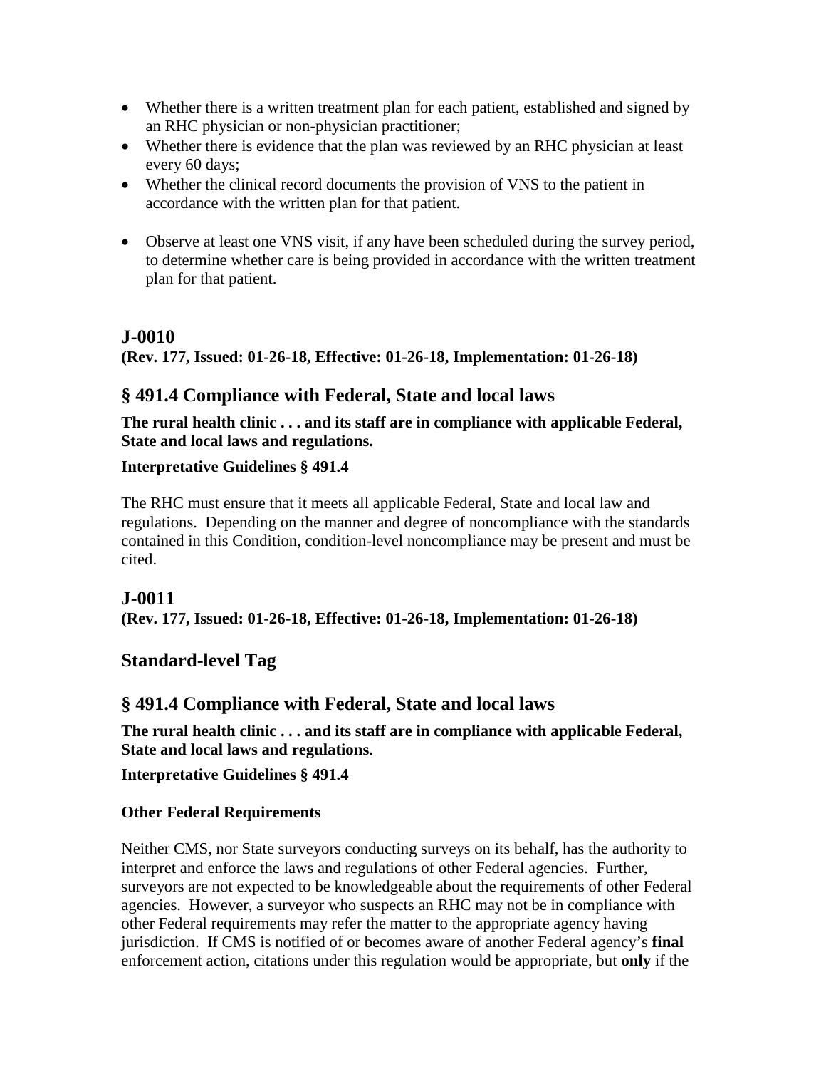- Whether there is a written treatment plan for each patient, established <u>and</u> signed by an RHC physician or non-physician practitioner;
- Whether there is evidence that the plan was reviewed by an RHC physician at least every 60 days;
- Whether the clinical record documents the provision of VNS to the patient in accordance with the written plan for that patient.

- Observe at least one VNS visit, if any have been scheduled during the survey period, to determine whether care is being provided in accordance with the written treatment plan for that patient.

## J-0010

**(Rev. 177, Issued: 01-26-18, Effective: 01-26-18, Implementation: 01-26-18)**

## § 491.4 Compliance with Federal, State and local laws

**The rural health clinic . . . and its staff are in compliance with applicable Federal, State and local laws and regulations.**

**Interpretative Guidelines § 491.4**

The RHC must ensure that it meets all applicable Federal, State and local law and regulations. Depending on the manner and degree of noncompliance with the standards contained in this Condition, condition-level noncompliance may be present and must be cited.

## J-0011

**(Rev. 177, Issued: 01-26-18, Effective: 01-26-18, Implementation: 01-26-18)**

## Standard-level Tag

## § 491.4 Compliance with Federal, State and local laws

**The rural health clinic . . . and its staff are in compliance with applicable Federal, State and local laws and regulations.**

**Interpretative Guidelines § 491.4**

**Other Federal Requirements**

Neither CMS, nor State surveyors conducting surveys on its behalf, has the authority to interpret and enforce the laws and regulations of other Federal agencies. Further, surveyors are not expected to be knowledgeable about the requirements of other Federal agencies. However, a surveyor who suspects an RHC may not be in compliance with other Federal requirements may refer the matter to the appropriate agency having jurisdiction. If CMS is notified of or becomes aware of another Federal agency's **final** enforcement action, citations under this regulation would be appropriate, but **only** if the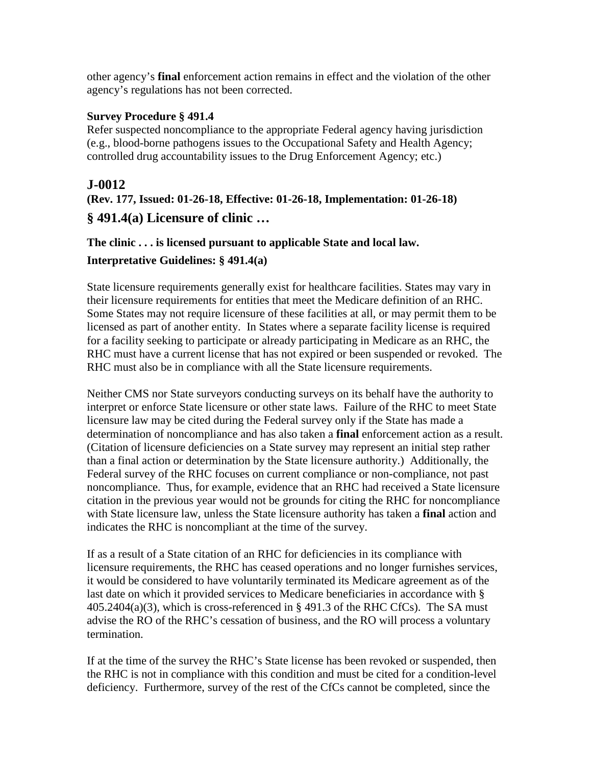other agency's **final** enforcement action remains in effect and the violation of the other agency's regulations has not been corrected.

**Survey Procedure § 491.4**

Refer suspected noncompliance to the appropriate Federal agency having jurisdiction (e.g., blood-borne pathogens issues to the Occupational Safety and Health Agency; controlled drug accountability issues to the Drug Enforcement Agency; etc.)

## J-0012

**(Rev. 177, Issued: 01-26-18, Effective: 01-26-18, Implementation: 01-26-18)**

## § 491.4(a) Licensure of clinic …

**The clinic . . . is licensed pursuant to applicable State and local law.**

**Interpretative Guidelines: § 491.4(a)**

State licensure requirements generally exist for healthcare facilities. States may vary in their licensure requirements for entities that meet the Medicare definition of an RHC. Some States may not require licensure of these facilities at all, or may permit them to be licensed as part of another entity. In States where a separate facility license is required for a facility seeking to participate or already participating in Medicare as an RHC, the RHC must have a current license that has not expired or been suspended or revoked. The RHC must also be in compliance with all the State licensure requirements.

Neither CMS nor State surveyors conducting surveys on its behalf have the authority to interpret or enforce State licensure or other state laws. Failure of the RHC to meet State licensure law may be cited during the Federal survey only if the State has made a determination of noncompliance and has also taken a **final** enforcement action as a result. (Citation of licensure deficiencies on a State survey may represent an initial step rather than a final action or determination by the State licensure authority.) Additionally, the Federal survey of the RHC focuses on current compliance or non-compliance, not past noncompliance. Thus, for example, evidence that an RHC had received a State licensure citation in the previous year would not be grounds for citing the RHC for noncompliance with State licensure law, unless the State licensure authority has taken a **final** action and indicates the RHC is noncompliant at the time of the survey.

If as a result of a State citation of an RHC for deficiencies in its compliance with licensure requirements, the RHC has ceased operations and no longer furnishes services, it would be considered to have voluntarily terminated its Medicare agreement as of the last date on which it provided services to Medicare beneficiaries in accordance with § 405.2404(a)(3), which is cross-referenced in § 491.3 of the RHC CfCs). The SA must advise the RO of the RHC's cessation of business, and the RO will process a voluntary termination.

If at the time of the survey the RHC's State license has been revoked or suspended, then the RHC is not in compliance with this condition and must be cited for a condition-level deficiency. Furthermore, survey of the rest of the CfCs cannot be completed, since the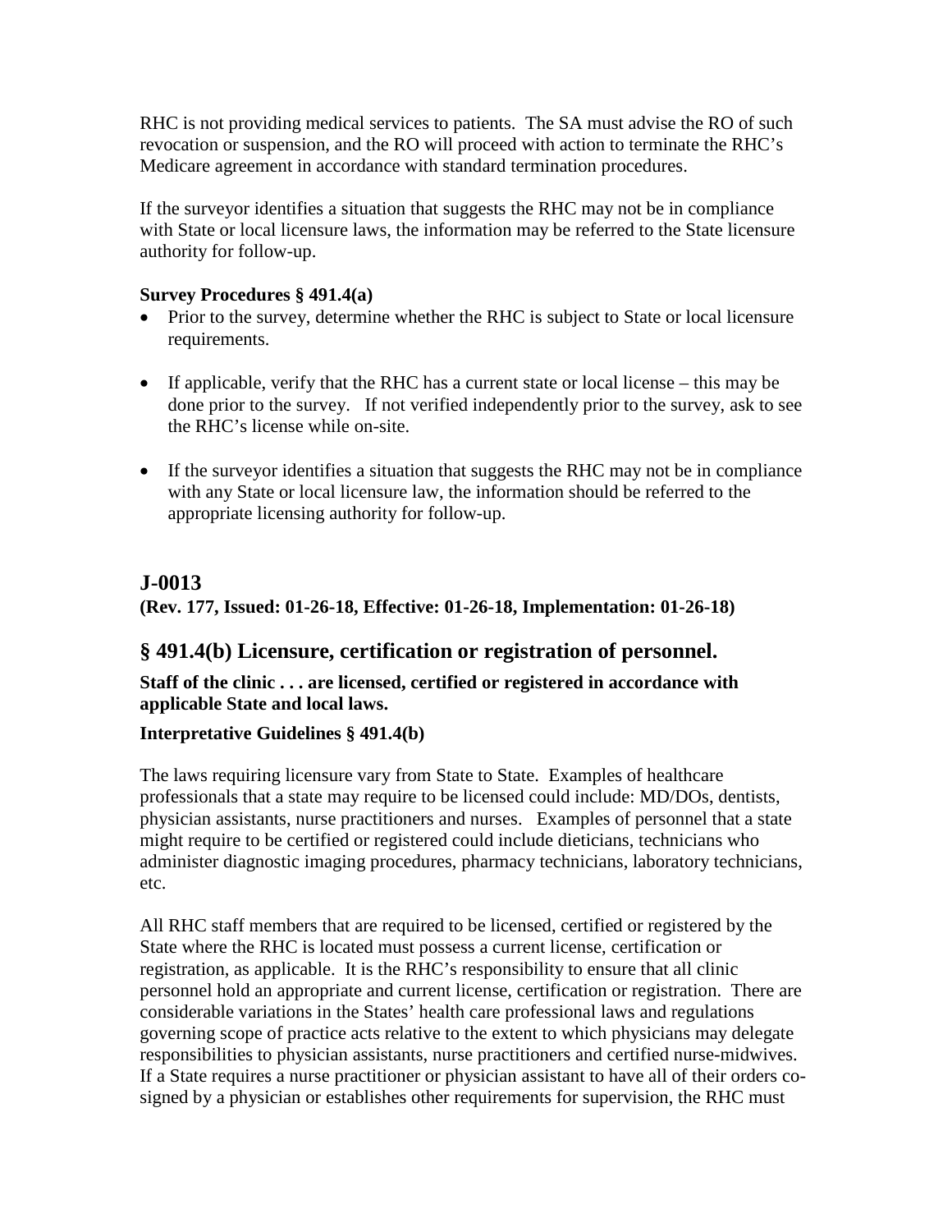RHC is not providing medical services to patients. The SA must advise the RO of such revocation or suspension, and the RO will proceed with action to terminate the RHC's Medicare agreement in accordance with standard termination procedures.

If the surveyor identifies a situation that suggests the RHC may not be in compliance with State or local licensure laws, the information may be referred to the State licensure authority for follow-up.

**Survey Procedures § 491.4(a)**

- Prior to the survey, determine whether the RHC is subject to State or local licensure requirements.
- If applicable, verify that the RHC has a current state or local license – this may be done prior to the survey. If not verified independently prior to the survey, ask to see the RHC's license while on-site.
- If the surveyor identifies a situation that suggests the RHC may not be in compliance with any State or local licensure law, the information should be referred to the appropriate licensing authority for follow-up.

## J-0013

**(Rev. 177, Issued: 01-26-18, Effective: 01-26-18, Implementation: 01-26-18)**

## § 491.4(b) Licensure, certification or registration of personnel.

**Staff of the clinic . . . are licensed, certified or registered in accordance with applicable State and local laws.**

**Interpretative Guidelines § 491.4(b)**

The laws requiring licensure vary from State to State. Examples of healthcare professionals that a state may require to be licensed could include: MD/DOs, dentists, physician assistants, nurse practitioners and nurses. Examples of personnel that a state might require to be certified or registered could include dieticians, technicians who administer diagnostic imaging procedures, pharmacy technicians, laboratory technicians, etc.

All RHC staff members that are required to be licensed, certified or registered by the State where the RHC is located must possess a current license, certification or registration, as applicable. It is the RHC's responsibility to ensure that all clinic personnel hold an appropriate and current license, certification or registration. There are considerable variations in the States' health care professional laws and regulations governing scope of practice acts relative to the extent to which physicians may delegate responsibilities to physician assistants, nurse practitioners and certified nurse-midwives. If a State requires a nurse practitioner or physician assistant to have all of their orders co-signed by a physician or establishes other requirements for supervision, the RHC must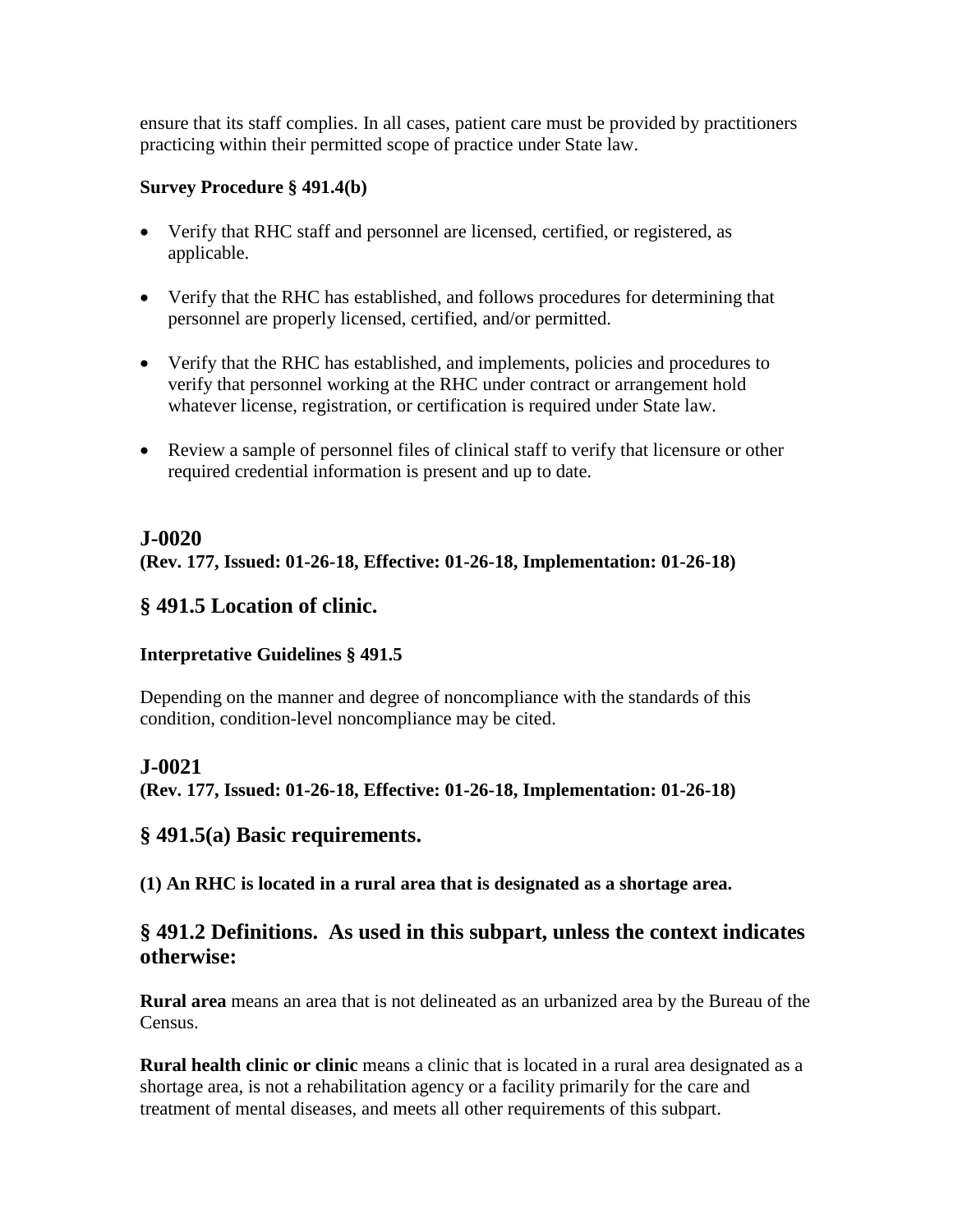ensure that its staff complies. In all cases, patient care must be provided by practitioners practicing within their permitted scope of practice under State law.

**Survey Procedure § 491.4(b)**

- Verify that RHC staff and personnel are licensed, certified, or registered, as applicable.
- Verify that the RHC has established, and follows procedures for determining that personnel are properly licensed, certified, and/or permitted.
- Verify that the RHC has established, and implements, policies and procedures to verify that personnel working at the RHC under contract or arrangement hold whatever license, registration, or certification is required under State law.
- Review a sample of personnel files of clinical staff to verify that licensure or other required credential information is present and up to date.

## J-0020

**(Rev. 177, Issued: 01-26-18, Effective: 01-26-18, Implementation: 01-26-18)**

## § 491.5 Location of clinic.

**Interpretative Guidelines § 491.5**

Depending on the manner and degree of noncompliance with the standards of this condition, condition-level noncompliance may be cited.

## J-0021

**(Rev. 177, Issued: 01-26-18, Effective: 01-26-18, Implementation: 01-26-18)**

## § 491.5(a) Basic requirements.

**(1) An RHC is located in a rural area that is designated as a shortage area.**

## § 491.2 Definitions. As used in this subpart, unless the context indicates otherwise:

**Rural area** means an area that is not delineated as an urbanized area by the Bureau of the Census.

**Rural health clinic or clinic** means a clinic that is located in a rural area designated as a shortage area, is not a rehabilitation agency or a facility primarily for the care and treatment of mental diseases, and meets all other requirements of this subpart.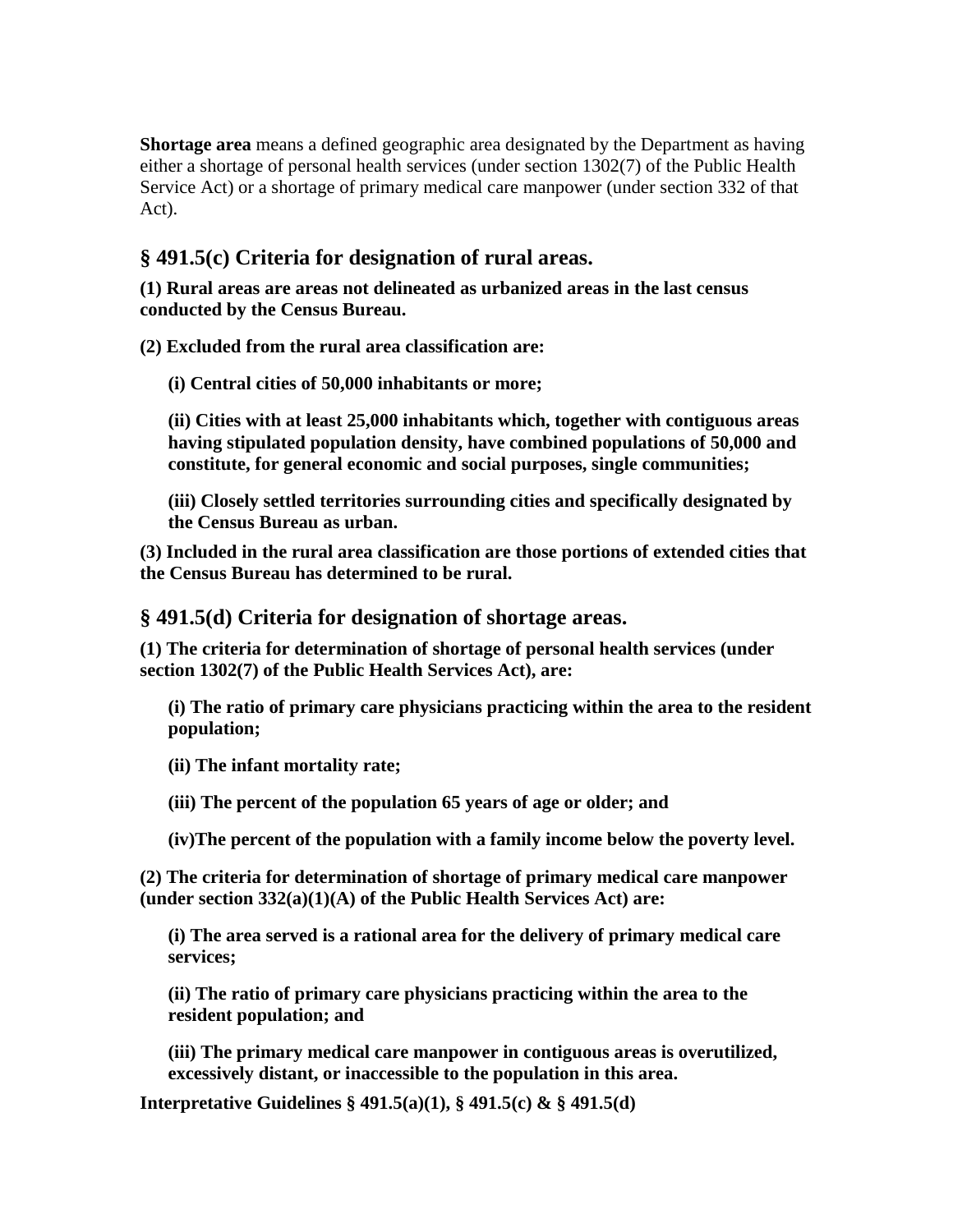**Shortage area** means a defined geographic area designated by the Department as having either a shortage of personal health services (under section 1302(7) of the Public Health Service Act) or a shortage of primary medical care manpower (under section 332 of that Act).

## § 491.5(c) Criteria for designation of rural areas.

**(1) Rural areas are areas not delineated as urbanized areas in the last census conducted by the Census Bureau.**

**(2) Excluded from the rural area classification are:**

> **(i) Central cities of 50,000 inhabitants or more;**
>
> **(ii) Cities with at least 25,000 inhabitants which, together with contiguous areas having stipulated population density, have combined populations of 50,000 and constitute, for general economic and social purposes, single communities;**
>
> **(iii) Closely settled territories surrounding cities and specifically designated by the Census Bureau as urban.**

**(3) Included in the rural area classification are those portions of extended cities that the Census Bureau has determined to be rural.**

## § 491.5(d) Criteria for designation of shortage areas.

**(1) The criteria for determination of shortage of personal health services (under section 1302(7) of the Public Health Services Act), are:**

> **(i) The ratio of primary care physicians practicing within the area to the resident population;**
>
> **(ii) The infant mortality rate;**
>
> **(iii) The percent of the population 65 years of age or older; and**
>
> **(iv)The percent of the population with a family income below the poverty level.**

**(2) The criteria for determination of shortage of primary medical care manpower (under section 332(a)(1)(A) of the Public Health Services Act) are:**

> **(i) The area served is a rational area for the delivery of primary medical care services;**
>
> **(ii) The ratio of primary care physicians practicing within the area to the resident population; and**
>
> **(iii) The primary medical care manpower in contiguous areas is overutilized, excessively distant, or inaccessible to the population in this area.**

**Interpretative Guidelines § 491.5(a)(1), § 491.5(c) & § 491.5(d)**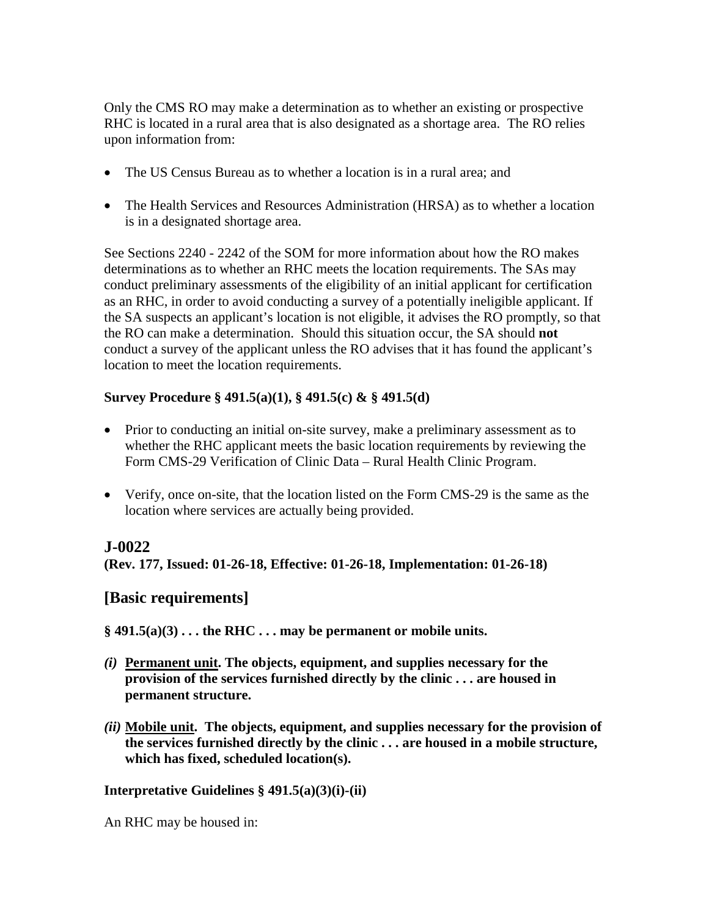Only the CMS RO may make a determination as to whether an existing or prospective RHC is located in a rural area that is also designated as a shortage area. The RO relies upon information from:

- The US Census Bureau as to whether a location is in a rural area; and
- The Health Services and Resources Administration (HRSA) as to whether a location is in a designated shortage area.

See Sections 2240 - 2242 of the SOM for more information about how the RO makes determinations as to whether an RHC meets the location requirements. The SAs may conduct preliminary assessments of the eligibility of an initial applicant for certification as an RHC, in order to avoid conducting a survey of a potentially ineligible applicant. If the SA suspects an applicant's location is not eligible, it advises the RO promptly, so that the RO can make a determination. Should this situation occur, the SA should **not** conduct a survey of the applicant unless the RO advises that it has found the applicant's location to meet the location requirements.

**Survey Procedure § 491.5(a)(1), § 491.5(c) & § 491.5(d)**

- Prior to conducting an initial on-site survey, make a preliminary assessment as to whether the RHC applicant meets the basic location requirements by reviewing the Form CMS-29 Verification of Clinic Data – Rural Health Clinic Program.
- Verify, once on-site, that the location listed on the Form CMS-29 is the same as the location where services are actually being provided.

## J-0022

**(Rev. 177, Issued: 01-26-18, Effective: 01-26-18, Implementation: 01-26-18)**

## [Basic requirements]

**§ 491.5(a)(3) . . . the RHC . . . may be permanent or mobile units.**

***(i)*** **__Permanent unit__. The objects, equipment, and supplies necessary for the provision of the services furnished directly by the clinic . . . are housed in permanent structure.**

***(ii)*** **__Mobile unit__. The objects, equipment, and supplies necessary for the provision of the services furnished directly by the clinic . . . are housed in a mobile structure, which has fixed, scheduled location(s).**

**Interpretative Guidelines § 491.5(a)(3)(i)-(ii)**

An RHC may be housed in: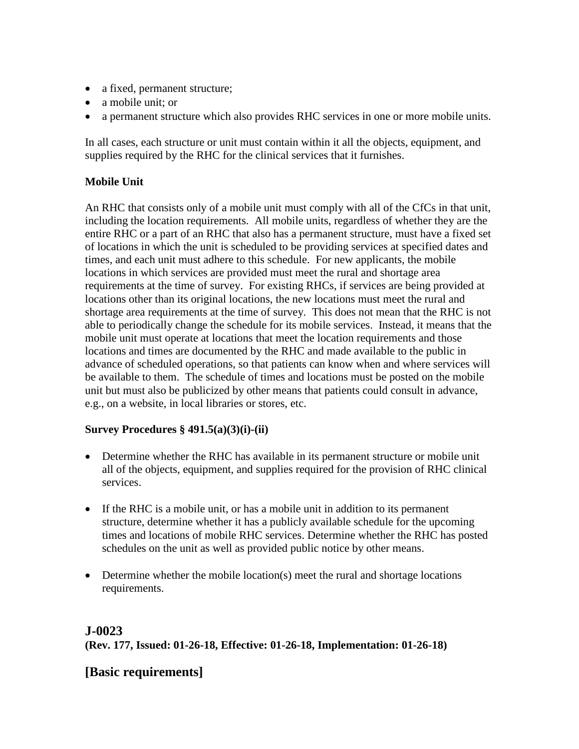- a fixed, permanent structure;
- a mobile unit; or
- a permanent structure which also provides RHC services in one or more mobile units.

In all cases, each structure or unit must contain within it all the objects, equipment, and supplies required by the RHC for the clinical services that it furnishes.

**Mobile Unit**

An RHC that consists only of a mobile unit must comply with all of the CfCs in that unit, including the location requirements. All mobile units, regardless of whether they are the entire RHC or a part of an RHC that also has a permanent structure, must have a fixed set of locations in which the unit is scheduled to be providing services at specified dates and times, and each unit must adhere to this schedule. For new applicants, the mobile locations in which services are provided must meet the rural and shortage area requirements at the time of survey. For existing RHCs, if services are being provided at locations other than its original locations, the new locations must meet the rural and shortage area requirements at the time of survey. This does not mean that the RHC is not able to periodically change the schedule for its mobile services. Instead, it means that the mobile unit must operate at locations that meet the location requirements and those locations and times are documented by the RHC and made available to the public in advance of scheduled operations, so that patients can know when and where services will be available to them. The schedule of times and locations must be posted on the mobile unit but must also be publicized by other means that patients could consult in advance, e.g., on a website, in local libraries or stores, etc.

**Survey Procedures § 491.5(a)(3)(i)-(ii)**

- Determine whether the RHC has available in its permanent structure or mobile unit all of the objects, equipment, and supplies required for the provision of RHC clinical services.

- If the RHC is a mobile unit, or has a mobile unit in addition to its permanent structure, determine whether it has a publicly available schedule for the upcoming times and locations of mobile RHC services. Determine whether the RHC has posted schedules on the unit as well as provided public notice by other means.

- Determine whether the mobile location(s) meet the rural and shortage locations requirements.

## J-0023

**(Rev. 177, Issued: 01-26-18, Effective: 01-26-18, Implementation: 01-26-18)**

## [Basic requirements]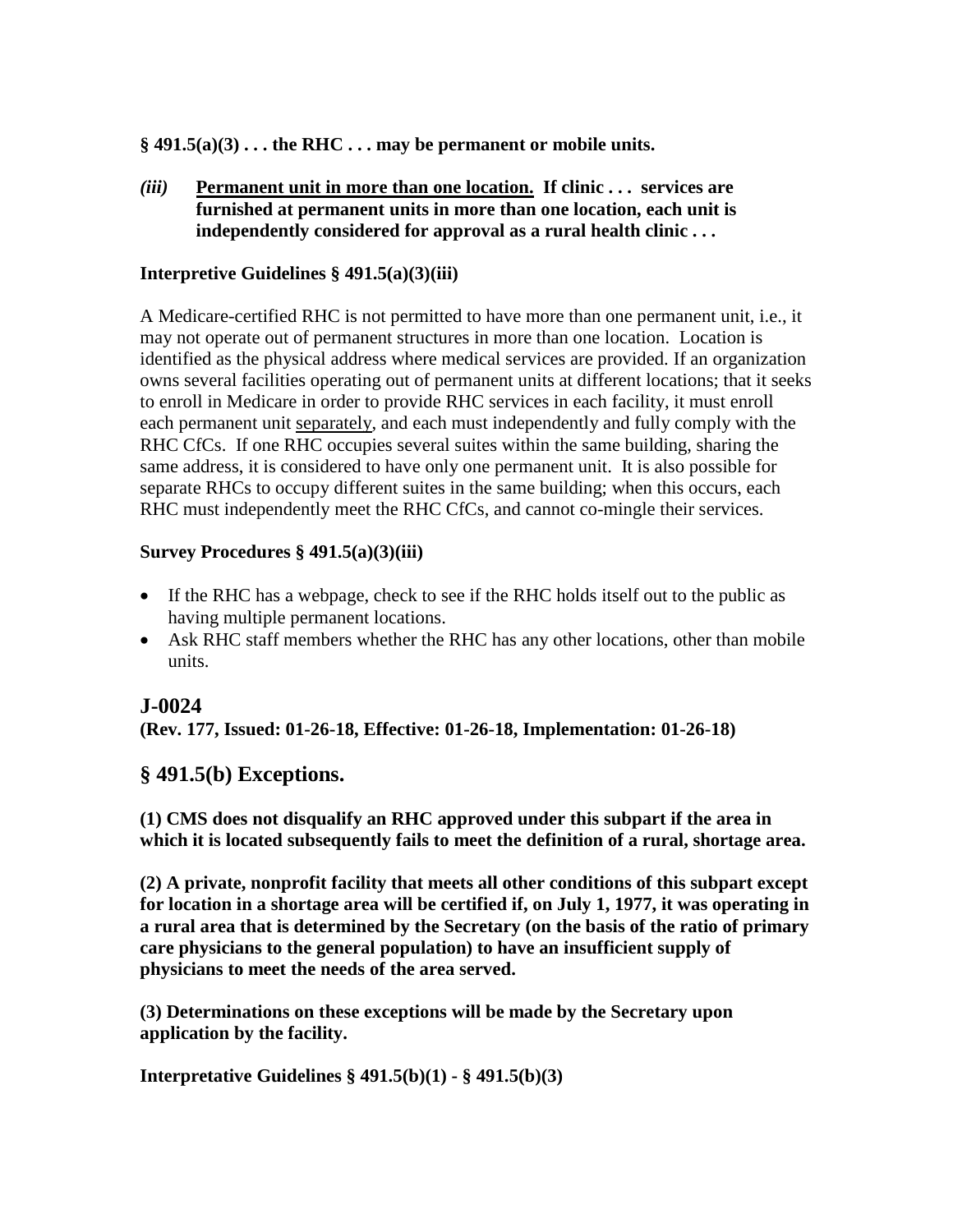**§ 491.5(a)(3) . . . the RHC . . . may be permanent or mobile units.**

***(iii)*** **<u>Permanent unit in more than one location.</u> If clinic . . . services are furnished at permanent units in more than one location, each unit is independently considered for approval as a rural health clinic . . .**

**Interpretive Guidelines § 491.5(a)(3)(iii)**

A Medicare-certified RHC is not permitted to have more than one permanent unit, i.e., it may not operate out of permanent structures in more than one location. Location is identified as the physical address where medical services are provided. If an organization owns several facilities operating out of permanent units at different locations; that it seeks to enroll in Medicare in order to provide RHC services in each facility, it must enroll each permanent unit <u>separately</u>, and each must independently and fully comply with the RHC CfCs. If one RHC occupies several suites within the same building, sharing the same address, it is considered to have only one permanent unit. It is also possible for separate RHCs to occupy different suites in the same building; when this occurs, each RHC must independently meet the RHC CfCs, and cannot co-mingle their services.

**Survey Procedures § 491.5(a)(3)(iii)**

- If the RHC has a webpage, check to see if the RHC holds itself out to the public as having multiple permanent locations.
- Ask RHC staff members whether the RHC has any other locations, other than mobile units.

## J-0024

**(Rev. 177, Issued: 01-26-18, Effective: 01-26-18, Implementation: 01-26-18)**

## § 491.5(b) Exceptions.

**(1) CMS does not disqualify an RHC approved under this subpart if the area in which it is located subsequently fails to meet the definition of a rural, shortage area.**

**(2) A private, nonprofit facility that meets all other conditions of this subpart except for location in a shortage area will be certified if, on July 1, 1977, it was operating in a rural area that is determined by the Secretary (on the basis of the ratio of primary care physicians to the general population) to have an insufficient supply of physicians to meet the needs of the area served.**

**(3) Determinations on these exceptions will be made by the Secretary upon application by the facility.**

**Interpretative Guidelines § 491.5(b)(1) - § 491.5(b)(3)**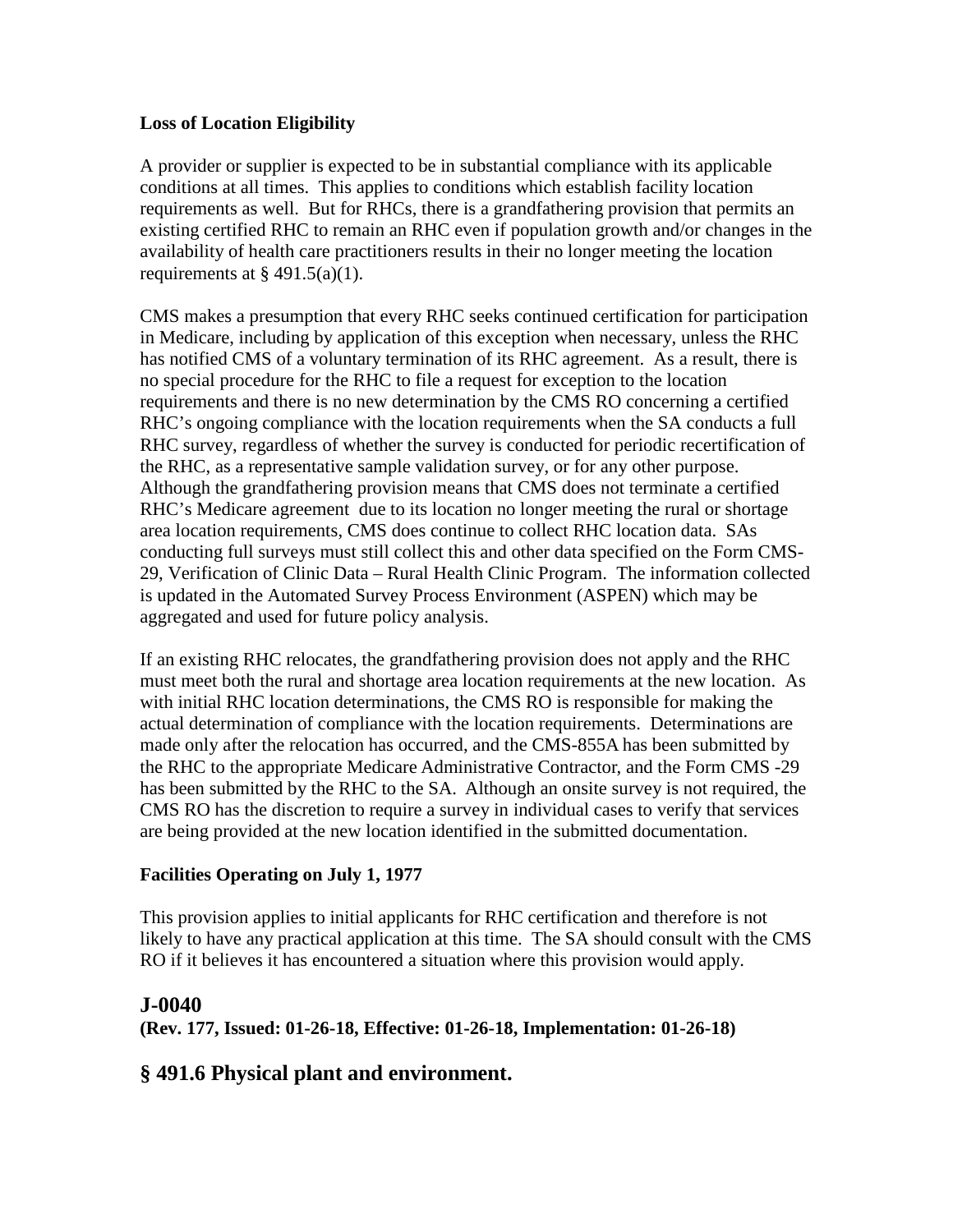**Loss of Location Eligibility**

A provider or supplier is expected to be in substantial compliance with its applicable conditions at all times. This applies to conditions which establish facility location requirements as well. But for RHCs, there is a grandfathering provision that permits an existing certified RHC to remain an RHC even if population growth and/or changes in the availability of health care practitioners results in their no longer meeting the location requirements at § 491.5(a)(1).

CMS makes a presumption that every RHC seeks continued certification for participation in Medicare, including by application of this exception when necessary, unless the RHC has notified CMS of a voluntary termination of its RHC agreement. As a result, there is no special procedure for the RHC to file a request for exception to the location requirements and there is no new determination by the CMS RO concerning a certified RHC's ongoing compliance with the location requirements when the SA conducts a full RHC survey, regardless of whether the survey is conducted for periodic recertification of the RHC, as a representative sample validation survey, or for any other purpose. Although the grandfathering provision means that CMS does not terminate a certified RHC's Medicare agreement due to its location no longer meeting the rural or shortage area location requirements, CMS does continue to collect RHC location data. SAs conducting full surveys must still collect this and other data specified on the Form CMS-29, Verification of Clinic Data – Rural Health Clinic Program. The information collected is updated in the Automated Survey Process Environment (ASPEN) which may be aggregated and used for future policy analysis.

If an existing RHC relocates, the grandfathering provision does not apply and the RHC must meet both the rural and shortage area location requirements at the new location. As with initial RHC location determinations, the CMS RO is responsible for making the actual determination of compliance with the location requirements. Determinations are made only after the relocation has occurred, and the CMS-855A has been submitted by the RHC to the appropriate Medicare Administrative Contractor, and the Form CMS -29 has been submitted by the RHC to the SA. Although an onsite survey is not required, the CMS RO has the discretion to require a survey in individual cases to verify that services are being provided at the new location identified in the submitted documentation.

**Facilities Operating on July 1, 1977**

This provision applies to initial applicants for RHC certification and therefore is not likely to have any practical application at this time. The SA should consult with the CMS RO if it believes it has encountered a situation where this provision would apply.

## J-0040

**(Rev. 177, Issued: 01-26-18, Effective: 01-26-18, Implementation: 01-26-18)**

## § 491.6 Physical plant and environment.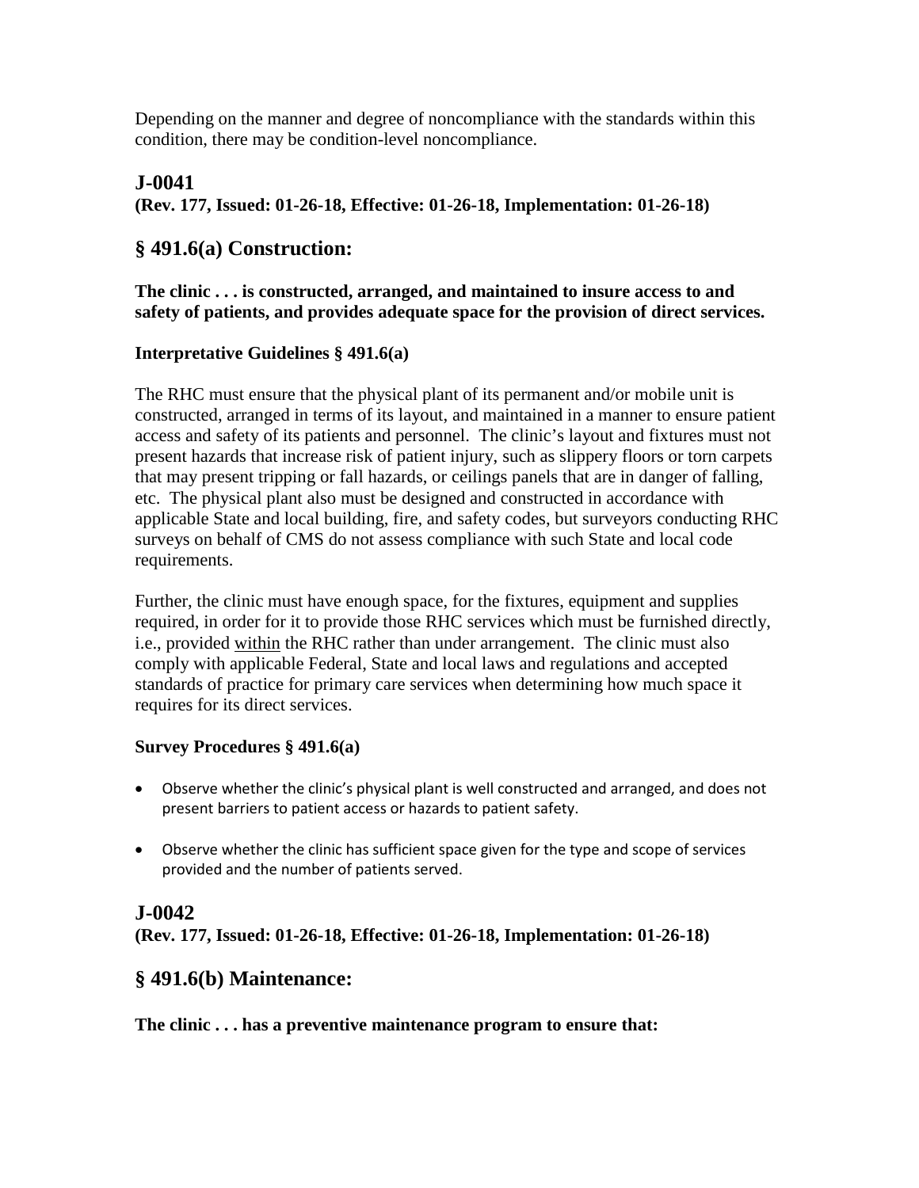Depending on the manner and degree of noncompliance with the standards within this condition, there may be condition-level noncompliance.

## J-0041
**(Rev. 177, Issued: 01-26-18, Effective: 01-26-18, Implementation: 01-26-18)**

## § 491.6(a) Construction:

**The clinic . . . is constructed, arranged, and maintained to insure access to and safety of patients, and provides adequate space for the provision of direct services.**

**Interpretative Guidelines § 491.6(a)**

The RHC must ensure that the physical plant of its permanent and/or mobile unit is constructed, arranged in terms of its layout, and maintained in a manner to ensure patient access and safety of its patients and personnel. The clinic's layout and fixtures must not present hazards that increase risk of patient injury, such as slippery floors or torn carpets that may present tripping or fall hazards, or ceilings panels that are in danger of falling, etc. The physical plant also must be designed and constructed in accordance with applicable State and local building, fire, and safety codes, but surveyors conducting RHC surveys on behalf of CMS do not assess compliance with such State and local code requirements.

Further, the clinic must have enough space, for the fixtures, equipment and supplies required, in order for it to provide those RHC services which must be furnished directly, i.e., provided <u>within</u> the RHC rather than under arrangement. The clinic must also comply with applicable Federal, State and local laws and regulations and accepted standards of practice for primary care services when determining how much space it requires for its direct services.

**Survey Procedures § 491.6(a)**

- Observe whether the clinic's physical plant is well constructed and arranged, and does not present barriers to patient access or hazards to patient safety.
- Observe whether the clinic has sufficient space given for the type and scope of services provided and the number of patients served.

## J-0042
**(Rev. 177, Issued: 01-26-18, Effective: 01-26-18, Implementation: 01-26-18)**

## § 491.6(b) Maintenance:

**The clinic . . . has a preventive maintenance program to ensure that:**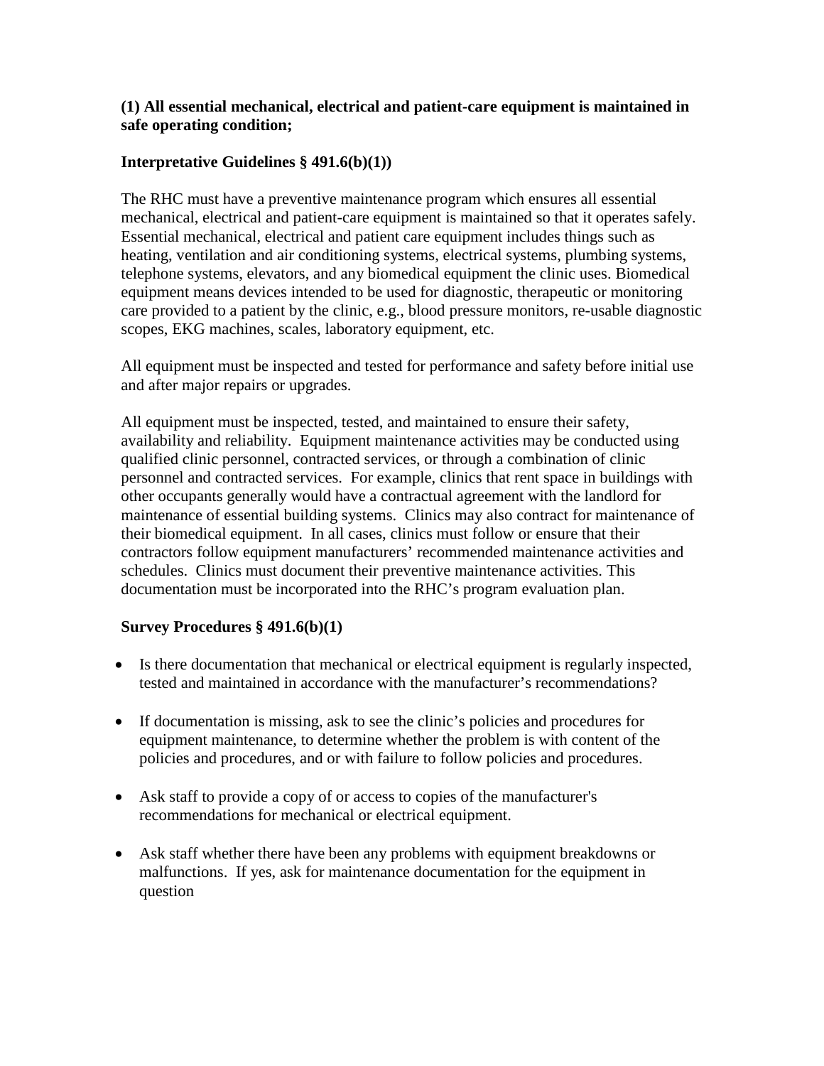**(1) All essential mechanical, electrical and patient-care equipment is maintained in safe operating condition;**

**Interpretative Guidelines § 491.6(b)(1))**

The RHC must have a preventive maintenance program which ensures all essential mechanical, electrical and patient-care equipment is maintained so that it operates safely. Essential mechanical, electrical and patient care equipment includes things such as heating, ventilation and air conditioning systems, electrical systems, plumbing systems, telephone systems, elevators, and any biomedical equipment the clinic uses. Biomedical equipment means devices intended to be used for diagnostic, therapeutic or monitoring care provided to a patient by the clinic, e.g., blood pressure monitors, re-usable diagnostic scopes, EKG machines, scales, laboratory equipment, etc.

All equipment must be inspected and tested for performance and safety before initial use and after major repairs or upgrades.

All equipment must be inspected, tested, and maintained to ensure their safety, availability and reliability. Equipment maintenance activities may be conducted using qualified clinic personnel, contracted services, or through a combination of clinic personnel and contracted services. For example, clinics that rent space in buildings with other occupants generally would have a contractual agreement with the landlord for maintenance of essential building systems. Clinics may also contract for maintenance of their biomedical equipment. In all cases, clinics must follow or ensure that their contractors follow equipment manufacturers' recommended maintenance activities and schedules. Clinics must document their preventive maintenance activities. This documentation must be incorporated into the RHC's program evaluation plan.

**Survey Procedures § 491.6(b)(1)**

- Is there documentation that mechanical or electrical equipment is regularly inspected, tested and maintained in accordance with the manufacturer's recommendations?
- If documentation is missing, ask to see the clinic's policies and procedures for equipment maintenance, to determine whether the problem is with content of the policies and procedures, and or with failure to follow policies and procedures.
- Ask staff to provide a copy of or access to copies of the manufacturer's recommendations for mechanical or electrical equipment.
- Ask staff whether there have been any problems with equipment breakdowns or malfunctions. If yes, ask for maintenance documentation for the equipment in question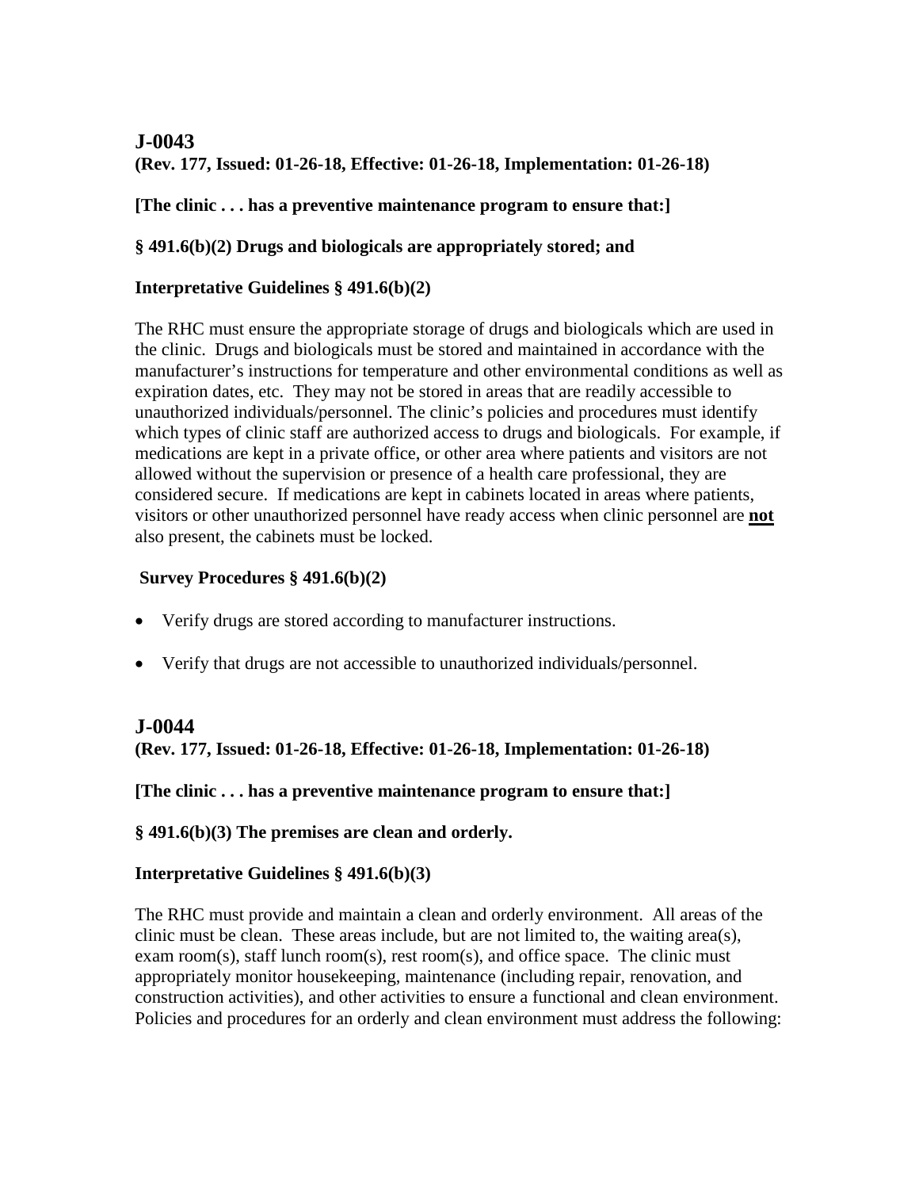## J-0043

**(Rev. 177, Issued: 01-26-18, Effective: 01-26-18, Implementation: 01-26-18)**

**[The clinic . . . has a preventive maintenance program to ensure that:]**

**§ 491.6(b)(2) Drugs and biologicals are appropriately stored; and**

**Interpretative Guidelines § 491.6(b)(2)**

The RHC must ensure the appropriate storage of drugs and biologicals which are used in the clinic. Drugs and biologicals must be stored and maintained in accordance with the manufacturer's instructions for temperature and other environmental conditions as well as expiration dates, etc. They may not be stored in areas that are readily accessible to unauthorized individuals/personnel. The clinic's policies and procedures must identify which types of clinic staff are authorized access to drugs and biologicals. For example, if medications are kept in a private office, or other area where patients and visitors are not allowed without the supervision or presence of a health care professional, they are considered secure. If medications are kept in cabinets located in areas where patients, visitors or other unauthorized personnel have ready access when clinic personnel are **not** also present, the cabinets must be locked.

**Survey Procedures § 491.6(b)(2)**

- Verify drugs are stored according to manufacturer instructions.
- Verify that drugs are not accessible to unauthorized individuals/personnel.

## J-0044

**(Rev. 177, Issued: 01-26-18, Effective: 01-26-18, Implementation: 01-26-18)**

**[The clinic . . . has a preventive maintenance program to ensure that:]**

**§ 491.6(b)(3) The premises are clean and orderly.**

**Interpretative Guidelines § 491.6(b)(3)**

The RHC must provide and maintain a clean and orderly environment. All areas of the clinic must be clean. These areas include, but are not limited to, the waiting area(s), exam room(s), staff lunch room(s), rest room(s), and office space. The clinic must appropriately monitor housekeeping, maintenance (including repair, renovation, and construction activities), and other activities to ensure a functional and clean environment. Policies and procedures for an orderly and clean environment must address the following: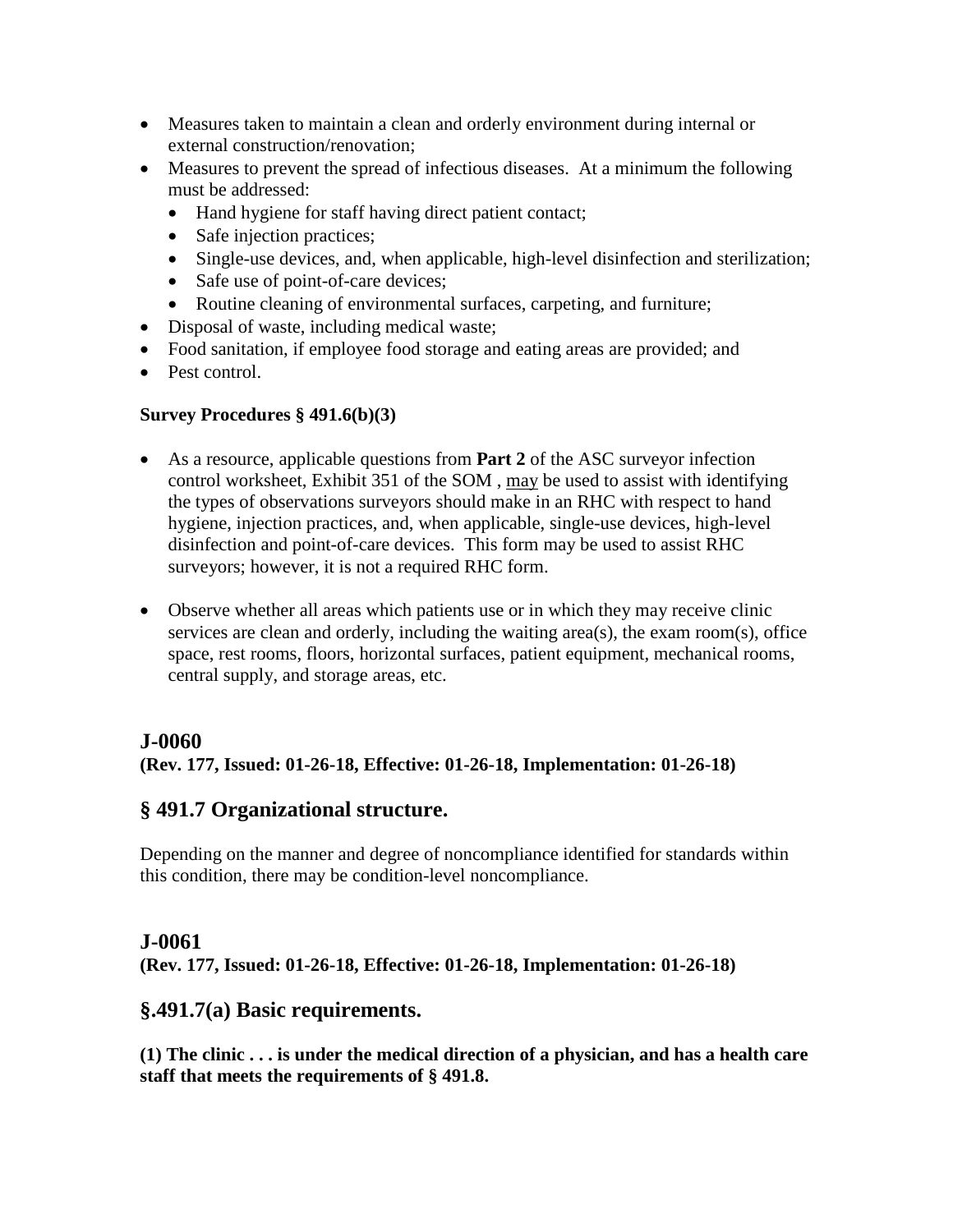- Measures taken to maintain a clean and orderly environment during internal or external construction/renovation;
- Measures to prevent the spread of infectious diseases. At a minimum the following must be addressed:
  - Hand hygiene for staff having direct patient contact;
  - Safe injection practices;
  - Single-use devices, and, when applicable, high-level disinfection and sterilization;
  - Safe use of point-of-care devices;
  - Routine cleaning of environmental surfaces, carpeting, and furniture;
- Disposal of waste, including medical waste;
- Food sanitation, if employee food storage and eating areas are provided; and
- Pest control.

**Survey Procedures § 491.6(b)(3)**

- As a resource, applicable questions from **Part 2** of the ASC surveyor infection control worksheet, Exhibit 351 of the SOM , may be used to assist with identifying the types of observations surveyors should make in an RHC with respect to hand hygiene, injection practices, and, when applicable, single-use devices, high-level disinfection and point-of-care devices. This form may be used to assist RHC surveyors; however, it is not a required RHC form.

- Observe whether all areas which patients use or in which they may receive clinic services are clean and orderly, including the waiting area(s), the exam room(s), office space, rest rooms, floors, horizontal surfaces, patient equipment, mechanical rooms, central supply, and storage areas, etc.

## J-0060

**(Rev. 177, Issued: 01-26-18, Effective: 01-26-18, Implementation: 01-26-18)**

## § 491.7 Organizational structure.

Depending on the manner and degree of noncompliance identified for standards within this condition, there may be condition-level noncompliance.

## J-0061

**(Rev. 177, Issued: 01-26-18, Effective: 01-26-18, Implementation: 01-26-18)**

## §.491.7(a) Basic requirements.

**(1) The clinic . . . is under the medical direction of a physician, and has a health care staff that meets the requirements of § 491.8.**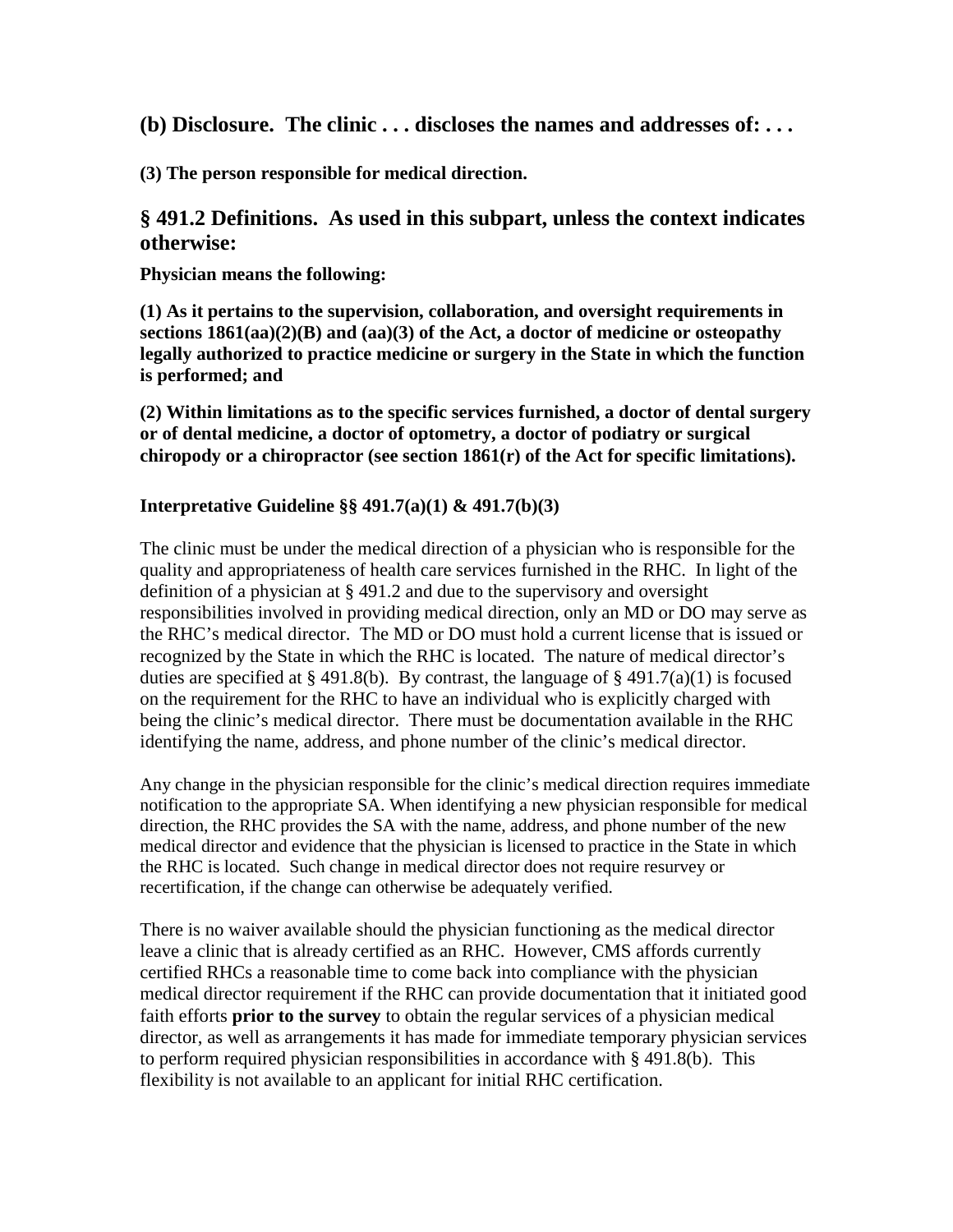## (b) Disclosure. The clinic . . . discloses the names and addresses of: . . .

**(3) The person responsible for medical direction.**

## § 491.2 Definitions. As used in this subpart, unless the context indicates otherwise:

**Physician means the following:**

**(1) As it pertains to the supervision, collaboration, and oversight requirements in sections 1861(aa)(2)(B) and (aa)(3) of the Act, a doctor of medicine or osteopathy legally authorized to practice medicine or surgery in the State in which the function is performed; and**

**(2) Within limitations as to the specific services furnished, a doctor of dental surgery or of dental medicine, a doctor of optometry, a doctor of podiatry or surgical chiropody or a chiropractor (see section 1861(r) of the Act for specific limitations).**

**Interpretative Guideline §§ 491.7(a)(1) & 491.7(b)(3)**

The clinic must be under the medical direction of a physician who is responsible for the quality and appropriateness of health care services furnished in the RHC. In light of the definition of a physician at § 491.2 and due to the supervisory and oversight responsibilities involved in providing medical direction, only an MD or DO may serve as the RHC's medical director. The MD or DO must hold a current license that is issued or recognized by the State in which the RHC is located. The nature of medical director's duties are specified at § 491.8(b). By contrast, the language of § 491.7(a)(1) is focused on the requirement for the RHC to have an individual who is explicitly charged with being the clinic's medical director. There must be documentation available in the RHC identifying the name, address, and phone number of the clinic's medical director.

Any change in the physician responsible for the clinic's medical direction requires immediate notification to the appropriate SA. When identifying a new physician responsible for medical direction, the RHC provides the SA with the name, address, and phone number of the new medical director and evidence that the physician is licensed to practice in the State in which the RHC is located. Such change in medical director does not require resurvey or recertification, if the change can otherwise be adequately verified.

There is no waiver available should the physician functioning as the medical director leave a clinic that is already certified as an RHC. However, CMS affords currently certified RHCs a reasonable time to come back into compliance with the physician medical director requirement if the RHC can provide documentation that it initiated good faith efforts **prior to the survey** to obtain the regular services of a physician medical director, as well as arrangements it has made for immediate temporary physician services to perform required physician responsibilities in accordance with § 491.8(b). This flexibility is not available to an applicant for initial RHC certification.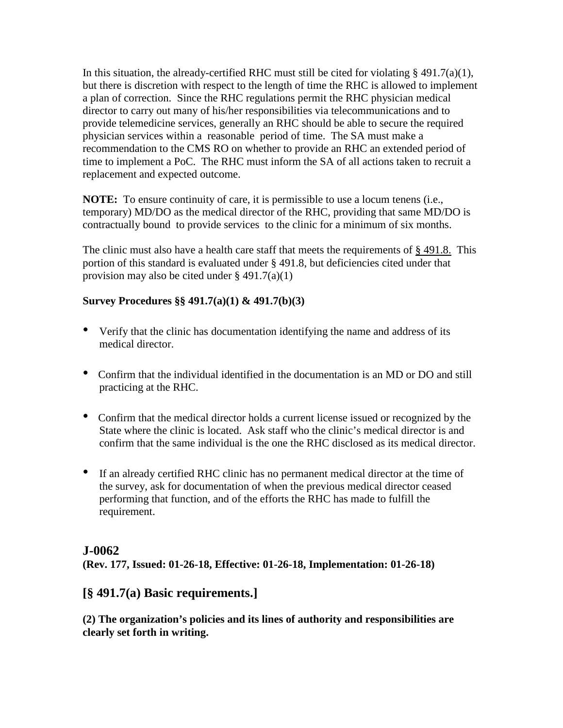In this situation, the already-certified RHC must still be cited for violating § 491.7(a)(1), but there is discretion with respect to the length of time the RHC is allowed to implement a plan of correction. Since the RHC regulations permit the RHC physician medical director to carry out many of his/her responsibilities via telecommunications and to provide telemedicine services, generally an RHC should be able to secure the required physician services within a reasonable period of time. The SA must make a recommendation to the CMS RO on whether to provide an RHC an extended period of time to implement a PoC. The RHC must inform the SA of all actions taken to recruit a replacement and expected outcome.

**NOTE:** To ensure continuity of care, it is permissible to use a locum tenens (i.e., temporary) MD/DO as the medical director of the RHC, providing that same MD/DO is contractually bound to provide services to the clinic for a minimum of six months.

The clinic must also have a health care staff that meets the requirements of § 491.8. This portion of this standard is evaluated under § 491.8, but deficiencies cited under that provision may also be cited under § 491.7(a)(1)

**Survey Procedures §§ 491.7(a)(1) & 491.7(b)(3)**

- Verify that the clinic has documentation identifying the name and address of its medical director.
- Confirm that the individual identified in the documentation is an MD or DO and still practicing at the RHC.
- Confirm that the medical director holds a current license issued or recognized by the State where the clinic is located. Ask staff who the clinic's medical director is and confirm that the same individual is the one the RHC disclosed as its medical director.
- If an already certified RHC clinic has no permanent medical director at the time of the survey, ask for documentation of when the previous medical director ceased performing that function, and of the efforts the RHC has made to fulfill the requirement.

## J-0062

**(Rev. 177, Issued: 01-26-18, Effective: 01-26-18, Implementation: 01-26-18)**

## [§ 491.7(a) Basic requirements.]

**(2) The organization's policies and its lines of authority and responsibilities are clearly set forth in writing.**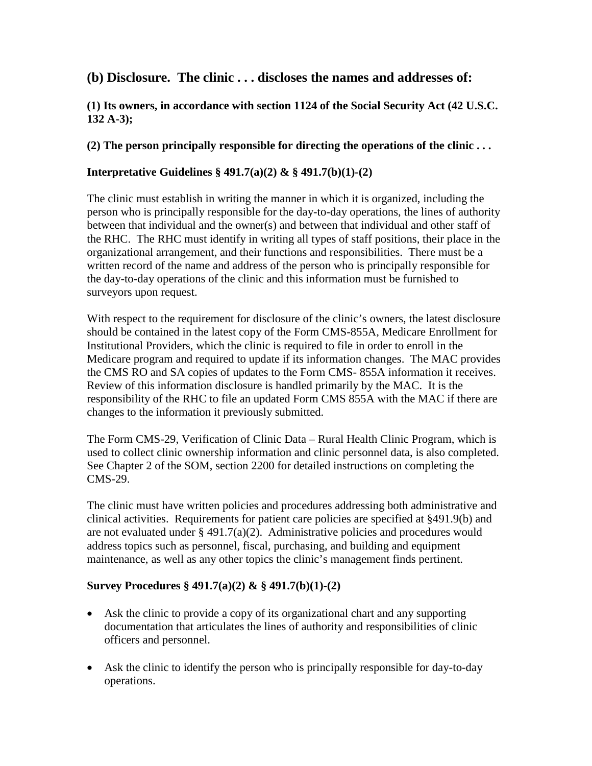## (b) Disclosure. The clinic . . . discloses the names and addresses of:

**(1) Its owners, in accordance with section 1124 of the Social Security Act (42 U.S.C. 132 A-3);**

**(2) The person principally responsible for directing the operations of the clinic . . .**

### Interpretative Guidelines § 491.7(a)(2) & § 491.7(b)(1)-(2)

The clinic must establish in writing the manner in which it is organized, including the person who is principally responsible for the day-to-day operations, the lines of authority between that individual and the owner(s) and between that individual and other staff of the RHC. The RHC must identify in writing all types of staff positions, their place in the organizational arrangement, and their functions and responsibilities. There must be a written record of the name and address of the person who is principally responsible for the day-to-day operations of the clinic and this information must be furnished to surveyors upon request.

With respect to the requirement for disclosure of the clinic's owners, the latest disclosure should be contained in the latest copy of the Form CMS-855A, Medicare Enrollment for Institutional Providers, which the clinic is required to file in order to enroll in the Medicare program and required to update if its information changes. The MAC provides the CMS RO and SA copies of updates to the Form CMS- 855A information it receives. Review of this information disclosure is handled primarily by the MAC. It is the responsibility of the RHC to file an updated Form CMS 855A with the MAC if there are changes to the information it previously submitted.

The Form CMS-29, Verification of Clinic Data – Rural Health Clinic Program, which is used to collect clinic ownership information and clinic personnel data, is also completed. See Chapter 2 of the SOM, section 2200 for detailed instructions on completing the CMS-29.

The clinic must have written policies and procedures addressing both administrative and clinical activities. Requirements for patient care policies are specified at §491.9(b) and are not evaluated under § 491.7(a)(2). Administrative policies and procedures would address topics such as personnel, fiscal, purchasing, and building and equipment maintenance, as well as any other topics the clinic's management finds pertinent.

### Survey Procedures § 491.7(a)(2) & § 491.7(b)(1)-(2)

- Ask the clinic to provide a copy of its organizational chart and any supporting documentation that articulates the lines of authority and responsibilities of clinic officers and personnel.
- Ask the clinic to identify the person who is principally responsible for day-to-day operations.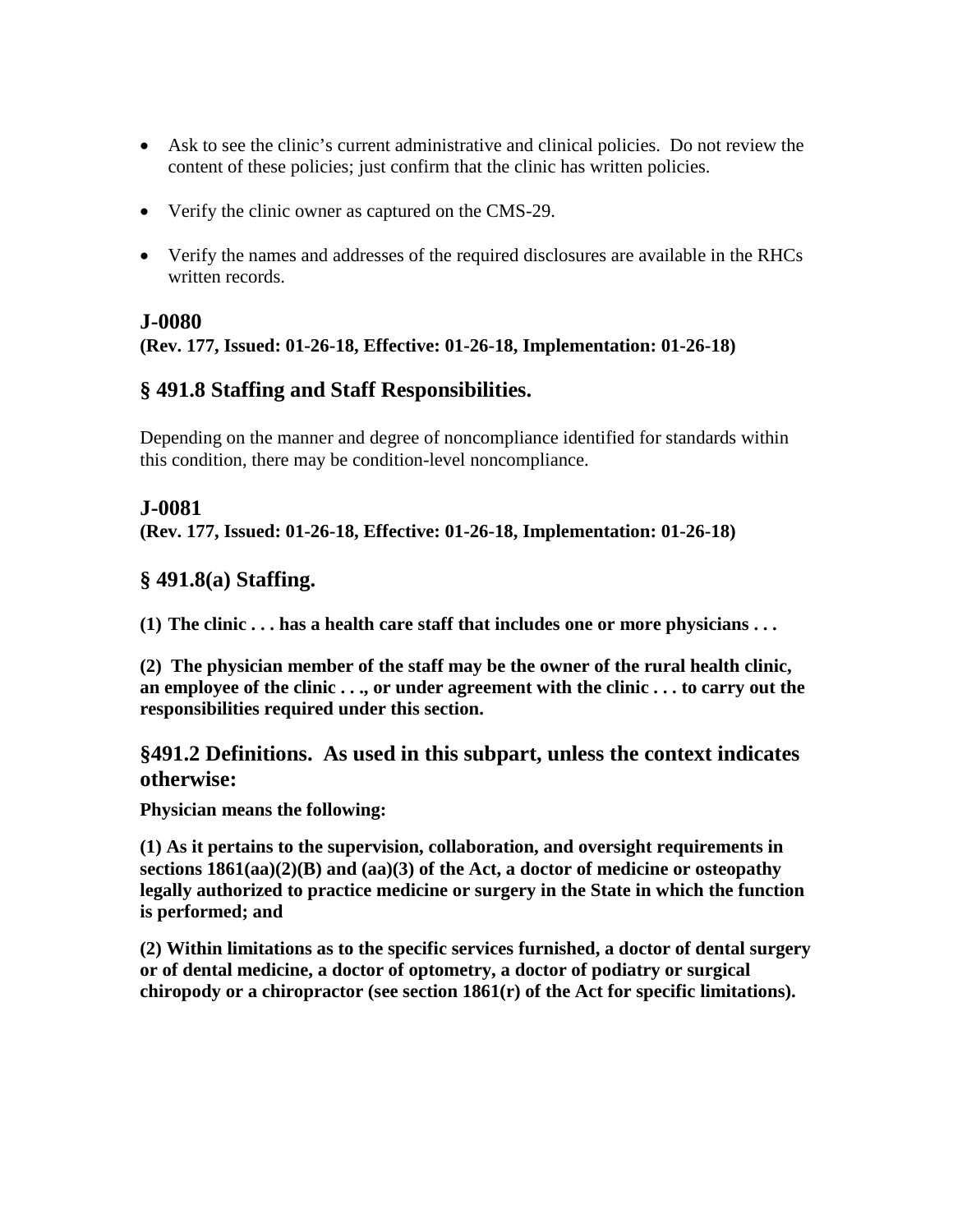- Ask to see the clinic's current administrative and clinical policies. Do not review the content of these policies; just confirm that the clinic has written policies.
- Verify the clinic owner as captured on the CMS-29.
- Verify the names and addresses of the required disclosures are available in the RHCs written records.

## J-0080

**(Rev. 177, Issued: 01-26-18, Effective: 01-26-18, Implementation: 01-26-18)**

## § 491.8 Staffing and Staff Responsibilities.

Depending on the manner and degree of noncompliance identified for standards within this condition, there may be condition-level noncompliance.

## J-0081

**(Rev. 177, Issued: 01-26-18, Effective: 01-26-18, Implementation: 01-26-18)**

## § 491.8(a) Staffing.

**(1) The clinic . . . has a health care staff that includes one or more physicians . . .**

**(2) The physician member of the staff may be the owner of the rural health clinic, an employee of the clinic . . ., or under agreement with the clinic . . . to carry out the responsibilities required under this section.**

## §491.2 Definitions. As used in this subpart, unless the context indicates otherwise:

**Physician means the following:**

**(1) As it pertains to the supervision, collaboration, and oversight requirements in sections 1861(aa)(2)(B) and (aa)(3) of the Act, a doctor of medicine or osteopathy legally authorized to practice medicine or surgery in the State in which the function is performed; and**

**(2) Within limitations as to the specific services furnished, a doctor of dental surgery or of dental medicine, a doctor of optometry, a doctor of podiatry or surgical chiropody or a chiropractor (see section 1861(r) of the Act for specific limitations).**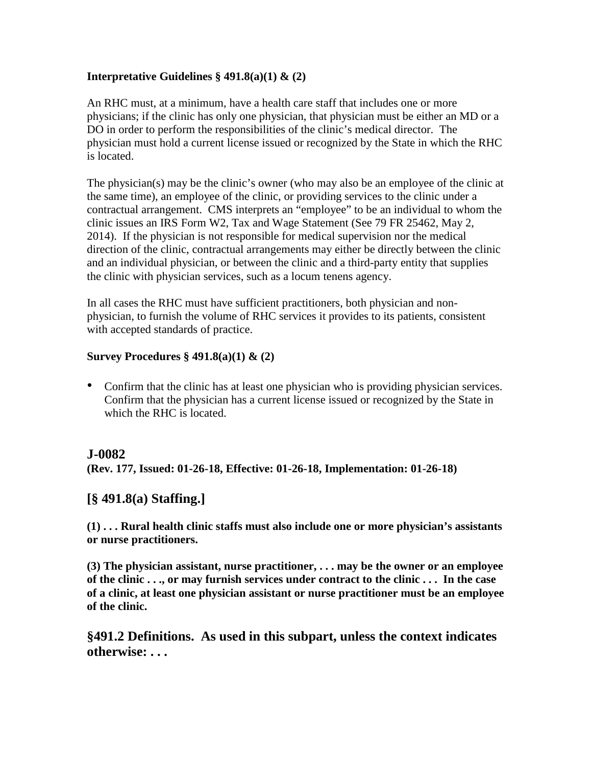**Interpretative Guidelines § 491.8(a)(1) & (2)**

An RHC must, at a minimum, have a health care staff that includes one or more physicians; if the clinic has only one physician, that physician must be either an MD or a DO in order to perform the responsibilities of the clinic's medical director. The physician must hold a current license issued or recognized by the State in which the RHC is located.

The physician(s) may be the clinic's owner (who may also be an employee of the clinic at the same time), an employee of the clinic, or providing services to the clinic under a contractual arrangement. CMS interprets an "employee" to be an individual to whom the clinic issues an IRS Form W2, Tax and Wage Statement (See 79 FR 25462, May 2, 2014). If the physician is not responsible for medical supervision nor the medical direction of the clinic, contractual arrangements may either be directly between the clinic and an individual physician, or between the clinic and a third-party entity that supplies the clinic with physician services, such as a locum tenens agency.

In all cases the RHC must have sufficient practitioners, both physician and non-physician, to furnish the volume of RHC services it provides to its patients, consistent with accepted standards of practice.

**Survey Procedures § 491.8(a)(1) & (2)**

- Confirm that the clinic has at least one physician who is providing physician services. Confirm that the physician has a current license issued or recognized by the State in which the RHC is located.

## J-0082

**(Rev. 177, Issued: 01-26-18, Effective: 01-26-18, Implementation: 01-26-18)**

## [§ 491.8(a) Staffing.]

**(1) . . . Rural health clinic staffs must also include one or more physician's assistants or nurse practitioners.**

**(3) The physician assistant, nurse practitioner, . . . may be the owner or an employee of the clinic . . ., or may furnish services under contract to the clinic . . . In the case of a clinic, at least one physician assistant or nurse practitioner must be an employee of the clinic.**

## §491.2 Definitions. As used in this subpart, unless the context indicates otherwise: . . .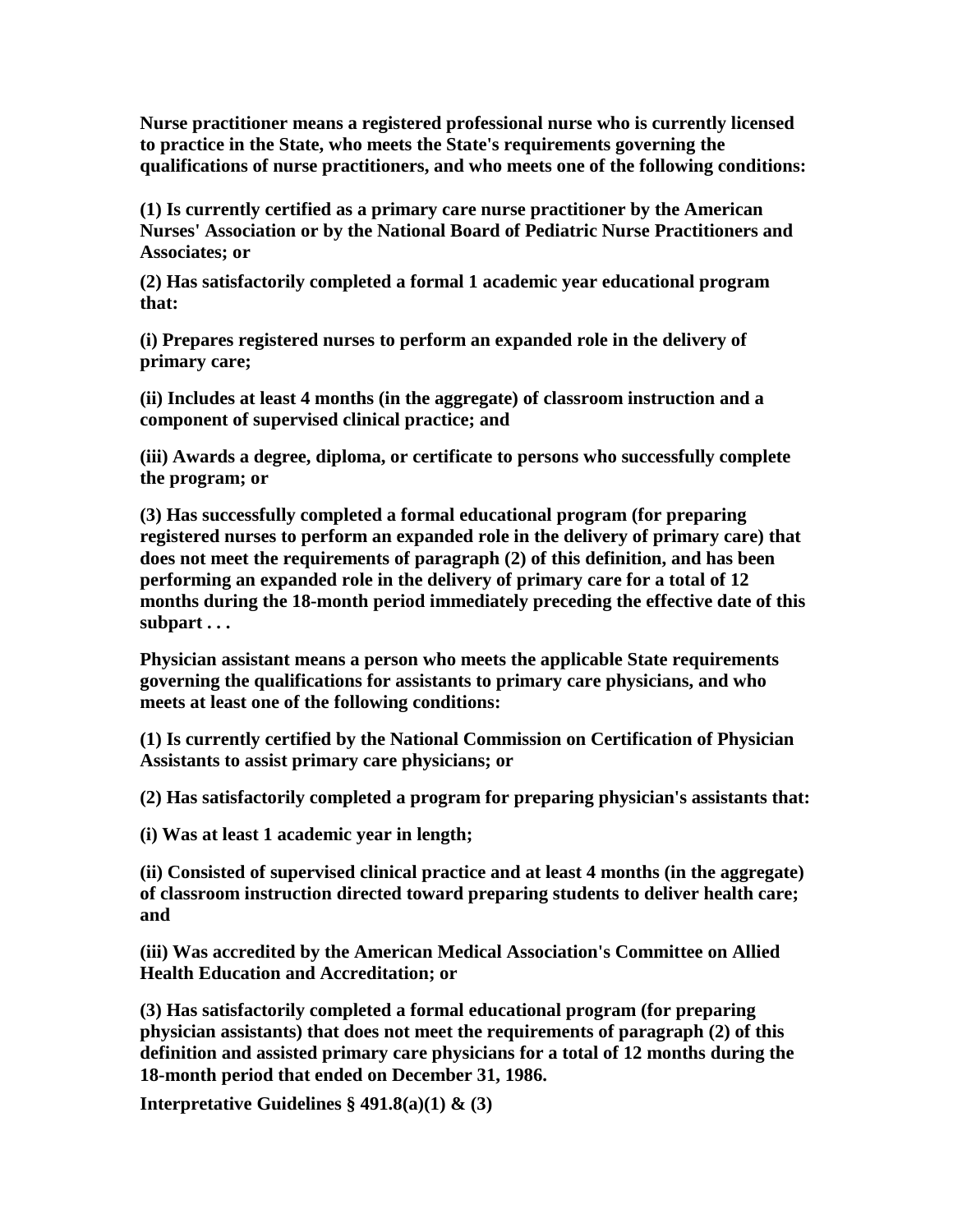**Nurse practitioner means a registered professional nurse who is currently licensed to practice in the State, who meets the State's requirements governing the qualifications of nurse practitioners, and who meets one of the following conditions:**

**(1) Is currently certified as a primary care nurse practitioner by the American Nurses' Association or by the National Board of Pediatric Nurse Practitioners and Associates; or**

**(2) Has satisfactorily completed a formal 1 academic year educational program that:**

**(i) Prepares registered nurses to perform an expanded role in the delivery of primary care;**

**(ii) Includes at least 4 months (in the aggregate) of classroom instruction and a component of supervised clinical practice; and**

**(iii) Awards a degree, diploma, or certificate to persons who successfully complete the program; or**

**(3) Has successfully completed a formal educational program (for preparing registered nurses to perform an expanded role in the delivery of primary care) that does not meet the requirements of paragraph (2) of this definition, and has been performing an expanded role in the delivery of primary care for a total of 12 months during the 18-month period immediately preceding the effective date of this subpart . . .**

**Physician assistant means a person who meets the applicable State requirements governing the qualifications for assistants to primary care physicians, and who meets at least one of the following conditions:**

**(1) Is currently certified by the National Commission on Certification of Physician Assistants to assist primary care physicians; or**

**(2) Has satisfactorily completed a program for preparing physician's assistants that:**

**(i) Was at least 1 academic year in length;**

**(ii) Consisted of supervised clinical practice and at least 4 months (in the aggregate) of classroom instruction directed toward preparing students to deliver health care; and**

**(iii) Was accredited by the American Medical Association's Committee on Allied Health Education and Accreditation; or**

**(3) Has satisfactorily completed a formal educational program (for preparing physician assistants) that does not meet the requirements of paragraph (2) of this definition and assisted primary care physicians for a total of 12 months during the 18-month period that ended on December 31, 1986.**

**Interpretative Guidelines § 491.8(a)(1) & (3)**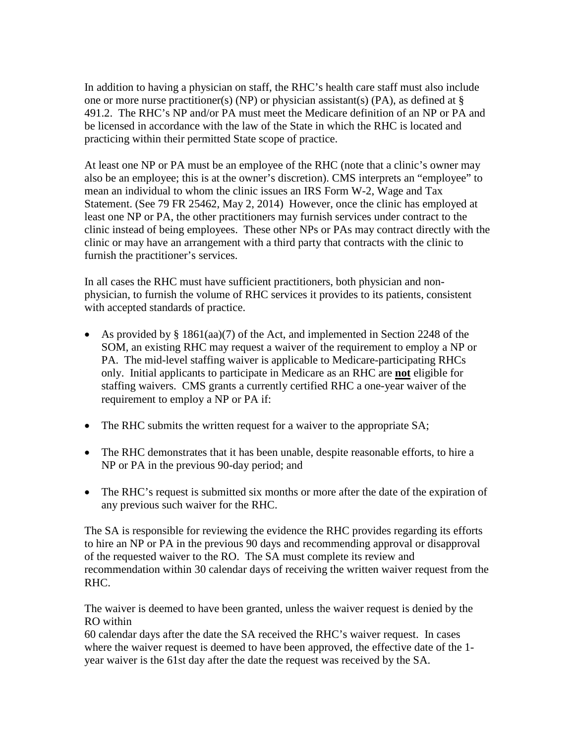In addition to having a physician on staff, the RHC's health care staff must also include one or more nurse practitioner(s) (NP) or physician assistant(s) (PA), as defined at § 491.2. The RHC's NP and/or PA must meet the Medicare definition of an NP or PA and be licensed in accordance with the law of the State in which the RHC is located and practicing within their permitted State scope of practice.

At least one NP or PA must be an employee of the RHC (note that a clinic's owner may also be an employee; this is at the owner's discretion). CMS interprets an "employee" to mean an individual to whom the clinic issues an IRS Form W-2, Wage and Tax Statement. (See 79 FR 25462, May 2, 2014) However, once the clinic has employed at least one NP or PA, the other practitioners may furnish services under contract to the clinic instead of being employees. These other NPs or PAs may contract directly with the clinic or may have an arrangement with a third party that contracts with the clinic to furnish the practitioner's services.

In all cases the RHC must have sufficient practitioners, both physician and non-physician, to furnish the volume of RHC services it provides to its patients, consistent with accepted standards of practice.

- As provided by § 1861(aa)(7) of the Act, and implemented in Section 2248 of the SOM, an existing RHC may request a waiver of the requirement to employ a NP or PA. The mid-level staffing waiver is applicable to Medicare-participating RHCs only. Initial applicants to participate in Medicare as an RHC are **not** eligible for staffing waivers. CMS grants a currently certified RHC a one-year waiver of the requirement to employ a NP or PA if:
- The RHC submits the written request for a waiver to the appropriate SA;
- The RHC demonstrates that it has been unable, despite reasonable efforts, to hire a NP or PA in the previous 90-day period; and
- The RHC's request is submitted six months or more after the date of the expiration of any previous such waiver for the RHC.

The SA is responsible for reviewing the evidence the RHC provides regarding its efforts to hire an NP or PA in the previous 90 days and recommending approval or disapproval of the requested waiver to the RO. The SA must complete its review and recommendation within 30 calendar days of receiving the written waiver request from the RHC.

The waiver is deemed to have been granted, unless the waiver request is denied by the RO within
60 calendar days after the date the SA received the RHC's waiver request. In cases where the waiver request is deemed to have been approved, the effective date of the 1-year waiver is the 61st day after the date the request was received by the SA.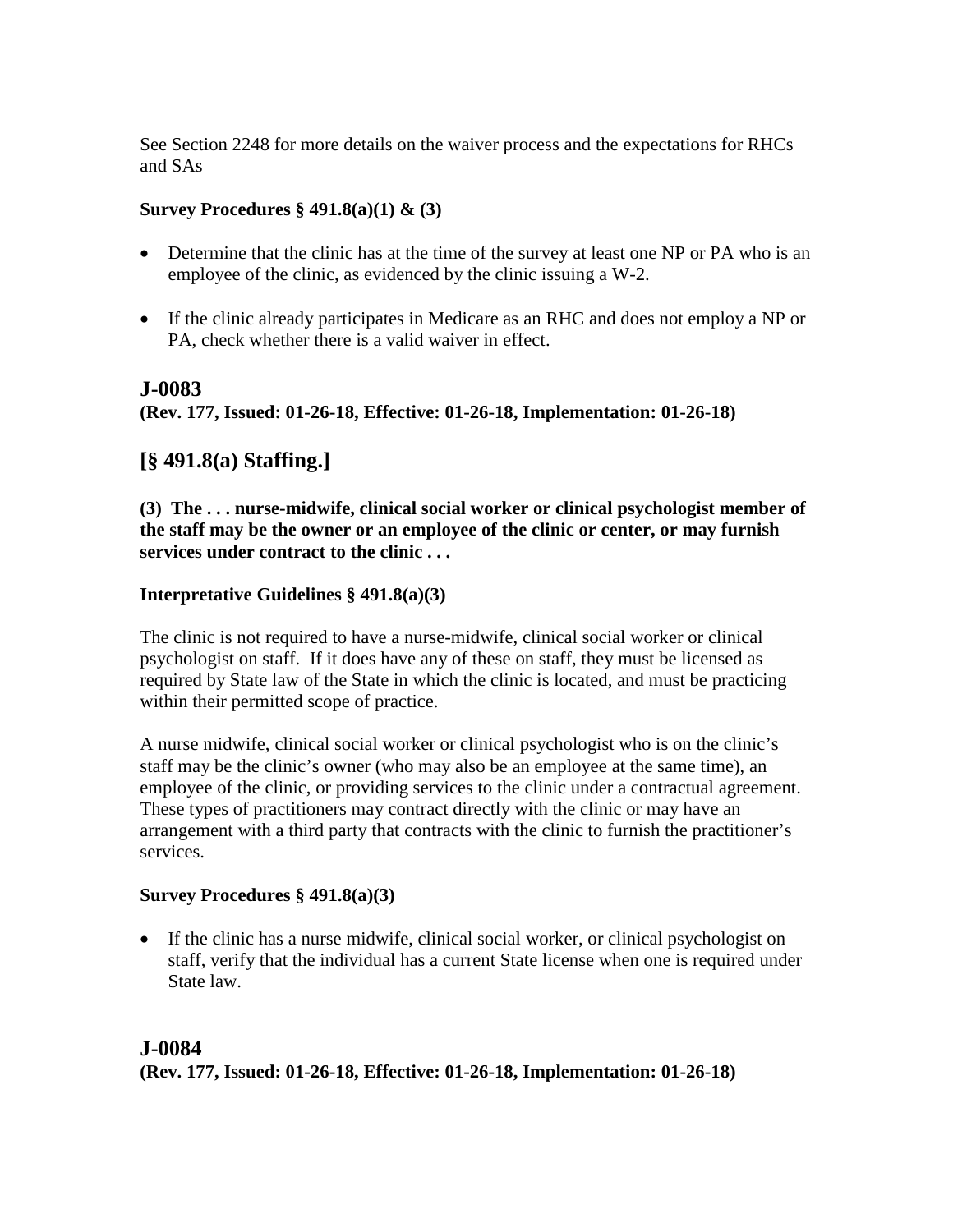See Section 2248 for more details on the waiver process and the expectations for RHCs and SAs

**Survey Procedures § 491.8(a)(1) & (3)**

- Determine that the clinic has at the time of the survey at least one NP or PA who is an employee of the clinic, as evidenced by the clinic issuing a W-2.
- If the clinic already participates in Medicare as an RHC and does not employ a NP or PA, check whether there is a valid waiver in effect.

## J-0083

**(Rev. 177, Issued: 01-26-18, Effective: 01-26-18, Implementation: 01-26-18)**

## [§ 491.8(a) Staffing.]

**(3) The . . . nurse-midwife, clinical social worker or clinical psychologist member of the staff may be the owner or an employee of the clinic or center, or may furnish services under contract to the clinic . . .**

**Interpretative Guidelines § 491.8(a)(3)**

The clinic is not required to have a nurse-midwife, clinical social worker or clinical psychologist on staff. If it does have any of these on staff, they must be licensed as required by State law of the State in which the clinic is located, and must be practicing within their permitted scope of practice.

A nurse midwife, clinical social worker or clinical psychologist who is on the clinic's staff may be the clinic's owner (who may also be an employee at the same time), an employee of the clinic, or providing services to the clinic under a contractual agreement. These types of practitioners may contract directly with the clinic or may have an arrangement with a third party that contracts with the clinic to furnish the practitioner's services.

**Survey Procedures § 491.8(a)(3)**

- If the clinic has a nurse midwife, clinical social worker, or clinical psychologist on staff, verify that the individual has a current State license when one is required under State law.

## J-0084

**(Rev. 177, Issued: 01-26-18, Effective: 01-26-18, Implementation: 01-26-18)**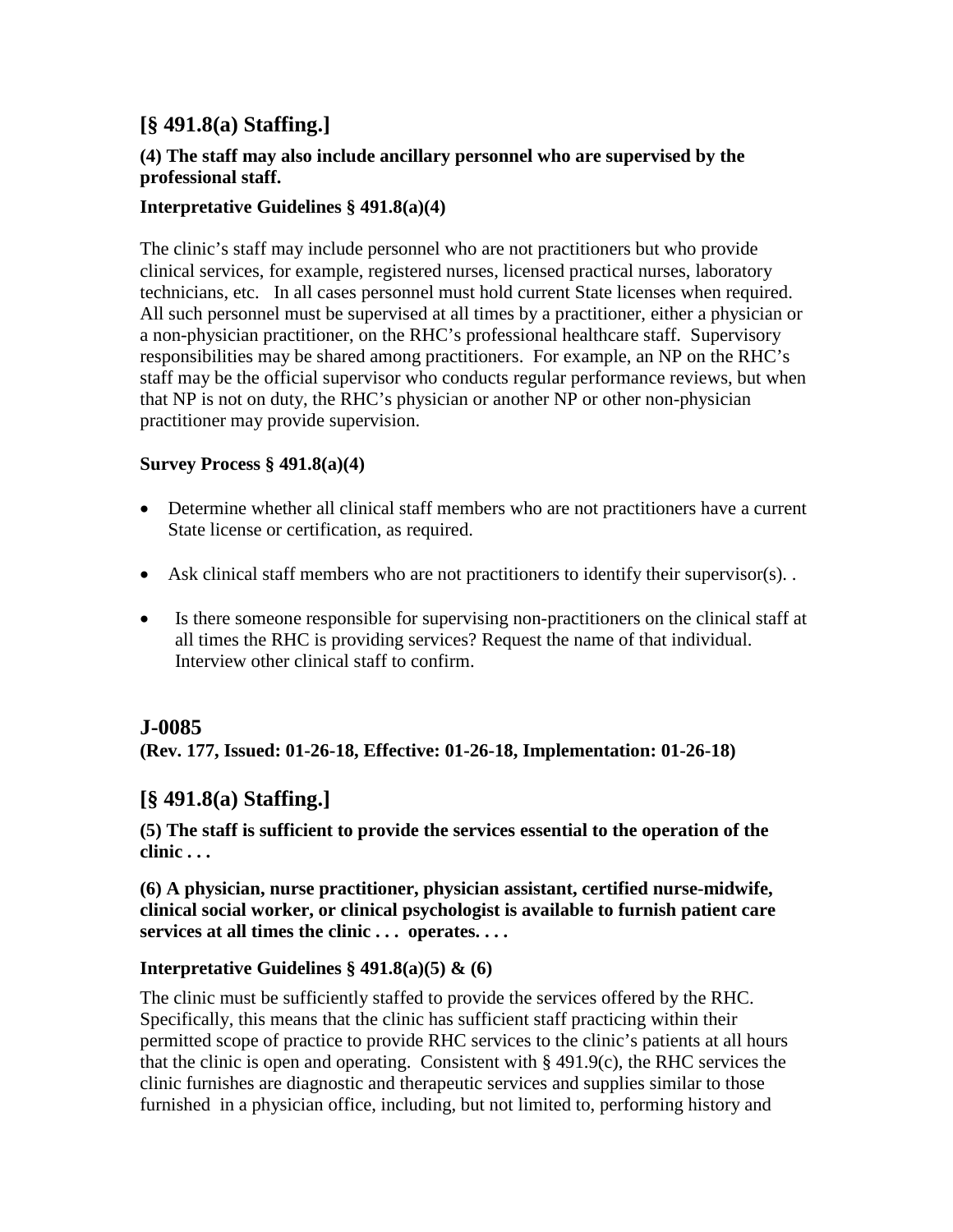## [§ 491.8(a) Staffing.]

**(4) The staff may also include ancillary personnel who are supervised by the professional staff.**

**Interpretative Guidelines § 491.8(a)(4)**

The clinic's staff may include personnel who are not practitioners but who provide clinical services, for example, registered nurses, licensed practical nurses, laboratory technicians, etc. In all cases personnel must hold current State licenses when required. All such personnel must be supervised at all times by a practitioner, either a physician or a non-physician practitioner, on the RHC's professional healthcare staff. Supervisory responsibilities may be shared among practitioners. For example, an NP on the RHC's staff may be the official supervisor who conducts regular performance reviews, but when that NP is not on duty, the RHC's physician or another NP or other non-physician practitioner may provide supervision.

**Survey Process § 491.8(a)(4)**

- Determine whether all clinical staff members who are not practitioners have a current State license or certification, as required.
- Ask clinical staff members who are not practitioners to identify their supervisor(s). .
- Is there someone responsible for supervising non-practitioners on the clinical staff at all times the RHC is providing services? Request the name of that individual. Interview other clinical staff to confirm.

## J-0085

**(Rev. 177, Issued: 01-26-18, Effective: 01-26-18, Implementation: 01-26-18)**

## [§ 491.8(a) Staffing.]

**(5) The staff is sufficient to provide the services essential to the operation of the clinic . . .**

**(6) A physician, nurse practitioner, physician assistant, certified nurse-midwife, clinical social worker, or clinical psychologist is available to furnish patient care services at all times the clinic . . . operates. . . .**

**Interpretative Guidelines § 491.8(a)(5) & (6)**

The clinic must be sufficiently staffed to provide the services offered by the RHC. Specifically, this means that the clinic has sufficient staff practicing within their permitted scope of practice to provide RHC services to the clinic's patients at all hours that the clinic is open and operating. Consistent with § 491.9(c), the RHC services the clinic furnishes are diagnostic and therapeutic services and supplies similar to those furnished in a physician office, including, but not limited to, performing history and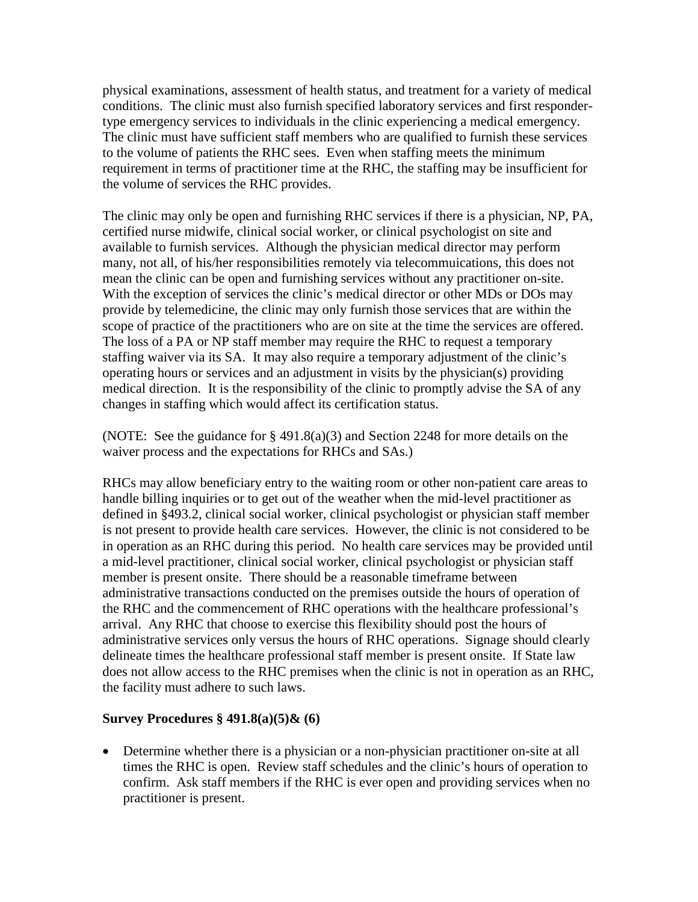physical examinations, assessment of health status, and treatment for a variety of medical conditions. The clinic must also furnish specified laboratory services and first responder-type emergency services to individuals in the clinic experiencing a medical emergency. The clinic must have sufficient staff members who are qualified to furnish these services to the volume of patients the RHC sees. Even when staffing meets the minimum requirement in terms of practitioner time at the RHC, the staffing may be insufficient for the volume of services the RHC provides.

The clinic may only be open and furnishing RHC services if there is a physician, NP, PA, certified nurse midwife, clinical social worker, or clinical psychologist on site and available to furnish services. Although the physician medical director may perform many, not all, of his/her responsibilities remotely via telecommuications, this does not mean the clinic can be open and furnishing services without any practitioner on-site. With the exception of services the clinic's medical director or other MDs or DOs may provide by telemedicine, the clinic may only furnish those services that are within the scope of practice of the practitioners who are on site at the time the services are offered. The loss of a PA or NP staff member may require the RHC to request a temporary staffing waiver via its SA. It may also require a temporary adjustment of the clinic's operating hours or services and an adjustment in visits by the physician(s) providing medical direction. It is the responsibility of the clinic to promptly advise the SA of any changes in staffing which would affect its certification status.

(NOTE: See the guidance for § 491.8(a)(3) and Section 2248 for more details on the waiver process and the expectations for RHCs and SAs.)

RHCs may allow beneficiary entry to the waiting room or other non-patient care areas to handle billing inquiries or to get out of the weather when the mid-level practitioner as defined in §493.2, clinical social worker, clinical psychologist or physician staff member is not present to provide health care services. However, the clinic is not considered to be in operation as an RHC during this period. No health care services may be provided until a mid-level practitioner, clinical social worker, clinical psychologist or physician staff member is present onsite. There should be a reasonable timeframe between administrative transactions conducted on the premises outside the hours of operation of the RHC and the commencement of RHC operations with the healthcare professional's arrival. Any RHC that choose to exercise this flexibility should post the hours of administrative services only versus the hours of RHC operations. Signage should clearly delineate times the healthcare professional staff member is present onsite. If State law does not allow access to the RHC premises when the clinic is not in operation as an RHC, the facility must adhere to such laws.

**Survey Procedures § 491.8(a)(5)& (6)**

- Determine whether there is a physician or a non-physician practitioner on-site at all times the RHC is open. Review staff schedules and the clinic's hours of operation to confirm. Ask staff members if the RHC is ever open and providing services when no practitioner is present.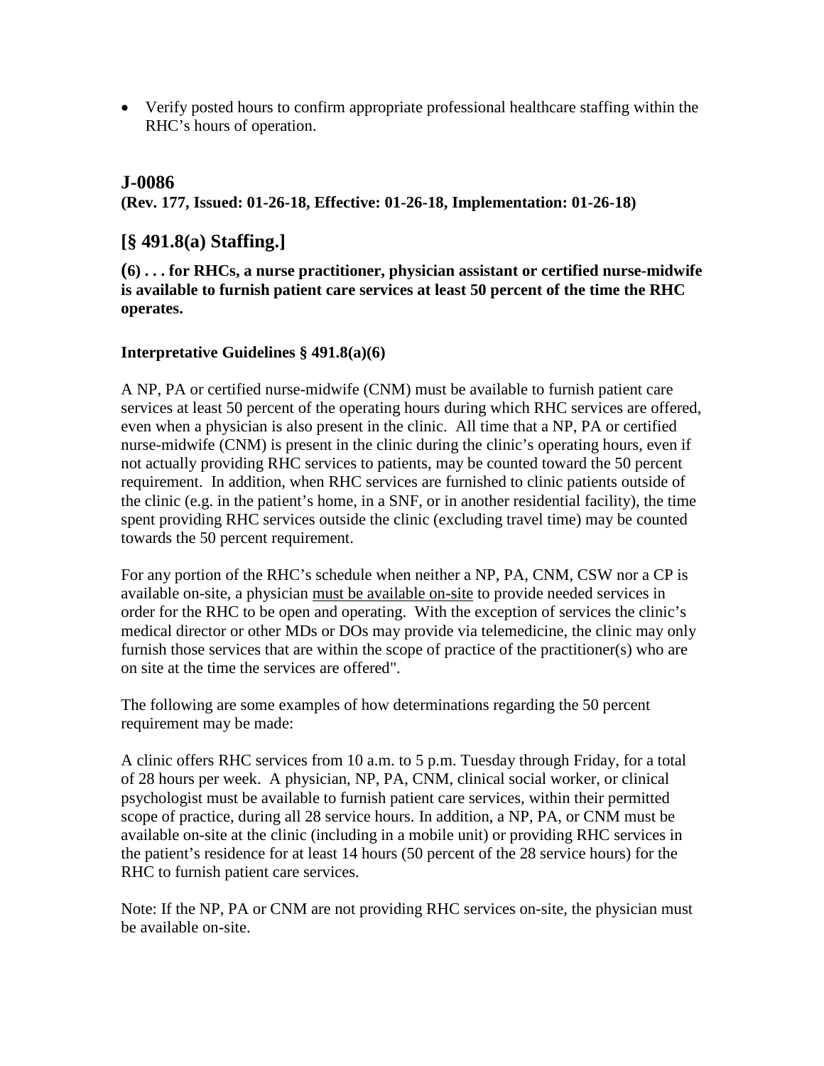- Verify posted hours to confirm appropriate professional healthcare staffing within the RHC's hours of operation.

## J-0086

**(Rev. 177, Issued: 01-26-18, Effective: 01-26-18, Implementation: 01-26-18)**

## [§ 491.8(a) Staffing.]

**(6) . . . for RHCs, a nurse practitioner, physician assistant or certified nurse-midwife is available to furnish patient care services at least 50 percent of the time the RHC operates.**

**Interpretative Guidelines § 491.8(a)(6)**

A NP, PA or certified nurse-midwife (CNM) must be available to furnish patient care services at least 50 percent of the operating hours during which RHC services are offered, even when a physician is also present in the clinic. All time that a NP, PA or certified nurse-midwife (CNM) is present in the clinic during the clinic's operating hours, even if not actually providing RHC services to patients, may be counted toward the 50 percent requirement. In addition, when RHC services are furnished to clinic patients outside of the clinic (e.g. in the patient's home, in a SNF, or in another residential facility), the time spent providing RHC services outside the clinic (excluding travel time) may be counted towards the 50 percent requirement.

For any portion of the RHC's schedule when neither a NP, PA, CNM, CSW nor a CP is available on-site, a physician must be available on-site to provide needed services in order for the RHC to be open and operating. With the exception of services the clinic's medical director or other MDs or DOs may provide via telemedicine, the clinic may only furnish those services that are within the scope of practice of the practitioner(s) who are on site at the time the services are offered".

The following are some examples of how determinations regarding the 50 percent requirement may be made:

A clinic offers RHC services from 10 a.m. to 5 p.m. Tuesday through Friday, for a total of 28 hours per week. A physician, NP, PA, CNM, clinical social worker, or clinical psychologist must be available to furnish patient care services, within their permitted scope of practice, during all 28 service hours. In addition, a NP, PA, or CNM must be available on-site at the clinic (including in a mobile unit) or providing RHC services in the patient's residence for at least 14 hours (50 percent of the 28 service hours) for the RHC to furnish patient care services.

Note: If the NP, PA or CNM are not providing RHC services on-site, the physician must be available on-site.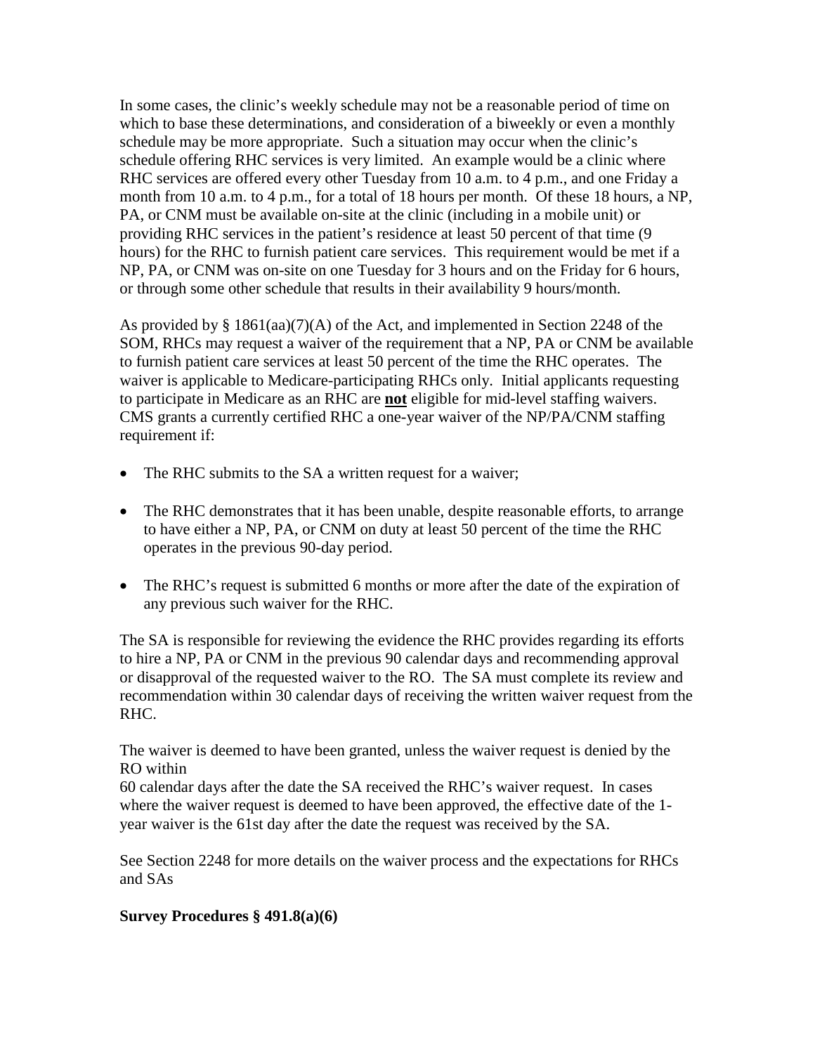In some cases, the clinic's weekly schedule may not be a reasonable period of time on which to base these determinations, and consideration of a biweekly or even a monthly schedule may be more appropriate. Such a situation may occur when the clinic's schedule offering RHC services is very limited. An example would be a clinic where RHC services are offered every other Tuesday from 10 a.m. to 4 p.m., and one Friday a month from 10 a.m. to 4 p.m., for a total of 18 hours per month. Of these 18 hours, a NP, PA, or CNM must be available on-site at the clinic (including in a mobile unit) or providing RHC services in the patient's residence at least 50 percent of that time (9 hours) for the RHC to furnish patient care services. This requirement would be met if a NP, PA, or CNM was on-site on one Tuesday for 3 hours and on the Friday for 6 hours, or through some other schedule that results in their availability 9 hours/month.

As provided by § 1861(aa)(7)(A) of the Act, and implemented in Section 2248 of the SOM, RHCs may request a waiver of the requirement that a NP, PA or CNM be available to furnish patient care services at least 50 percent of the time the RHC operates. The waiver is applicable to Medicare-participating RHCs only. Initial applicants requesting to participate in Medicare as an RHC are **not** eligible for mid-level staffing waivers. CMS grants a currently certified RHC a one-year waiver of the NP/PA/CNM staffing requirement if:

- The RHC submits to the SA a written request for a waiver;
- The RHC demonstrates that it has been unable, despite reasonable efforts, to arrange to have either a NP, PA, or CNM on duty at least 50 percent of the time the RHC operates in the previous 90-day period.
- The RHC's request is submitted 6 months or more after the date of the expiration of any previous such waiver for the RHC.

The SA is responsible for reviewing the evidence the RHC provides regarding its efforts to hire a NP, PA or CNM in the previous 90 calendar days and recommending approval or disapproval of the requested waiver to the RO. The SA must complete its review and recommendation within 30 calendar days of receiving the written waiver request from the RHC.

The waiver is deemed to have been granted, unless the waiver request is denied by the RO within
60 calendar days after the date the SA received the RHC's waiver request. In cases where the waiver request is deemed to have been approved, the effective date of the 1-year waiver is the 61st day after the date the request was received by the SA.

See Section 2248 for more details on the waiver process and the expectations for RHCs and SAs

**Survey Procedures § 491.8(a)(6)**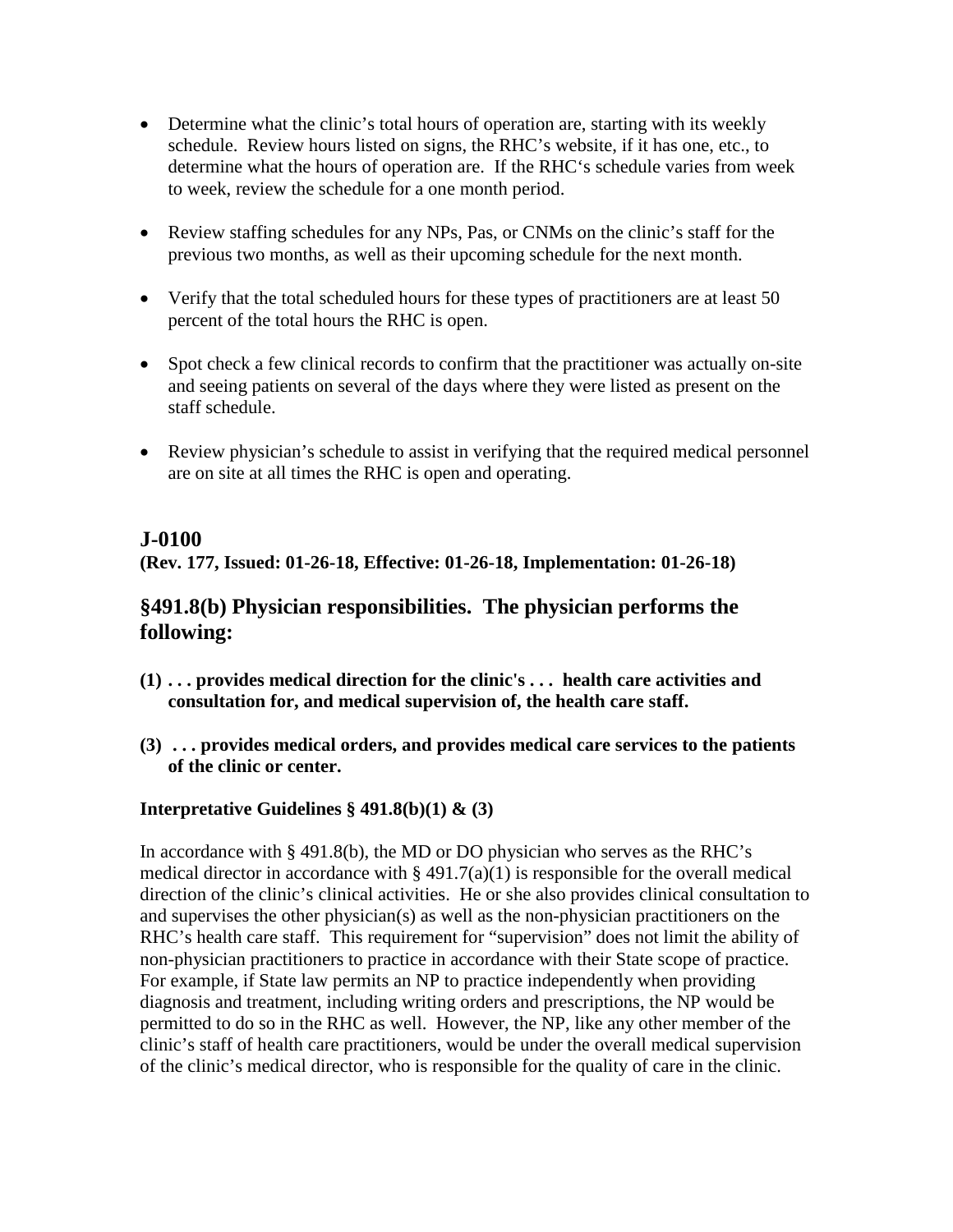- Determine what the clinic's total hours of operation are, starting with its weekly schedule. Review hours listed on signs, the RHC's website, if it has one, etc., to determine what the hours of operation are. If the RHC's schedule varies from week to week, review the schedule for a one month period.

- Review staffing schedules for any NPs, Pas, or CNMs on the clinic's staff for the previous two months, as well as their upcoming schedule for the next month.

- Verify that the total scheduled hours for these types of practitioners are at least 50 percent of the total hours the RHC is open.

- Spot check a few clinical records to confirm that the practitioner was actually on-site and seeing patients on several of the days where they were listed as present on the staff schedule.

- Review physician's schedule to assist in verifying that the required medical personnel are on site at all times the RHC is open and operating.

## J-0100

**(Rev. 177, Issued: 01-26-18, Effective: 01-26-18, Implementation: 01-26-18)**

## §491.8(b) Physician responsibilities. The physician performs the following:

**(1) . . . provides medical direction for the clinic's . . . health care activities and consultation for, and medical supervision of, the health care staff.**

**(3) . . . provides medical orders, and provides medical care services to the patients of the clinic or center.**

**Interpretative Guidelines § 491.8(b)(1) & (3)**

In accordance with § 491.8(b), the MD or DO physician who serves as the RHC's medical director in accordance with § 491.7(a)(1) is responsible for the overall medical direction of the clinic's clinical activities. He or she also provides clinical consultation to and supervises the other physician(s) as well as the non-physician practitioners on the RHC's health care staff. This requirement for "supervision" does not limit the ability of non-physician practitioners to practice in accordance with their State scope of practice. For example, if State law permits an NP to practice independently when providing diagnosis and treatment, including writing orders and prescriptions, the NP would be permitted to do so in the RHC as well. However, the NP, like any other member of the clinic's staff of health care practitioners, would be under the overall medical supervision of the clinic's medical director, who is responsible for the quality of care in the clinic.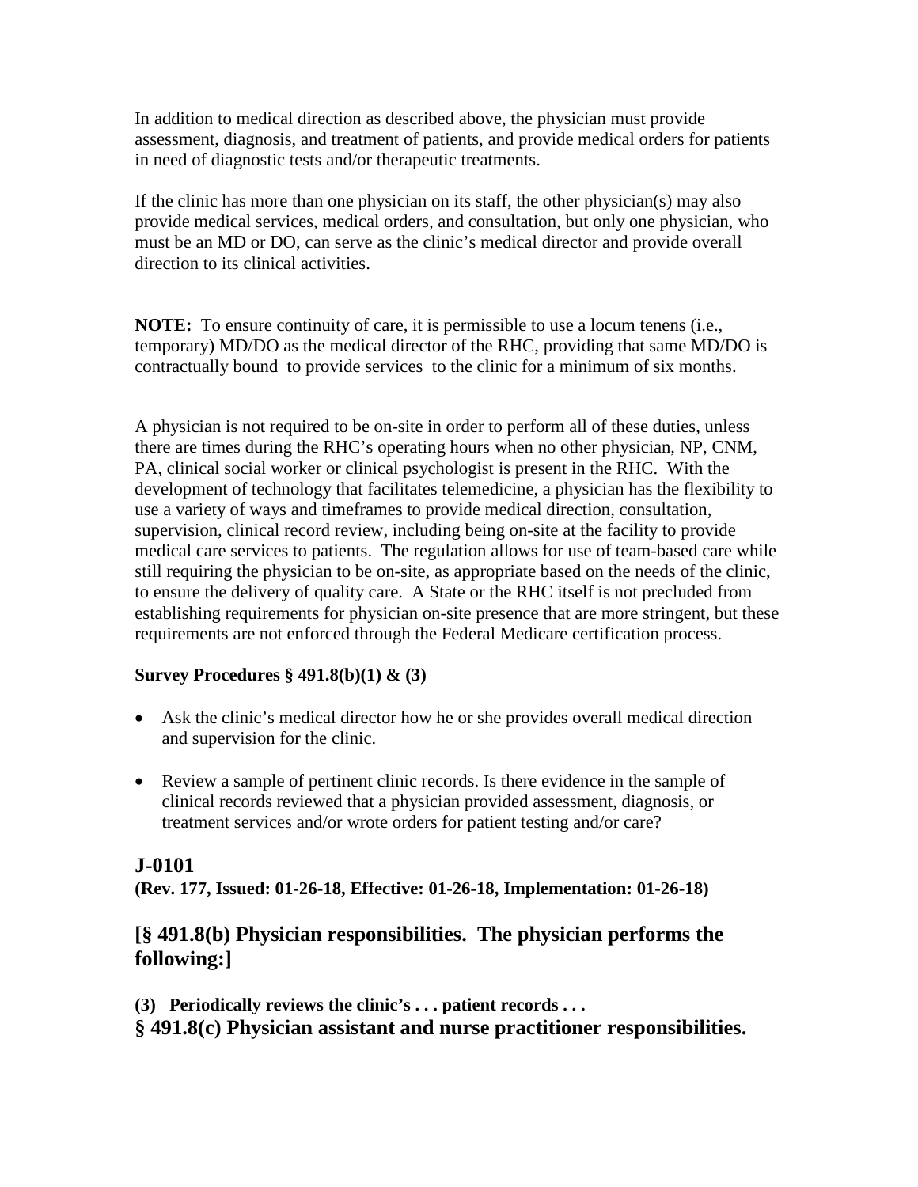In addition to medical direction as described above, the physician must provide assessment, diagnosis, and treatment of patients, and provide medical orders for patients in need of diagnostic tests and/or therapeutic treatments.

If the clinic has more than one physician on its staff, the other physician(s) may also provide medical services, medical orders, and consultation, but only one physician, who must be an MD or DO, can serve as the clinic's medical director and provide overall direction to its clinical activities.

**NOTE:** To ensure continuity of care, it is permissible to use a locum tenens (i.e., temporary) MD/DO as the medical director of the RHC, providing that same MD/DO is contractually bound to provide services to the clinic for a minimum of six months.

A physician is not required to be on-site in order to perform all of these duties, unless there are times during the RHC's operating hours when no other physician, NP, CNM, PA, clinical social worker or clinical psychologist is present in the RHC. With the development of technology that facilitates telemedicine, a physician has the flexibility to use a variety of ways and timeframes to provide medical direction, consultation, supervision, clinical record review, including being on-site at the facility to provide medical care services to patients. The regulation allows for use of team-based care while still requiring the physician to be on-site, as appropriate based on the needs of the clinic, to ensure the delivery of quality care. A State or the RHC itself is not precluded from establishing requirements for physician on-site presence that are more stringent, but these requirements are not enforced through the Federal Medicare certification process.

**Survey Procedures § 491.8(b)(1) & (3)**

- Ask the clinic's medical director how he or she provides overall medical direction and supervision for the clinic.
- Review a sample of pertinent clinic records. Is there evidence in the sample of clinical records reviewed that a physician provided assessment, diagnosis, or treatment services and/or wrote orders for patient testing and/or care?

## J-0101

**(Rev. 177, Issued: 01-26-18, Effective: 01-26-18, Implementation: 01-26-18)**

## [§ 491.8(b) Physician responsibilities. The physician performs the following:]

**(3) Periodically reviews the clinic's . . . patient records . . .**

## § 491.8(c) Physician assistant and nurse practitioner responsibilities.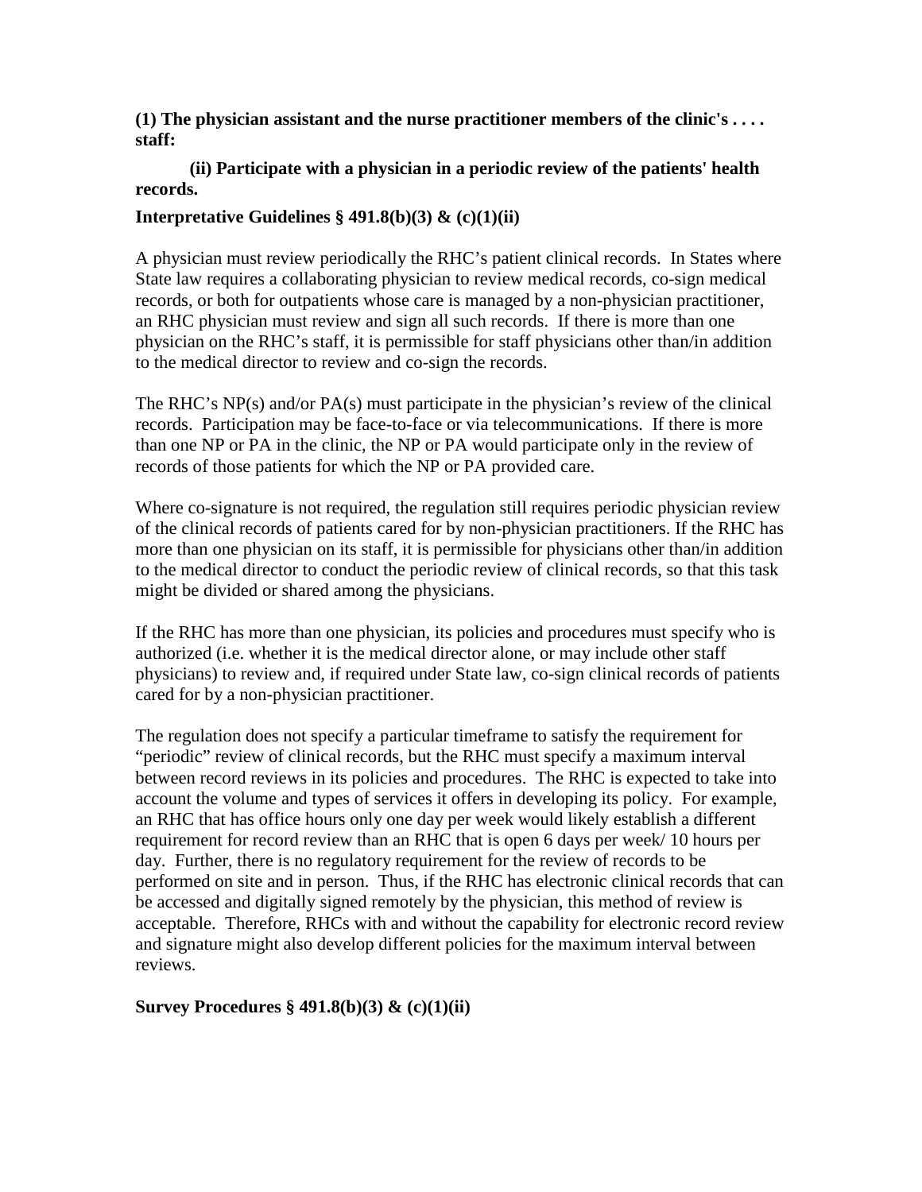**(1) The physician assistant and the nurse practitioner members of the clinic's . . . . staff:**

**(ii) Participate with a physician in a periodic review of the patients' health records.**

**Interpretative Guidelines § 491.8(b)(3) & (c)(1)(ii)**

A physician must review periodically the RHC's patient clinical records. In States where State law requires a collaborating physician to review medical records, co-sign medical records, or both for outpatients whose care is managed by a non-physician practitioner, an RHC physician must review and sign all such records. If there is more than one physician on the RHC's staff, it is permissible for staff physicians other than/in addition to the medical director to review and co-sign the records.

The RHC's NP(s) and/or PA(s) must participate in the physician's review of the clinical records. Participation may be face-to-face or via telecommunications. If there is more than one NP or PA in the clinic, the NP or PA would participate only in the review of records of those patients for which the NP or PA provided care.

Where co-signature is not required, the regulation still requires periodic physician review of the clinical records of patients cared for by non-physician practitioners. If the RHC has more than one physician on its staff, it is permissible for physicians other than/in addition to the medical director to conduct the periodic review of clinical records, so that this task might be divided or shared among the physicians.

If the RHC has more than one physician, its policies and procedures must specify who is authorized (i.e. whether it is the medical director alone, or may include other staff physicians) to review and, if required under State law, co-sign clinical records of patients cared for by a non-physician practitioner.

The regulation does not specify a particular timeframe to satisfy the requirement for "periodic" review of clinical records, but the RHC must specify a maximum interval between record reviews in its policies and procedures. The RHC is expected to take into account the volume and types of services it offers in developing its policy. For example, an RHC that has office hours only one day per week would likely establish a different requirement for record review than an RHC that is open 6 days per week/ 10 hours per day. Further, there is no regulatory requirement for the review of records to be performed on site and in person. Thus, if the RHC has electronic clinical records that can be accessed and digitally signed remotely by the physician, this method of review is acceptable. Therefore, RHCs with and without the capability for electronic record review and signature might also develop different policies for the maximum interval between reviews.

**Survey Procedures § 491.8(b)(3) & (c)(1)(ii)**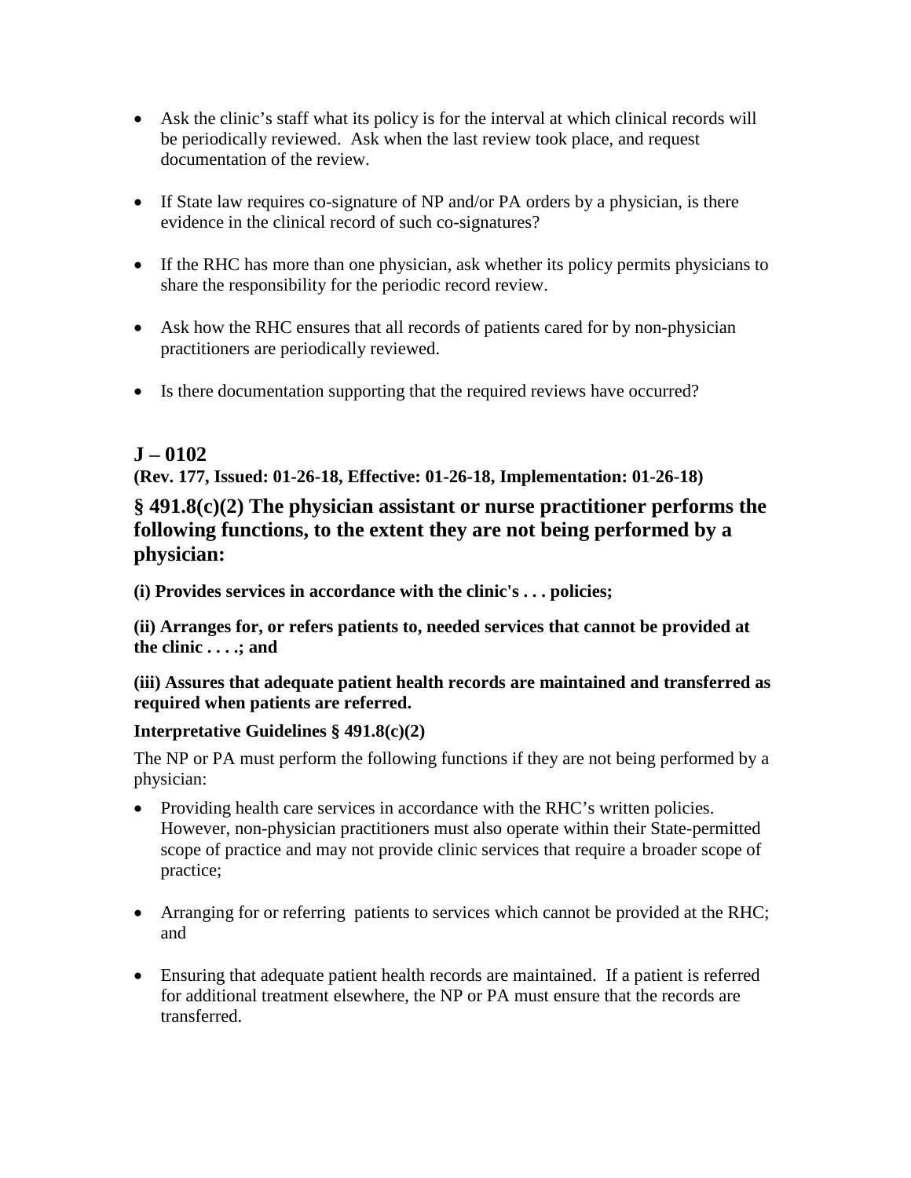- Ask the clinic's staff what its policy is for the interval at which clinical records will be periodically reviewed. Ask when the last review took place, and request documentation of the review.

- If State law requires co-signature of NP and/or PA orders by a physician, is there evidence in the clinical record of such co-signatures?

- If the RHC has more than one physician, ask whether its policy permits physicians to share the responsibility for the periodic record review.

- Ask how the RHC ensures that all records of patients cared for by non-physician practitioners are periodically reviewed.

- Is there documentation supporting that the required reviews have occurred?

## J – 0102

**(Rev. 177, Issued: 01-26-18, Effective: 01-26-18, Implementation: 01-26-18)**

### § 491.8(c)(2) The physician assistant or nurse practitioner performs the following functions, to the extent they are not being performed by a physician:

**(i) Provides services in accordance with the clinic's . . . policies;**

**(ii) Arranges for, or refers patients to, needed services that cannot be provided at the clinic . . . .; and**

**(iii) Assures that adequate patient health records are maintained and transferred as required when patients are referred.**

**Interpretative Guidelines § 491.8(c)(2)**

The NP or PA must perform the following functions if they are not being performed by a physician:

- Providing health care services in accordance with the RHC's written policies. However, non-physician practitioners must also operate within their State-permitted scope of practice and may not provide clinic services that require a broader scope of practice;

- Arranging for or referring patients to services which cannot be provided at the RHC; and

- Ensuring that adequate patient health records are maintained. If a patient is referred for additional treatment elsewhere, the NP or PA must ensure that the records are transferred.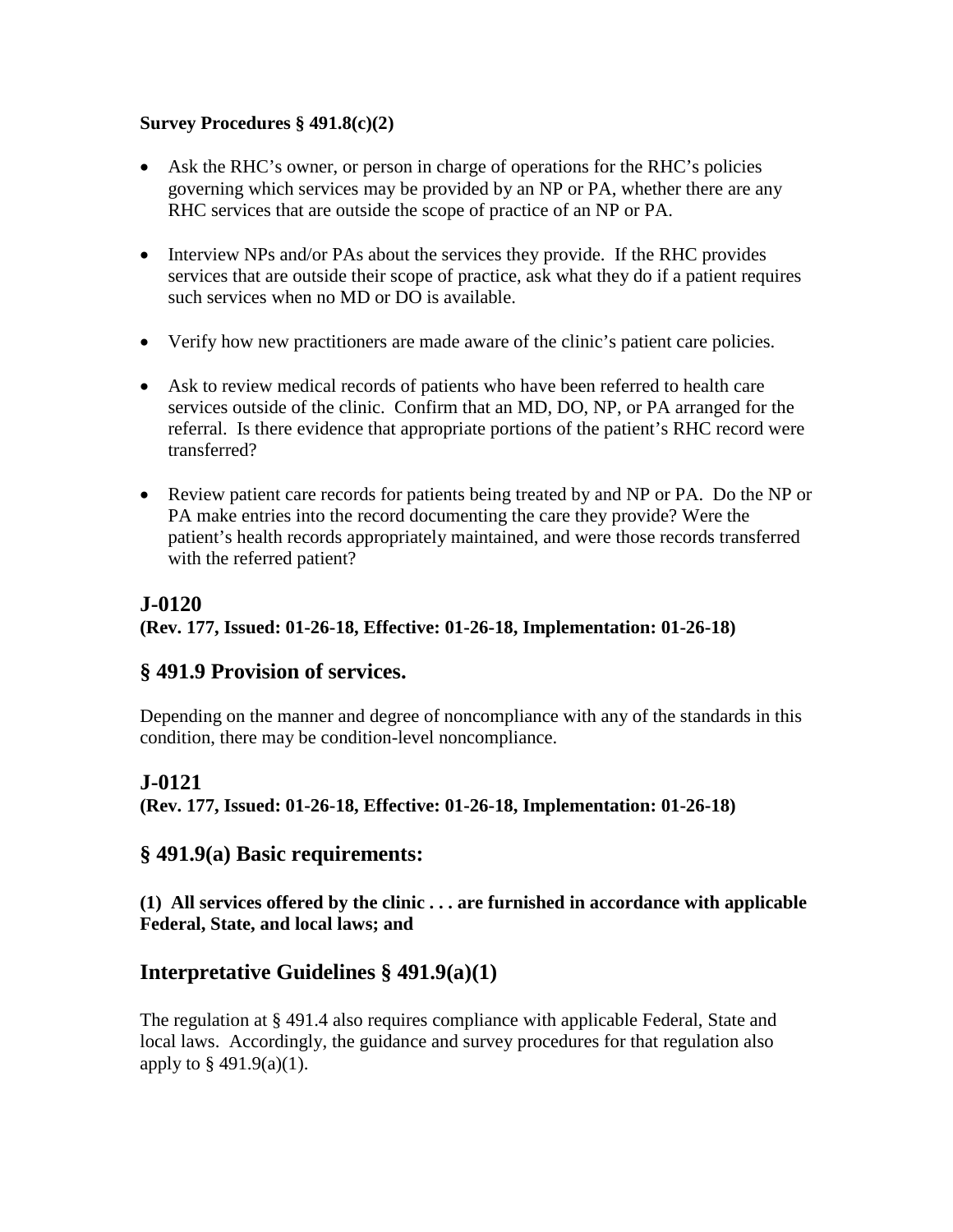**Survey Procedures § 491.8(c)(2)**

- Ask the RHC's owner, or person in charge of operations for the RHC's policies governing which services may be provided by an NP or PA, whether there are any RHC services that are outside the scope of practice of an NP or PA.

- Interview NPs and/or PAs about the services they provide. If the RHC provides services that are outside their scope of practice, ask what they do if a patient requires such services when no MD or DO is available.

- Verify how new practitioners are made aware of the clinic's patient care policies.

- Ask to review medical records of patients who have been referred to health care services outside of the clinic. Confirm that an MD, DO, NP, or PA arranged for the referral. Is there evidence that appropriate portions of the patient's RHC record were transferred?

- Review patient care records for patients being treated by and NP or PA. Do the NP or PA make entries into the record documenting the care they provide? Were the patient's health records appropriately maintained, and were those records transferred with the referred patient?

## J-0120

**(Rev. 177, Issued: 01-26-18, Effective: 01-26-18, Implementation: 01-26-18)**

## § 491.9 Provision of services.

Depending on the manner and degree of noncompliance with any of the standards in this condition, there may be condition-level noncompliance.

## J-0121

**(Rev. 177, Issued: 01-26-18, Effective: 01-26-18, Implementation: 01-26-18)**

## § 491.9(a) Basic requirements:

**(1) All services offered by the clinic . . . are furnished in accordance with applicable Federal, State, and local laws; and**

## Interpretative Guidelines § 491.9(a)(1)

The regulation at § 491.4 also requires compliance with applicable Federal, State and local laws. Accordingly, the guidance and survey procedures for that regulation also apply to § 491.9(a)(1).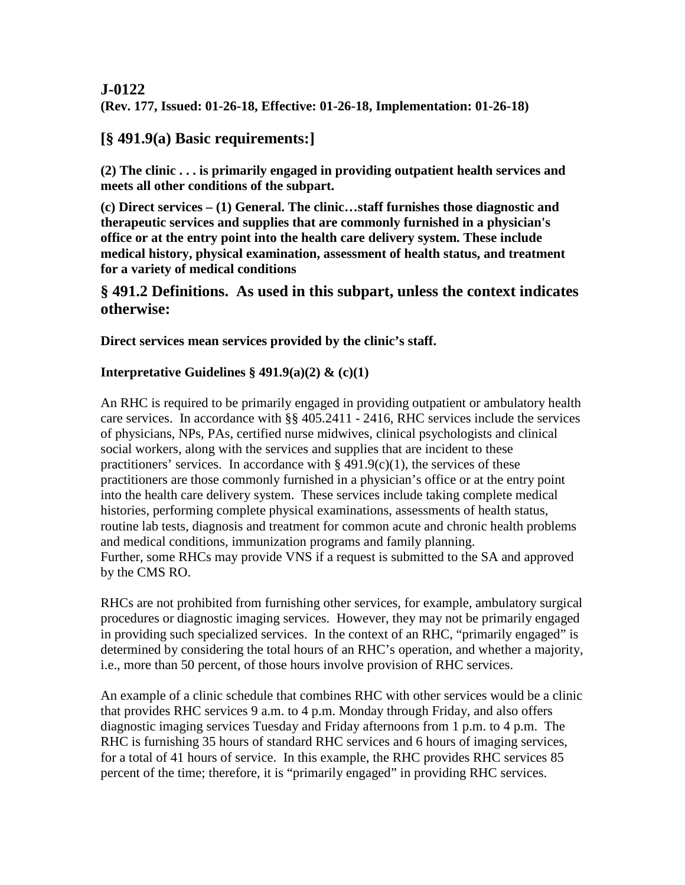## J-0122

**(Rev. 177, Issued: 01-26-18, Effective: 01-26-18, Implementation: 01-26-18)**

## [§ 491.9(a) Basic requirements:]

**(2) The clinic . . . is primarily engaged in providing outpatient health services and meets all other conditions of the subpart.**

**(c) Direct services – (1) General. The clinic…staff furnishes those diagnostic and therapeutic services and supplies that are commonly furnished in a physician's office or at the entry point into the health care delivery system. These include medical history, physical examination, assessment of health status, and treatment for a variety of medical conditions**

## § 491.2 Definitions. As used in this subpart, unless the context indicates otherwise:

**Direct services mean services provided by the clinic's staff.**

**Interpretative Guidelines § 491.9(a)(2) & (c)(1)**

An RHC is required to be primarily engaged in providing outpatient or ambulatory health care services. In accordance with §§ 405.2411 - 2416, RHC services include the services of physicians, NPs, PAs, certified nurse midwives, clinical psychologists and clinical social workers, along with the services and supplies that are incident to these practitioners' services. In accordance with § 491.9(c)(1), the services of these practitioners are those commonly furnished in a physician's office or at the entry point into the health care delivery system. These services include taking complete medical histories, performing complete physical examinations, assessments of health status, routine lab tests, diagnosis and treatment for common acute and chronic health problems and medical conditions, immunization programs and family planning.
Further, some RHCs may provide VNS if a request is submitted to the SA and approved by the CMS RO.

RHCs are not prohibited from furnishing other services, for example, ambulatory surgical procedures or diagnostic imaging services. However, they may not be primarily engaged in providing such specialized services. In the context of an RHC, "primarily engaged" is determined by considering the total hours of an RHC's operation, and whether a majority, i.e., more than 50 percent, of those hours involve provision of RHC services.

An example of a clinic schedule that combines RHC with other services would be a clinic that provides RHC services 9 a.m. to 4 p.m. Monday through Friday, and also offers diagnostic imaging services Tuesday and Friday afternoons from 1 p.m. to 4 p.m. The RHC is furnishing 35 hours of standard RHC services and 6 hours of imaging services, for a total of 41 hours of service. In this example, the RHC provides RHC services 85 percent of the time; therefore, it is "primarily engaged" in providing RHC services.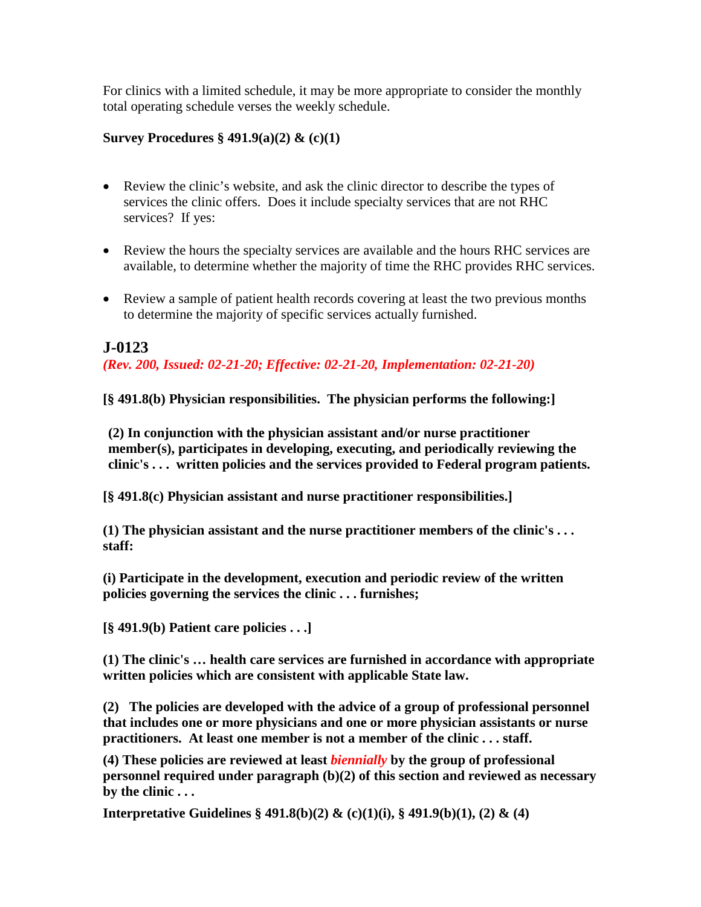For clinics with a limited schedule, it may be more appropriate to consider the monthly total operating schedule verses the weekly schedule.

**Survey Procedures § 491.9(a)(2) & (c)(1)**

- Review the clinic's website, and ask the clinic director to describe the types of services the clinic offers. Does it include specialty services that are not RHC services? If yes:

- Review the hours the specialty services are available and the hours RHC services are available, to determine whether the majority of time the RHC provides RHC services.

- Review a sample of patient health records covering at least the two previous months to determine the majority of specific services actually furnished.

## J-0123

***(Rev. 200, Issued: 02-21-20; Effective: 02-21-20, Implementation: 02-21-20)***

**[§ 491.8(b) Physician responsibilities. The physician performs the following:]**

**(2) In conjunction with the physician assistant and/or nurse practitioner member(s), participates in developing, executing, and periodically reviewing the clinic's . . . written policies and the services provided to Federal program patients.**

**[§ 491.8(c) Physician assistant and nurse practitioner responsibilities.]**

**(1) The physician assistant and the nurse practitioner members of the clinic's . . . staff:**

**(i) Participate in the development, execution and periodic review of the written policies governing the services the clinic . . . furnishes;**

**[§ 491.9(b) Patient care policies . . .]**

**(1) The clinic's … health care services are furnished in accordance with appropriate written policies which are consistent with applicable State law.**

**(2) The policies are developed with the advice of a group of professional personnel that includes one or more physicians and one or more physician assistants or nurse practitioners. At least one member is not a member of the clinic . . . staff.**

**(4) These policies are reviewed at least *biennially* by the group of professional personnel required under paragraph (b)(2) of this section and reviewed as necessary by the clinic . . .**

**Interpretative Guidelines § 491.8(b)(2) & (c)(1)(i), § 491.9(b)(1), (2) & (4)**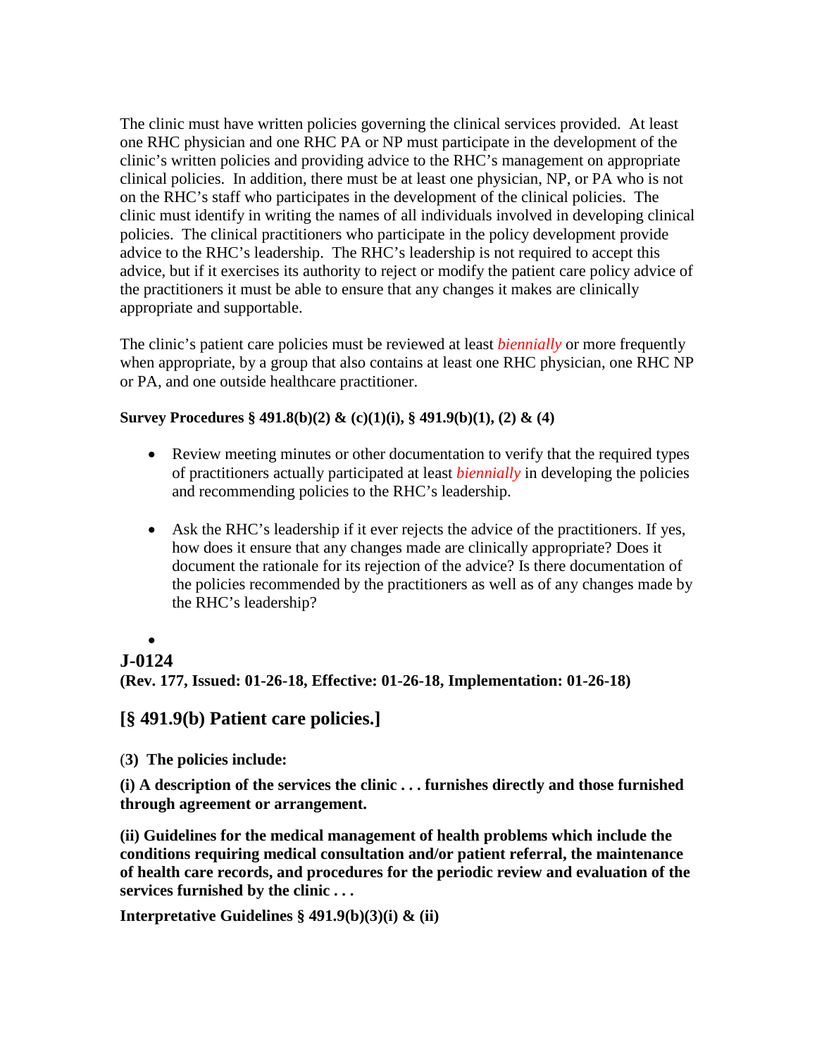The clinic must have written policies governing the clinical services provided. At least one RHC physician and one RHC PA or NP must participate in the development of the clinic's written policies and providing advice to the RHC's management on appropriate clinical policies. In addition, there must be at least one physician, NP, or PA who is not on the RHC's staff who participates in the development of the clinical policies. The clinic must identify in writing the names of all individuals involved in developing clinical policies. The clinical practitioners who participate in the policy development provide advice to the RHC's leadership. The RHC's leadership is not required to accept this advice, but if it exercises its authority to reject or modify the patient care policy advice of the practitioners it must be able to ensure that any changes it makes are clinically appropriate and supportable.

The clinic's patient care policies must be reviewed at least *biennially* or more frequently when appropriate, by a group that also contains at least one RHC physician, one RHC NP or PA, and one outside healthcare practitioner.

**Survey Procedures § 491.8(b)(2) & (c)(1)(i), § 491.9(b)(1), (2) & (4)**

- Review meeting minutes or other documentation to verify that the required types of practitioners actually participated at least *biennially* in developing the policies and recommending policies to the RHC's leadership.
- Ask the RHC's leadership if it ever rejects the advice of the practitioners. If yes, how does it ensure that any changes made are clinically appropriate? Does it document the rationale for its rejection of the advice? Is there documentation of the policies recommended by the practitioners as well as of any changes made by the RHC's leadership?

## J-0124

**(Rev. 177, Issued: 01-26-18, Effective: 01-26-18, Implementation: 01-26-18)**

## [§ 491.9(b) Patient care policies.]

(**3) The policies include:**

**(i) A description of the services the clinic . . . furnishes directly and those furnished through agreement or arrangement.**

**(ii) Guidelines for the medical management of health problems which include the conditions requiring medical consultation and/or patient referral, the maintenance of health care records, and procedures for the periodic review and evaluation of the services furnished by the clinic . . .**

**Interpretative Guidelines § 491.9(b)(3)(i) & (ii)**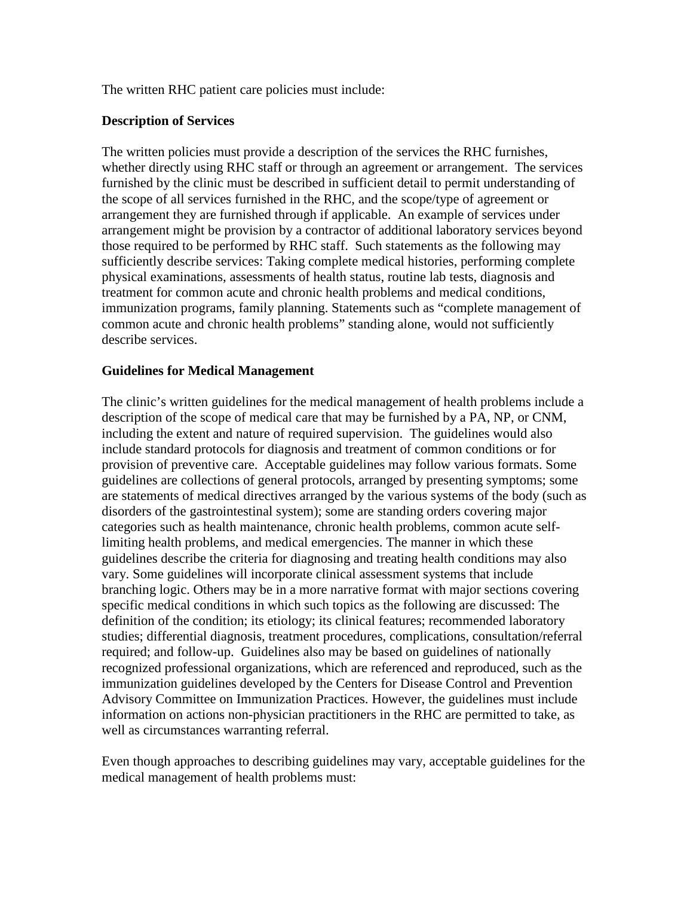The written RHC patient care policies must include:

**Description of Services**

The written policies must provide a description of the services the RHC furnishes, whether directly using RHC staff or through an agreement or arrangement. The services furnished by the clinic must be described in sufficient detail to permit understanding of the scope of all services furnished in the RHC, and the scope/type of agreement or arrangement they are furnished through if applicable. An example of services under arrangement might be provision by a contractor of additional laboratory services beyond those required to be performed by RHC staff. Such statements as the following may sufficiently describe services: Taking complete medical histories, performing complete physical examinations, assessments of health status, routine lab tests, diagnosis and treatment for common acute and chronic health problems and medical conditions, immunization programs, family planning. Statements such as "complete management of common acute and chronic health problems" standing alone, would not sufficiently describe services.

**Guidelines for Medical Management**

The clinic's written guidelines for the medical management of health problems include a description of the scope of medical care that may be furnished by a PA, NP, or CNM, including the extent and nature of required supervision. The guidelines would also include standard protocols for diagnosis and treatment of common conditions or for provision of preventive care. Acceptable guidelines may follow various formats. Some guidelines are collections of general protocols, arranged by presenting symptoms; some are statements of medical directives arranged by the various systems of the body (such as disorders of the gastrointestinal system); some are standing orders covering major categories such as health maintenance, chronic health problems, common acute self-limiting health problems, and medical emergencies. The manner in which these guidelines describe the criteria for diagnosing and treating health conditions may also vary. Some guidelines will incorporate clinical assessment systems that include branching logic. Others may be in a more narrative format with major sections covering specific medical conditions in which such topics as the following are discussed: The definition of the condition; its etiology; its clinical features; recommended laboratory studies; differential diagnosis, treatment procedures, complications, consultation/referral required; and follow-up. Guidelines also may be based on guidelines of nationally recognized professional organizations, which are referenced and reproduced, such as the immunization guidelines developed by the Centers for Disease Control and Prevention Advisory Committee on Immunization Practices. However, the guidelines must include information on actions non-physician practitioners in the RHC are permitted to take, as well as circumstances warranting referral.

Even though approaches to describing guidelines may vary, acceptable guidelines for the medical management of health problems must: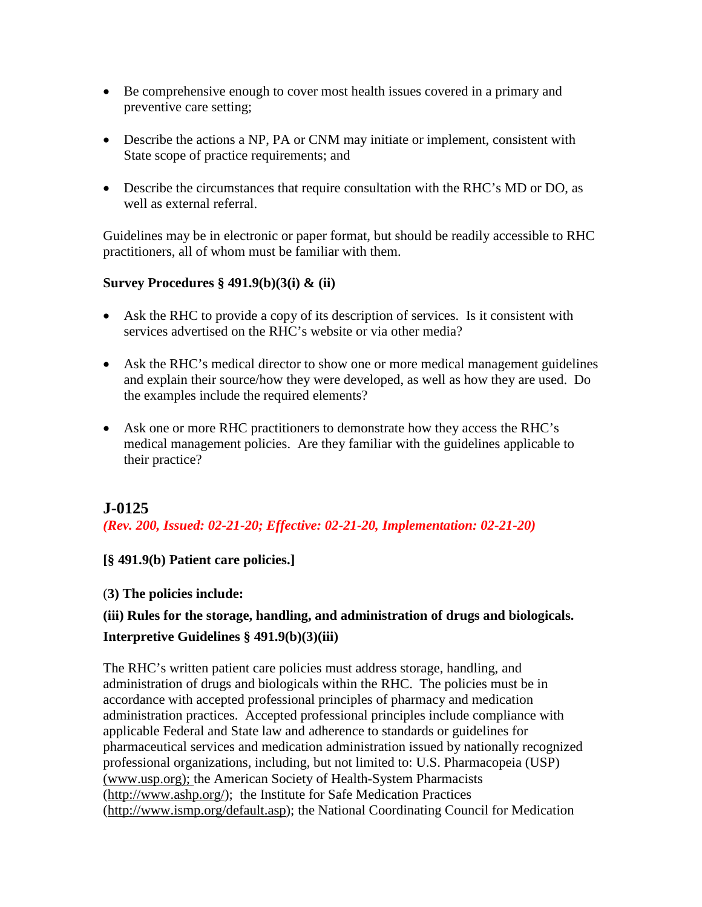- Be comprehensive enough to cover most health issues covered in a primary and preventive care setting;
- Describe the actions a NP, PA or CNM may initiate or implement, consistent with State scope of practice requirements; and
- Describe the circumstances that require consultation with the RHC's MD or DO, as well as external referral.

Guidelines may be in electronic or paper format, but should be readily accessible to RHC practitioners, all of whom must be familiar with them.

**Survey Procedures § 491.9(b)(3(i) & (ii)**

- Ask the RHC to provide a copy of its description of services. Is it consistent with services advertised on the RHC's website or via other media?
- Ask the RHC's medical director to show one or more medical management guidelines and explain their source/how they were developed, as well as how they are used. Do the examples include the required elements?
- Ask one or more RHC practitioners to demonstrate how they access the RHC's medical management policies. Are they familiar with the guidelines applicable to their practice?

## J-0125

*(Rev. 200, Issued: 02-21-20; Effective: 02-21-20, Implementation: 02-21-20)*

**[§ 491.9(b) Patient care policies.]**

(**3) The policies include:**

**(iii) Rules for the storage, handling, and administration of drugs and biologicals.**

**Interpretive Guidelines § 491.9(b)(3)(iii)**

The RHC's written patient care policies must address storage, handling, and administration of drugs and biologicals within the RHC. The policies must be in accordance with accepted professional principles of pharmacy and medication administration practices. Accepted professional principles include compliance with applicable Federal and State law and adherence to standards or guidelines for pharmaceutical services and medication administration issued by nationally recognized professional organizations, including, but not limited to: U.S. Pharmacopeia (USP) (www.usp.org); the American Society of Health-System Pharmacists (http://www.ashp.org/); the Institute for Safe Medication Practices (http://www.ismp.org/default.asp); the National Coordinating Council for Medication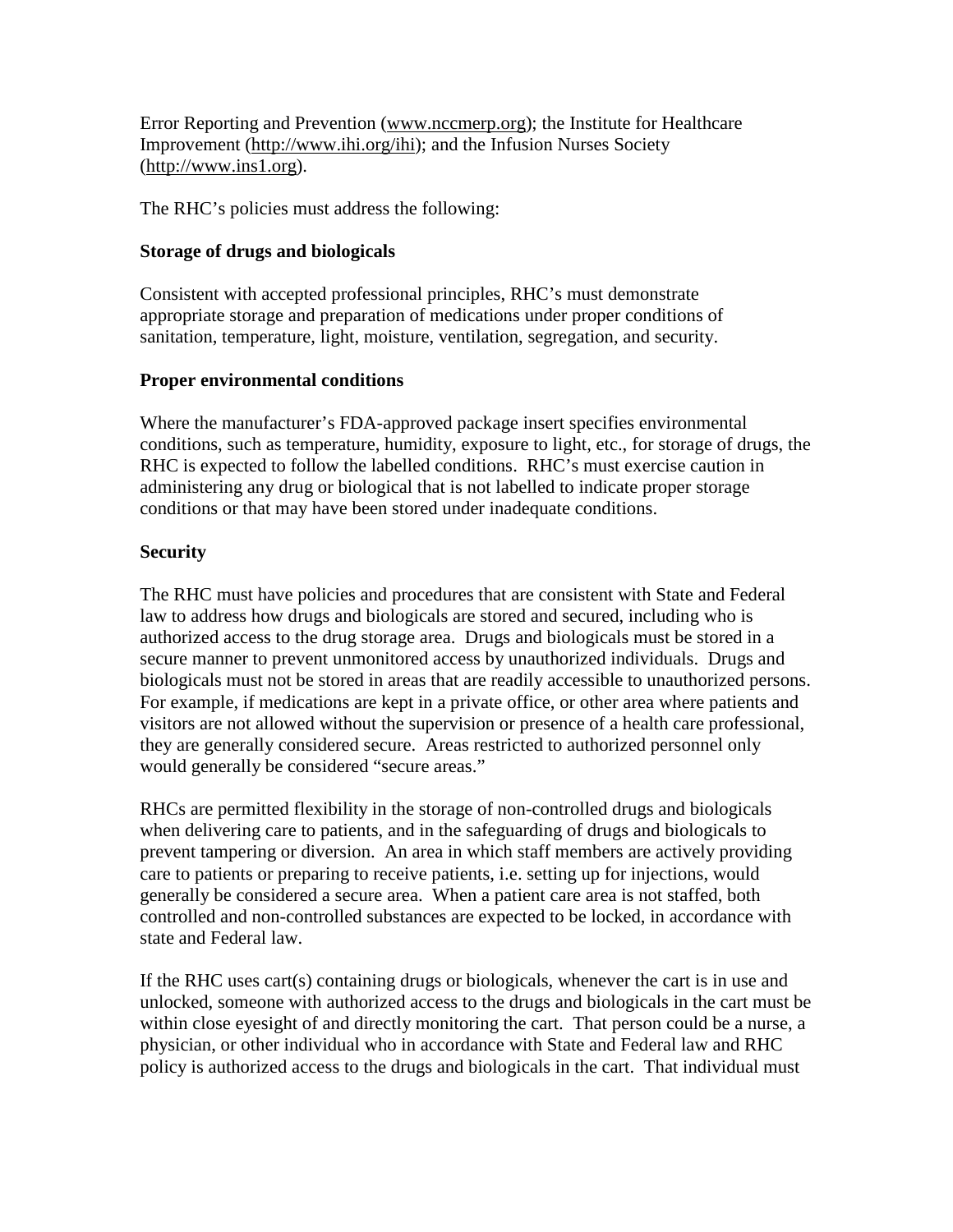Error Reporting and Prevention (www.nccmerp.org); the Institute for Healthcare Improvement (http://www.ihi.org/ihi); and the Infusion Nurses Society (http://www.ins1.org).

The RHC's policies must address the following:

**Storage of drugs and biologicals**

Consistent with accepted professional principles, RHC's must demonstrate appropriate storage and preparation of medications under proper conditions of sanitation, temperature, light, moisture, ventilation, segregation, and security.

**Proper environmental conditions**

Where the manufacturer's FDA-approved package insert specifies environmental conditions, such as temperature, humidity, exposure to light, etc., for storage of drugs, the RHC is expected to follow the labelled conditions. RHC's must exercise caution in administering any drug or biological that is not labelled to indicate proper storage conditions or that may have been stored under inadequate conditions.

**Security**

The RHC must have policies and procedures that are consistent with State and Federal law to address how drugs and biologicals are stored and secured, including who is authorized access to the drug storage area. Drugs and biologicals must be stored in a secure manner to prevent unmonitored access by unauthorized individuals. Drugs and biologicals must not be stored in areas that are readily accessible to unauthorized persons. For example, if medications are kept in a private office, or other area where patients and visitors are not allowed without the supervision or presence of a health care professional, they are generally considered secure. Areas restricted to authorized personnel only would generally be considered "secure areas."

RHCs are permitted flexibility in the storage of non-controlled drugs and biologicals when delivering care to patients, and in the safeguarding of drugs and biologicals to prevent tampering or diversion. An area in which staff members are actively providing care to patients or preparing to receive patients, i.e. setting up for injections, would generally be considered a secure area. When a patient care area is not staffed, both controlled and non-controlled substances are expected to be locked, in accordance with state and Federal law.

If the RHC uses cart(s) containing drugs or biologicals, whenever the cart is in use and unlocked, someone with authorized access to the drugs and biologicals in the cart must be within close eyesight of and directly monitoring the cart. That person could be a nurse, a physician, or other individual who in accordance with State and Federal law and RHC policy is authorized access to the drugs and biologicals in the cart. That individual must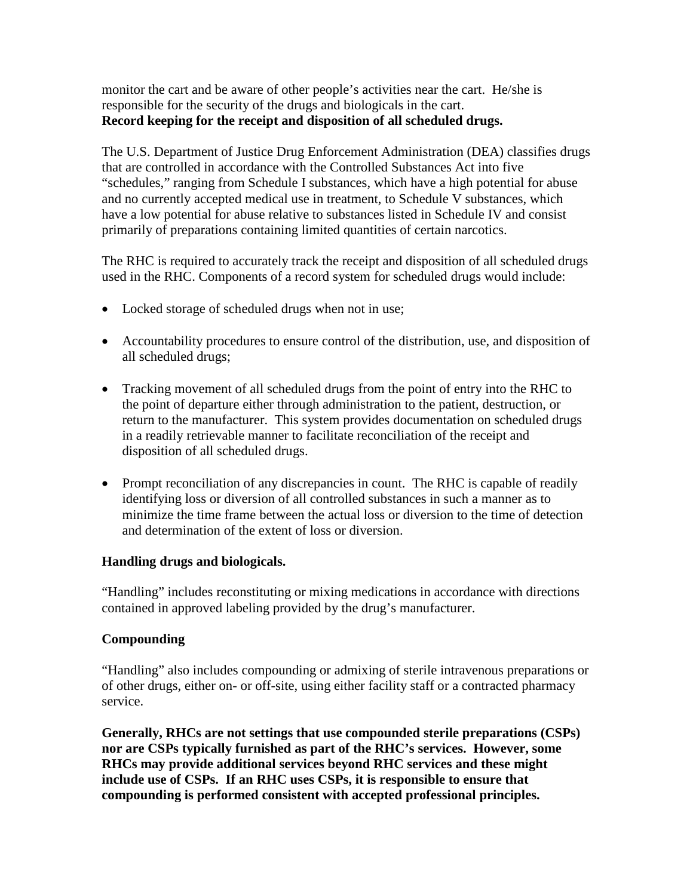monitor the cart and be aware of other people's activities near the cart. He/she is responsible for the security of the drugs and biologicals in the cart.

**Record keeping for the receipt and disposition of all scheduled drugs.**

The U.S. Department of Justice Drug Enforcement Administration (DEA) classifies drugs that are controlled in accordance with the Controlled Substances Act into five "schedules," ranging from Schedule I substances, which have a high potential for abuse and no currently accepted medical use in treatment, to Schedule V substances, which have a low potential for abuse relative to substances listed in Schedule IV and consist primarily of preparations containing limited quantities of certain narcotics.

The RHC is required to accurately track the receipt and disposition of all scheduled drugs used in the RHC. Components of a record system for scheduled drugs would include:

- Locked storage of scheduled drugs when not in use;
- Accountability procedures to ensure control of the distribution, use, and disposition of all scheduled drugs;
- Tracking movement of all scheduled drugs from the point of entry into the RHC to the point of departure either through administration to the patient, destruction, or return to the manufacturer. This system provides documentation on scheduled drugs in a readily retrievable manner to facilitate reconciliation of the receipt and disposition of all scheduled drugs.
- Prompt reconciliation of any discrepancies in count. The RHC is capable of readily identifying loss or diversion of all controlled substances in such a manner as to minimize the time frame between the actual loss or diversion to the time of detection and determination of the extent of loss or diversion.

**Handling drugs and biologicals.**

"Handling" includes reconstituting or mixing medications in accordance with directions contained in approved labeling provided by the drug's manufacturer.

**Compounding**

"Handling" also includes compounding or admixing of sterile intravenous preparations or of other drugs, either on- or off-site, using either facility staff or a contracted pharmacy service.

**Generally, RHCs are not settings that use compounded sterile preparations (CSPs) nor are CSPs typically furnished as part of the RHC's services. However, some RHCs may provide additional services beyond RHC services and these might include use of CSPs. If an RHC uses CSPs, it is responsible to ensure that compounding is performed consistent with accepted professional principles.**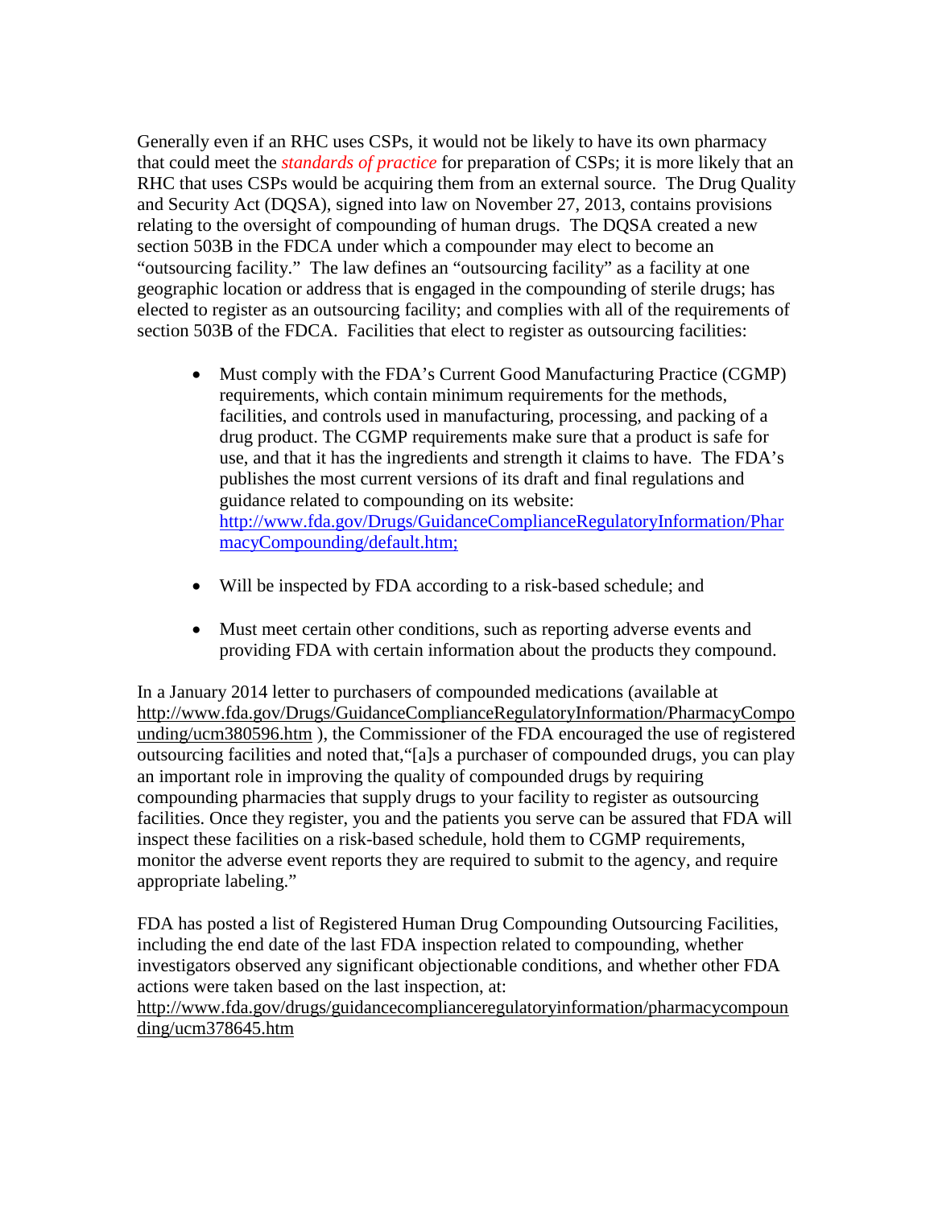Generally even if an RHC uses CSPs, it would not be likely to have its own pharmacy that could meet the *standards of practice* for preparation of CSPs; it is more likely that an RHC that uses CSPs would be acquiring them from an external source. The Drug Quality and Security Act (DQSA), signed into law on November 27, 2013, contains provisions relating to the oversight of compounding of human drugs. The DQSA created a new section 503B in the FDCA under which a compounder may elect to become an "outsourcing facility." The law defines an "outsourcing facility" as a facility at one geographic location or address that is engaged in the compounding of sterile drugs; has elected to register as an outsourcing facility; and complies with all of the requirements of section 503B of the FDCA. Facilities that elect to register as outsourcing facilities:

- Must comply with the FDA's Current Good Manufacturing Practice (CGMP) requirements, which contain minimum requirements for the methods, facilities, and controls used in manufacturing, processing, and packing of a drug product. The CGMP requirements make sure that a product is safe for use, and that it has the ingredients and strength it claims to have. The FDA's publishes the most current versions of its draft and final regulations and guidance related to compounding on its website: [http://www.fda.gov/Drugs/GuidanceComplianceRegulatoryInformation/PharmacyCompounding/default.htm;](http://www.fda.gov/Drugs/GuidanceComplianceRegulatoryInformation/PharmacyCompounding/default.htm)

- Will be inspected by FDA according to a risk-based schedule; and

- Must meet certain other conditions, such as reporting adverse events and providing FDA with certain information about the products they compound.

In a January 2014 letter to purchasers of compounded medications (available at [http://www.fda.gov/Drugs/GuidanceComplianceRegulatoryInformation/PharmacyCompounding/ucm380596.htm](http://www.fda.gov/Drugs/GuidanceComplianceRegulatoryInformation/PharmacyCompounding/ucm380596.htm) ), the Commissioner of the FDA encouraged the use of registered outsourcing facilities and noted that,"[a]s a purchaser of compounded drugs, you can play an important role in improving the quality of compounded drugs by requiring compounding pharmacies that supply drugs to your facility to register as outsourcing facilities. Once they register, you and the patients you serve can be assured that FDA will inspect these facilities on a risk-based schedule, hold them to CGMP requirements, monitor the adverse event reports they are required to submit to the agency, and require appropriate labeling."

FDA has posted a list of Registered Human Drug Compounding Outsourcing Facilities, including the end date of the last FDA inspection related to compounding, whether investigators observed any significant objectionable conditions, and whether other FDA actions were taken based on the last inspection, at: [http://www.fda.gov/drugs/guidancecomplianceregulatoryinformation/pharmacycompounding/ucm378645.htm](http://www.fda.gov/drugs/guidancecomplianceregulatoryinformation/pharmacycompounding/ucm378645.htm)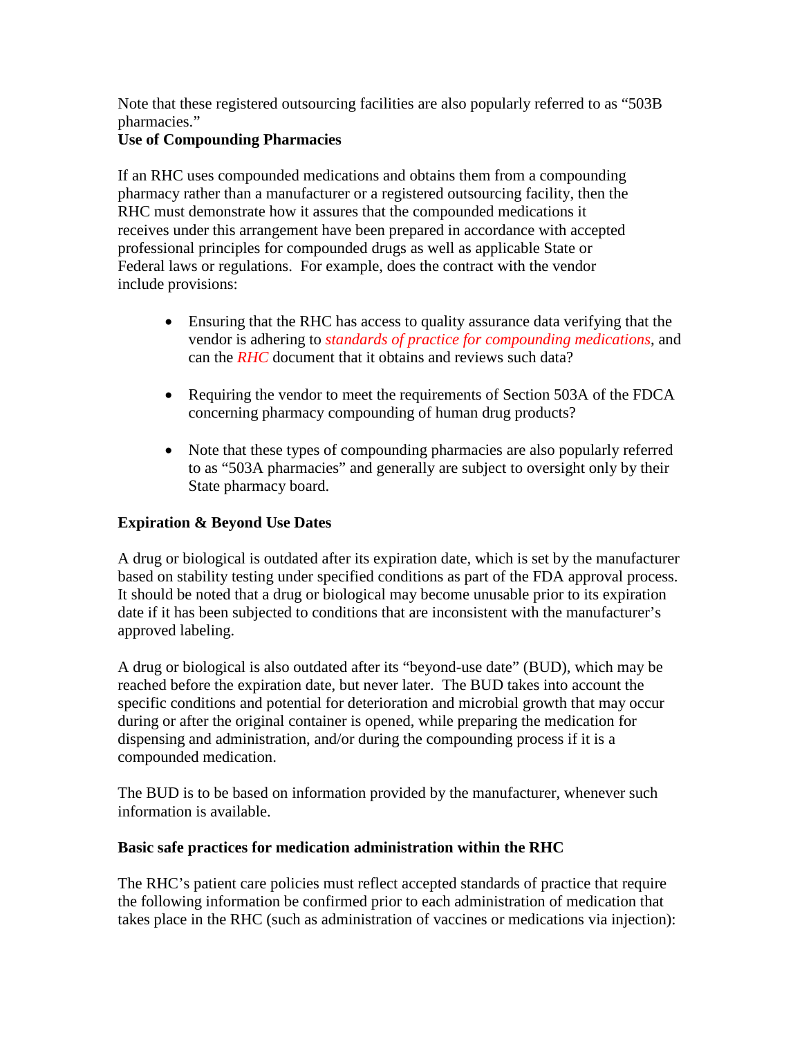Note that these registered outsourcing facilities are also popularly referred to as "503B pharmacies."

**Use of Compounding Pharmacies**

If an RHC uses compounded medications and obtains them from a compounding pharmacy rather than a manufacturer or a registered outsourcing facility, then the RHC must demonstrate how it assures that the compounded medications it receives under this arrangement have been prepared in accordance with accepted professional principles for compounded drugs as well as applicable State or Federal laws or regulations. For example, does the contract with the vendor include provisions:

- Ensuring that the RHC has access to quality assurance data verifying that the vendor is adhering to *standards of practice for compounding medications*, and can the *RHC* document that it obtains and reviews such data?
- Requiring the vendor to meet the requirements of Section 503A of the FDCA concerning pharmacy compounding of human drug products?
- Note that these types of compounding pharmacies are also popularly referred to as "503A pharmacies" and generally are subject to oversight only by their State pharmacy board.

**Expiration & Beyond Use Dates**

A drug or biological is outdated after its expiration date, which is set by the manufacturer based on stability testing under specified conditions as part of the FDA approval process. It should be noted that a drug or biological may become unusable prior to its expiration date if it has been subjected to conditions that are inconsistent with the manufacturer's approved labeling.

A drug or biological is also outdated after its "beyond-use date" (BUD), which may be reached before the expiration date, but never later. The BUD takes into account the specific conditions and potential for deterioration and microbial growth that may occur during or after the original container is opened, while preparing the medication for dispensing and administration, and/or during the compounding process if it is a compounded medication.

The BUD is to be based on information provided by the manufacturer, whenever such information is available.

**Basic safe practices for medication administration within the RHC**

The RHC's patient care policies must reflect accepted standards of practice that require the following information be confirmed prior to each administration of medication that takes place in the RHC (such as administration of vaccines or medications via injection):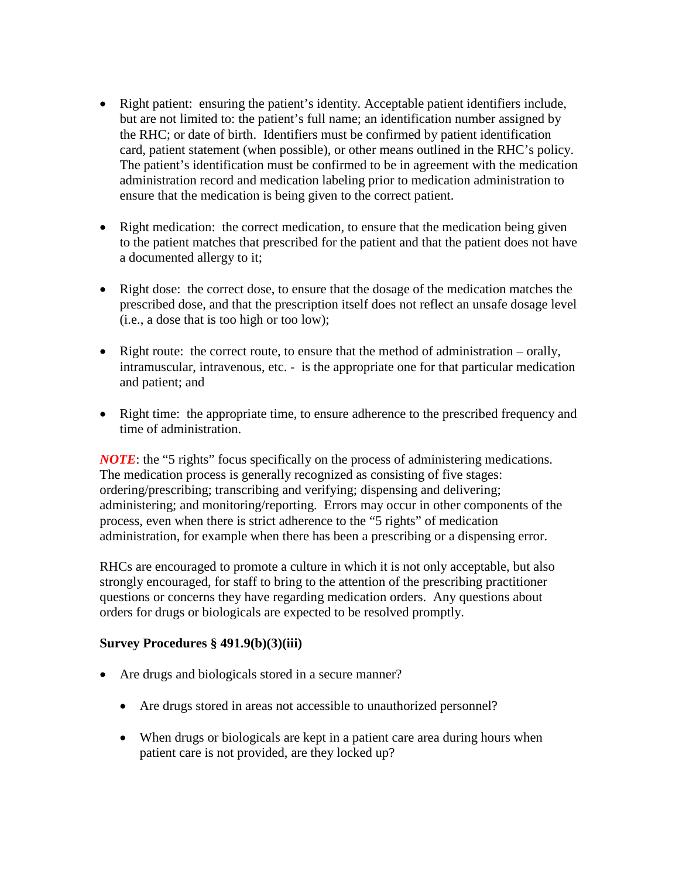- Right patient: ensuring the patient's identity. Acceptable patient identifiers include, but are not limited to: the patient's full name; an identification number assigned by the RHC; or date of birth. Identifiers must be confirmed by patient identification card, patient statement (when possible), or other means outlined in the RHC's policy. The patient's identification must be confirmed to be in agreement with the medication administration record and medication labeling prior to medication administration to ensure that the medication is being given to the correct patient.

- Right medication: the correct medication, to ensure that the medication being given to the patient matches that prescribed for the patient and that the patient does not have a documented allergy to it;

- Right dose: the correct dose, to ensure that the dosage of the medication matches the prescribed dose, and that the prescription itself does not reflect an unsafe dosage level (i.e., a dose that is too high or too low);

- Right route: the correct route, to ensure that the method of administration – orally, intramuscular, intravenous, etc. - is the appropriate one for that particular medication and patient; and

- Right time: the appropriate time, to ensure adherence to the prescribed frequency and time of administration.

***NOTE***: the "5 rights" focus specifically on the process of administering medications. The medication process is generally recognized as consisting of five stages: ordering/prescribing; transcribing and verifying; dispensing and delivering; administering; and monitoring/reporting. Errors may occur in other components of the process, even when there is strict adherence to the "5 rights" of medication administration, for example when there has been a prescribing or a dispensing error.

RHCs are encouraged to promote a culture in which it is not only acceptable, but also strongly encouraged, for staff to bring to the attention of the prescribing practitioner questions or concerns they have regarding medication orders. Any questions about orders for drugs or biologicals are expected to be resolved promptly.

**Survey Procedures § 491.9(b)(3)(iii)**

- Are drugs and biologicals stored in a secure manner?

  - Are drugs stored in areas not accessible to unauthorized personnel?

  - When drugs or biologicals are kept in a patient care area during hours when patient care is not provided, are they locked up?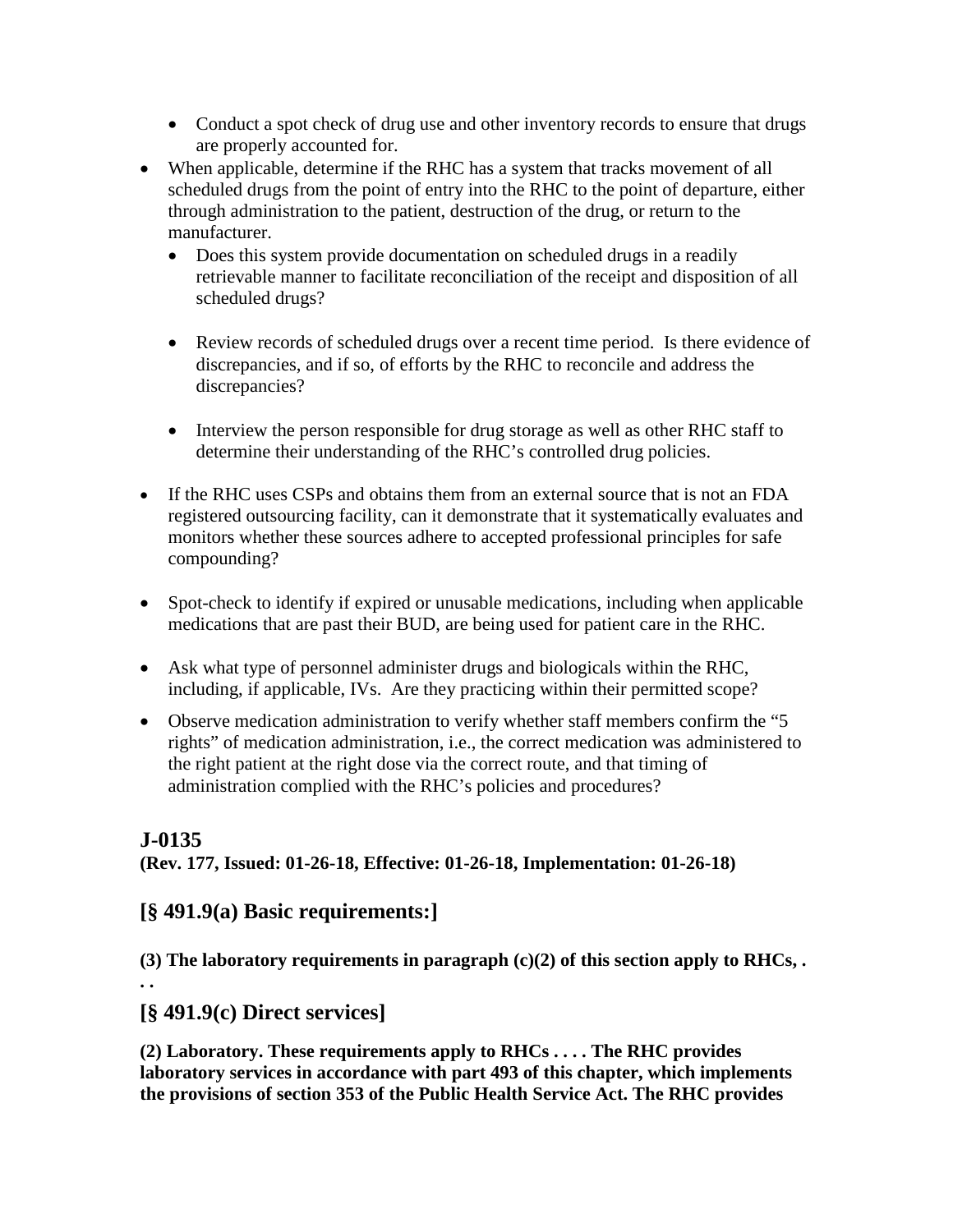- Conduct a spot check of drug use and other inventory records to ensure that drugs are properly accounted for.
- When applicable, determine if the RHC has a system that tracks movement of all scheduled drugs from the point of entry into the RHC to the point of departure, either through administration to the patient, destruction of the drug, or return to the manufacturer.
  - Does this system provide documentation on scheduled drugs in a readily retrievable manner to facilitate reconciliation of the receipt and disposition of all scheduled drugs?
  - Review records of scheduled drugs over a recent time period. Is there evidence of discrepancies, and if so, of efforts by the RHC to reconcile and address the discrepancies?
  - Interview the person responsible for drug storage as well as other RHC staff to determine their understanding of the RHC's controlled drug policies.
- If the RHC uses CSPs and obtains them from an external source that is not an FDA registered outsourcing facility, can it demonstrate that it systematically evaluates and monitors whether these sources adhere to accepted professional principles for safe compounding?
- Spot-check to identify if expired or unusable medications, including when applicable medications that are past their BUD, are being used for patient care in the RHC.
- Ask what type of personnel administer drugs and biologicals within the RHC, including, if applicable, IVs. Are they practicing within their permitted scope?
- Observe medication administration to verify whether staff members confirm the "5 rights" of medication administration, i.e., the correct medication was administered to the right patient at the right dose via the correct route, and that timing of administration complied with the RHC's policies and procedures?

## J-0135

**(Rev. 177, Issued: 01-26-18, Effective: 01-26-18, Implementation: 01-26-18)**

## [§ 491.9(a) Basic requirements:]

**(3) The laboratory requirements in paragraph (c)(2) of this section apply to RHCs, . . .**

## [§ 491.9(c) Direct services]

**(2) Laboratory. These requirements apply to RHCs . . . . The RHC provides laboratory services in accordance with part 493 of this chapter, which implements the provisions of section 353 of the Public Health Service Act. The RHC provides**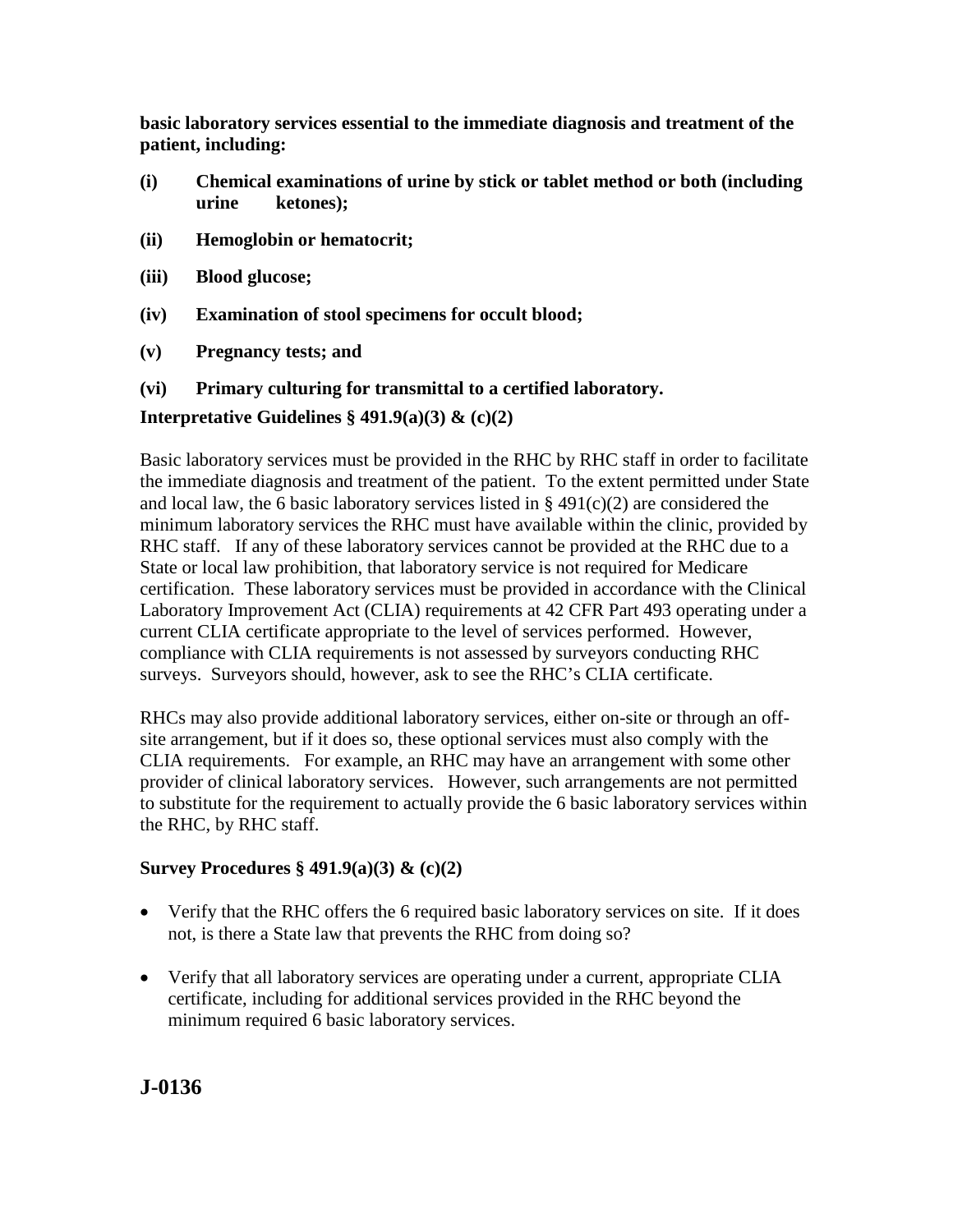**basic laboratory services essential to the immediate diagnosis and treatment of the patient, including:**

**(i) Chemical examinations of urine by stick or tablet method or both (including urine ketones);**

**(ii) Hemoglobin or hematocrit;**

**(iii) Blood glucose;**

**(iv) Examination of stool specimens for occult blood;**

**(v) Pregnancy tests; and**

**(vi) Primary culturing for transmittal to a certified laboratory.**

**Interpretative Guidelines § 491.9(a)(3) & (c)(2)**

Basic laboratory services must be provided in the RHC by RHC staff in order to facilitate the immediate diagnosis and treatment of the patient. To the extent permitted under State and local law, the 6 basic laboratory services listed in § 491(c)(2) are considered the minimum laboratory services the RHC must have available within the clinic, provided by RHC staff. If any of these laboratory services cannot be provided at the RHC due to a State or local law prohibition, that laboratory service is not required for Medicare certification. These laboratory services must be provided in accordance with the Clinical Laboratory Improvement Act (CLIA) requirements at 42 CFR Part 493 operating under a current CLIA certificate appropriate to the level of services performed. However, compliance with CLIA requirements is not assessed by surveyors conducting RHC surveys. Surveyors should, however, ask to see the RHC's CLIA certificate.

RHCs may also provide additional laboratory services, either on-site or through an off-site arrangement, but if it does so, these optional services must also comply with the CLIA requirements. For example, an RHC may have an arrangement with some other provider of clinical laboratory services. However, such arrangements are not permitted to substitute for the requirement to actually provide the 6 basic laboratory services within the RHC, by RHC staff.

**Survey Procedures § 491.9(a)(3) & (c)(2)**

- Verify that the RHC offers the 6 required basic laboratory services on site. If it does not, is there a State law that prevents the RHC from doing so?
- Verify that all laboratory services are operating under a current, appropriate CLIA certificate, including for additional services provided in the RHC beyond the minimum required 6 basic laboratory services.

## J-0136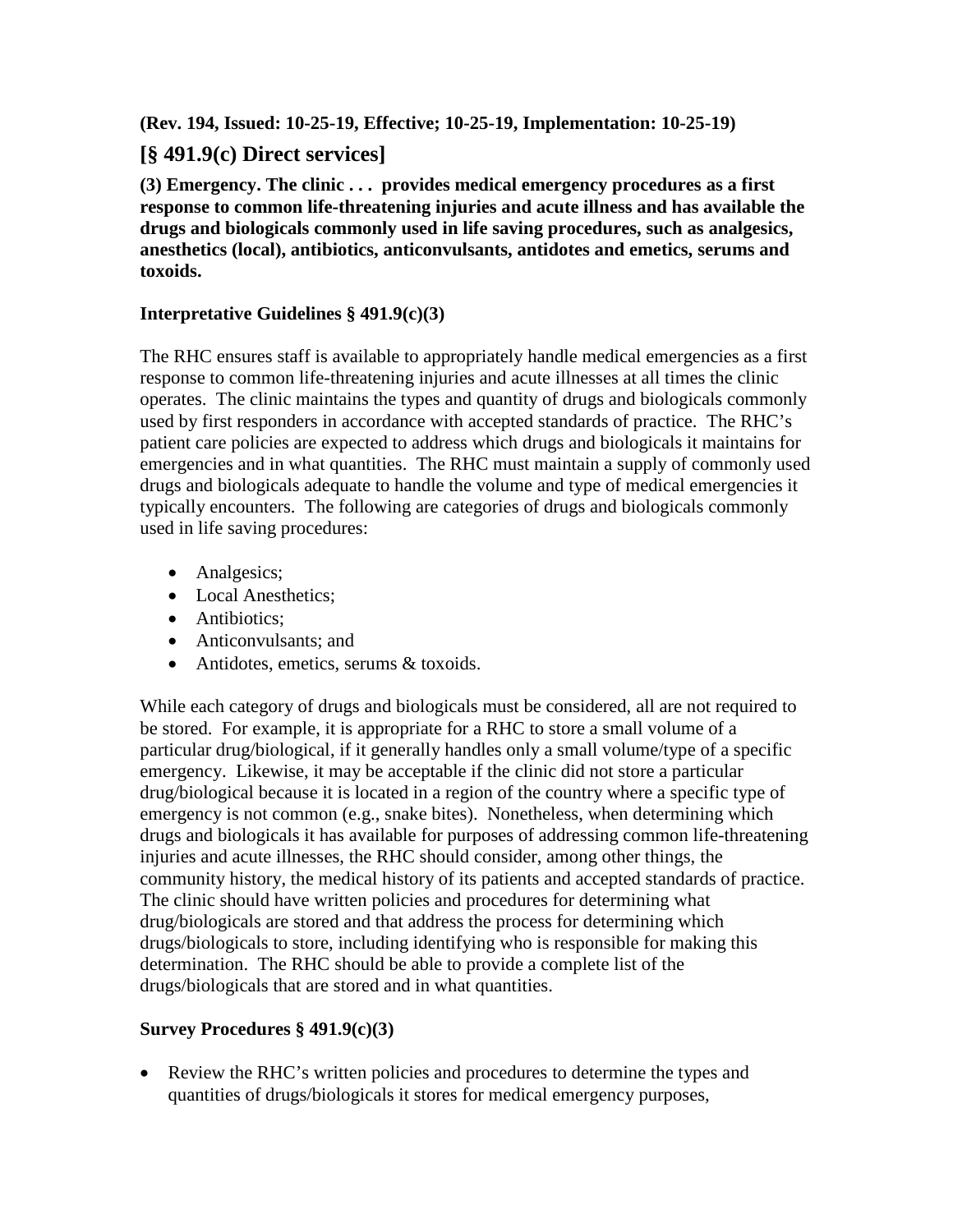**(Rev. 194, Issued: 10-25-19, Effective; 10-25-19, Implementation: 10-25-19)**

## [§ 491.9(c) Direct services]

**(3) Emergency. The clinic . . . provides medical emergency procedures as a first response to common life-threatening injuries and acute illness and has available the drugs and biologicals commonly used in life saving procedures, such as analgesics, anesthetics (local), antibiotics, anticonvulsants, antidotes and emetics, serums and toxoids.**

**Interpretative Guidelines § 491.9(c)(3)**

The RHC ensures staff is available to appropriately handle medical emergencies as a first response to common life-threatening injuries and acute illnesses at all times the clinic operates. The clinic maintains the types and quantity of drugs and biologicals commonly used by first responders in accordance with accepted standards of practice. The RHC's patient care policies are expected to address which drugs and biologicals it maintains for emergencies and in what quantities. The RHC must maintain a supply of commonly used drugs and biologicals adequate to handle the volume and type of medical emergencies it typically encounters. The following are categories of drugs and biologicals commonly used in life saving procedures:

- Analgesics;
- Local Anesthetics;
- Antibiotics;
- Anticonvulsants; and
- Antidotes, emetics, serums & toxoids.

While each category of drugs and biologicals must be considered, all are not required to be stored. For example, it is appropriate for a RHC to store a small volume of a particular drug/biological, if it generally handles only a small volume/type of a specific emergency. Likewise, it may be acceptable if the clinic did not store a particular drug/biological because it is located in a region of the country where a specific type of emergency is not common (e.g., snake bites). Nonetheless, when determining which drugs and biologicals it has available for purposes of addressing common life-threatening injuries and acute illnesses, the RHC should consider, among other things, the community history, the medical history of its patients and accepted standards of practice. The clinic should have written policies and procedures for determining what drug/biologicals are stored and that address the process for determining which drugs/biologicals to store, including identifying who is responsible for making this determination. The RHC should be able to provide a complete list of the drugs/biologicals that are stored and in what quantities.

**Survey Procedures § 491.9(c)(3)**

- Review the RHC's written policies and procedures to determine the types and quantities of drugs/biologicals it stores for medical emergency purposes,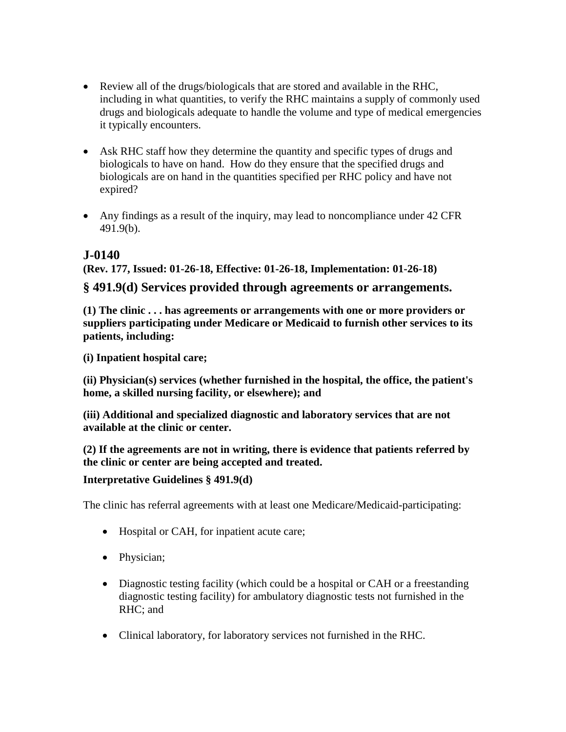- Review all of the drugs/biologicals that are stored and available in the RHC, including in what quantities, to verify the RHC maintains a supply of commonly used drugs and biologicals adequate to handle the volume and type of medical emergencies it typically encounters.

- Ask RHC staff how they determine the quantity and specific types of drugs and biologicals to have on hand. How do they ensure that the specified drugs and biologicals are on hand in the quantities specified per RHC policy and have not expired?

- Any findings as a result of the inquiry, may lead to noncompliance under 42 CFR 491.9(b).

## J-0140

**(Rev. 177, Issued: 01-26-18, Effective: 01-26-18, Implementation: 01-26-18)**

### § 491.9(d) Services provided through agreements or arrangements.

**(1) The clinic . . . has agreements or arrangements with one or more providers or suppliers participating under Medicare or Medicaid to furnish other services to its patients, including:**

**(i) Inpatient hospital care;**

**(ii) Physician(s) services (whether furnished in the hospital, the office, the patient's home, a skilled nursing facility, or elsewhere); and**

**(iii) Additional and specialized diagnostic and laboratory services that are not available at the clinic or center.**

**(2) If the agreements are not in writing, there is evidence that patients referred by the clinic or center are being accepted and treated.**

**Interpretative Guidelines § 491.9(d)**

The clinic has referral agreements with at least one Medicare/Medicaid-participating:

- Hospital or CAH, for inpatient acute care;

- Physician;

- Diagnostic testing facility (which could be a hospital or CAH or a freestanding diagnostic testing facility) for ambulatory diagnostic tests not furnished in the RHC; and

- Clinical laboratory, for laboratory services not furnished in the RHC.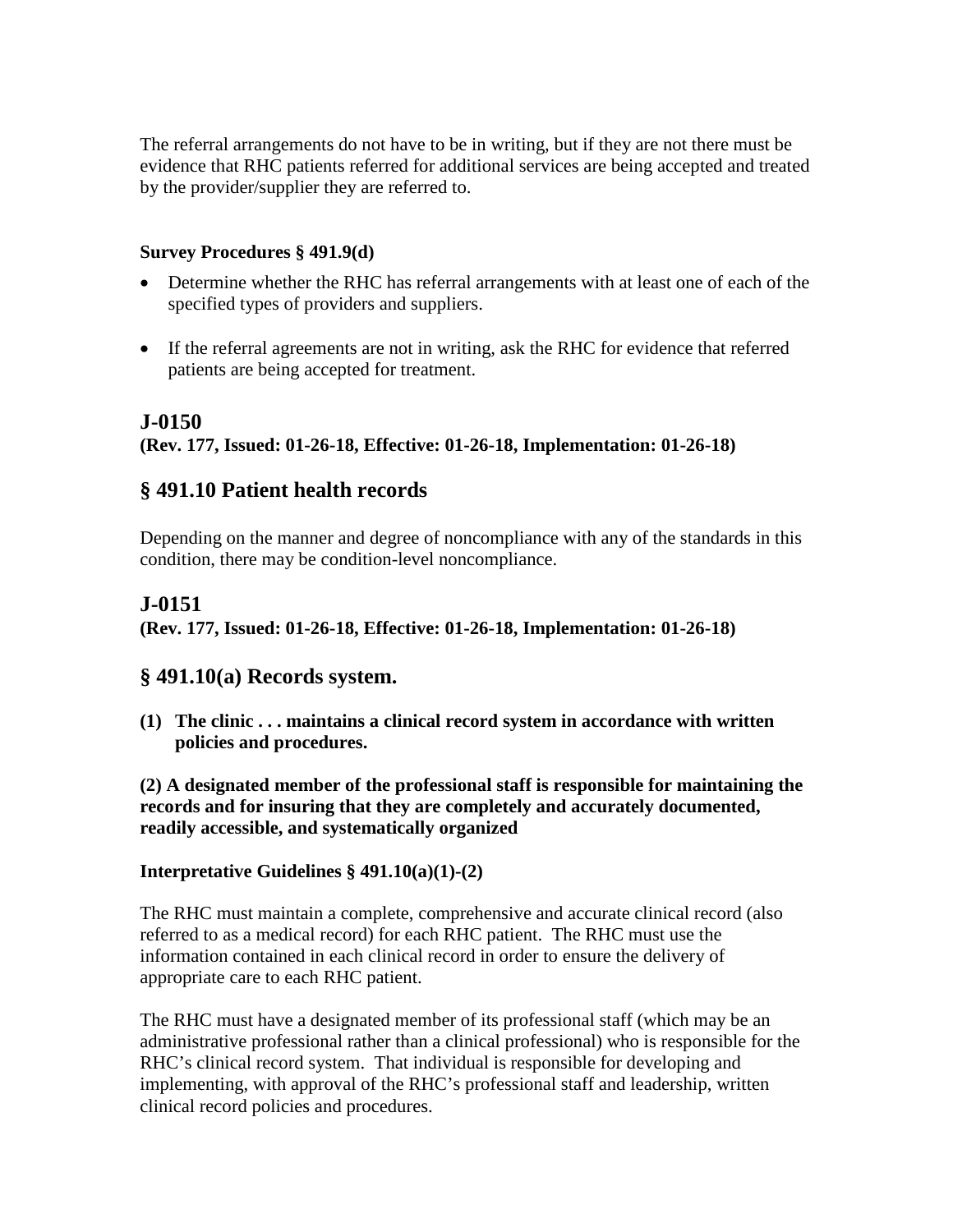The referral arrangements do not have to be in writing, but if they are not there must be evidence that RHC patients referred for additional services are being accepted and treated by the provider/supplier they are referred to.

**Survey Procedures § 491.9(d)**

- Determine whether the RHC has referral arrangements with at least one of each of the specified types of providers and suppliers.
- If the referral agreements are not in writing, ask the RHC for evidence that referred patients are being accepted for treatment.

## J-0150

**(Rev. 177, Issued: 01-26-18, Effective: 01-26-18, Implementation: 01-26-18)**

## § 491.10 Patient health records

Depending on the manner and degree of noncompliance with any of the standards in this condition, there may be condition-level noncompliance.

## J-0151

**(Rev. 177, Issued: 01-26-18, Effective: 01-26-18, Implementation: 01-26-18)**

## § 491.10(a) Records system.

**(1) The clinic . . . maintains a clinical record system in accordance with written policies and procedures.**

**(2) A designated member of the professional staff is responsible for maintaining the records and for insuring that they are completely and accurately documented, readily accessible, and systematically organized**

**Interpretative Guidelines § 491.10(a)(1)-(2)**

The RHC must maintain a complete, comprehensive and accurate clinical record (also referred to as a medical record) for each RHC patient. The RHC must use the information contained in each clinical record in order to ensure the delivery of appropriate care to each RHC patient.

The RHC must have a designated member of its professional staff (which may be an administrative professional rather than a clinical professional) who is responsible for the RHC's clinical record system. That individual is responsible for developing and implementing, with approval of the RHC's professional staff and leadership, written clinical record policies and procedures.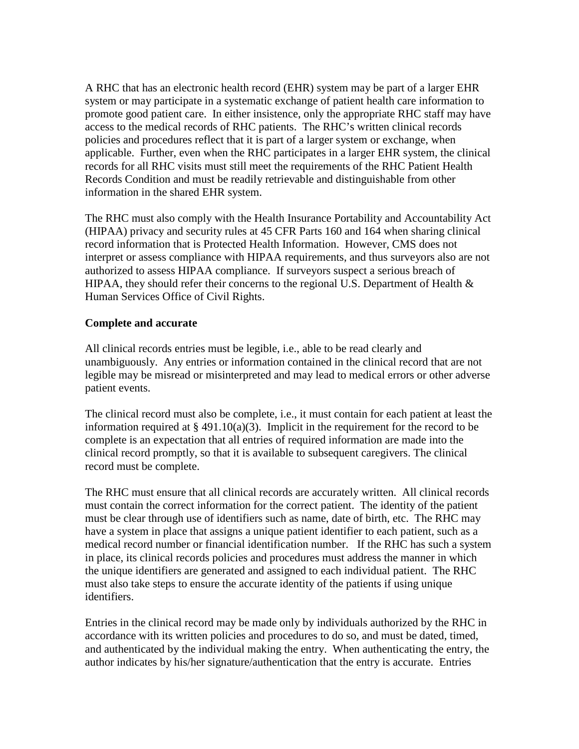A RHC that has an electronic health record (EHR) system may be part of a larger EHR system or may participate in a systematic exchange of patient health care information to promote good patient care. In either insistence, only the appropriate RHC staff may have access to the medical records of RHC patients. The RHC's written clinical records policies and procedures reflect that it is part of a larger system or exchange, when applicable. Further, even when the RHC participates in a larger EHR system, the clinical records for all RHC visits must still meet the requirements of the RHC Patient Health Records Condition and must be readily retrievable and distinguishable from other information in the shared EHR system.

The RHC must also comply with the Health Insurance Portability and Accountability Act (HIPAA) privacy and security rules at 45 CFR Parts 160 and 164 when sharing clinical record information that is Protected Health Information. However, CMS does not interpret or assess compliance with HIPAA requirements, and thus surveyors also are not authorized to assess HIPAA compliance. If surveyors suspect a serious breach of HIPAA, they should refer their concerns to the regional U.S. Department of Health & Human Services Office of Civil Rights.

**Complete and accurate**

All clinical records entries must be legible, i.e., able to be read clearly and unambiguously. Any entries or information contained in the clinical record that are not legible may be misread or misinterpreted and may lead to medical errors or other adverse patient events.

The clinical record must also be complete, i.e., it must contain for each patient at least the information required at § 491.10(a)(3). Implicit in the requirement for the record to be complete is an expectation that all entries of required information are made into the clinical record promptly, so that it is available to subsequent caregivers. The clinical record must be complete.

The RHC must ensure that all clinical records are accurately written. All clinical records must contain the correct information for the correct patient. The identity of the patient must be clear through use of identifiers such as name, date of birth, etc. The RHC may have a system in place that assigns a unique patient identifier to each patient, such as a medical record number or financial identification number. If the RHC has such a system in place, its clinical records policies and procedures must address the manner in which the unique identifiers are generated and assigned to each individual patient. The RHC must also take steps to ensure the accurate identity of the patients if using unique identifiers.

Entries in the clinical record may be made only by individuals authorized by the RHC in accordance with its written policies and procedures to do so, and must be dated, timed, and authenticated by the individual making the entry. When authenticating the entry, the author indicates by his/her signature/authentication that the entry is accurate. Entries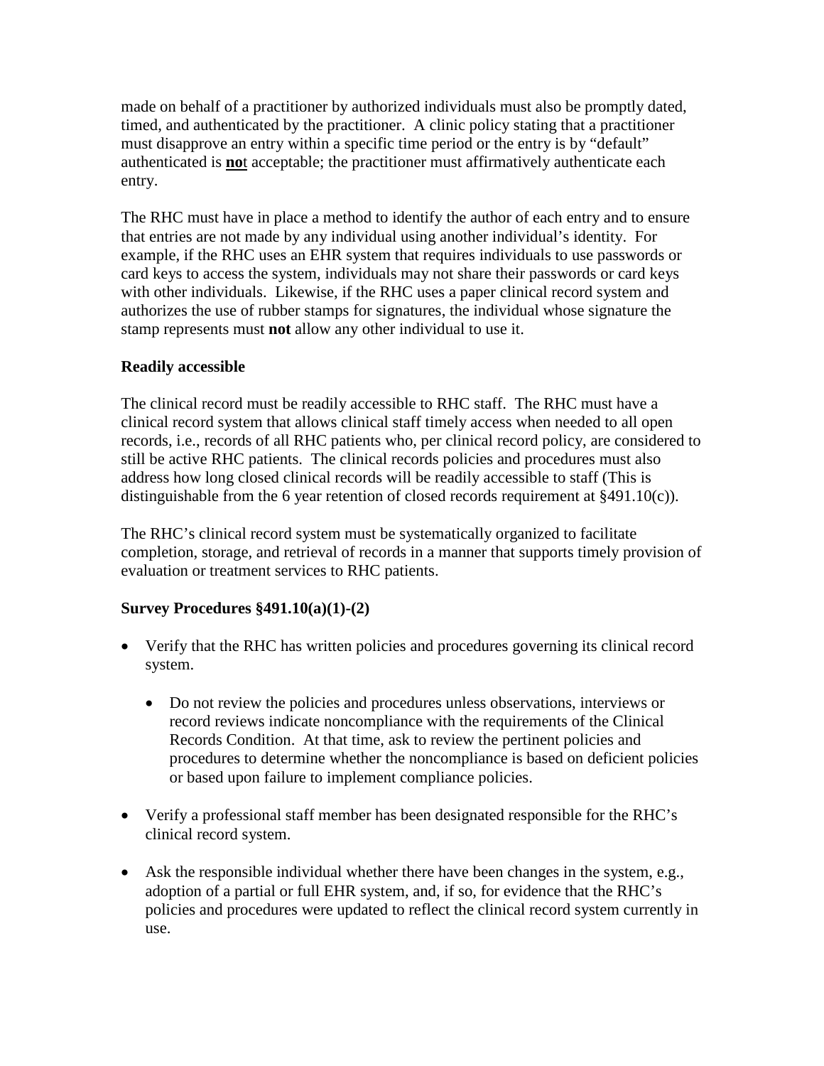made on behalf of a practitioner by authorized individuals must also be promptly dated, timed, and authenticated by the practitioner. A clinic policy stating that a practitioner must disapprove an entry within a specific time period or the entry is by "default" authenticated is **no**t acceptable; the practitioner must affirmatively authenticate each entry.

The RHC must have in place a method to identify the author of each entry and to ensure that entries are not made by any individual using another individual's identity. For example, if the RHC uses an EHR system that requires individuals to use passwords or card keys to access the system, individuals may not share their passwords or card keys with other individuals. Likewise, if the RHC uses a paper clinical record system and authorizes the use of rubber stamps for signatures, the individual whose signature the stamp represents must **not** allow any other individual to use it.

**Readily accessible**

The clinical record must be readily accessible to RHC staff. The RHC must have a clinical record system that allows clinical staff timely access when needed to all open records, i.e., records of all RHC patients who, per clinical record policy, are considered to still be active RHC patients. The clinical records policies and procedures must also address how long closed clinical records will be readily accessible to staff (This is distinguishable from the 6 year retention of closed records requirement at §491.10(c)).

The RHC's clinical record system must be systematically organized to facilitate completion, storage, and retrieval of records in a manner that supports timely provision of evaluation or treatment services to RHC patients.

**Survey Procedures §491.10(a)(1)-(2)**

- Verify that the RHC has written policies and procedures governing its clinical record system.
  - Do not review the policies and procedures unless observations, interviews or record reviews indicate noncompliance with the requirements of the Clinical Records Condition. At that time, ask to review the pertinent policies and procedures to determine whether the noncompliance is based on deficient policies or based upon failure to implement compliance policies.
- Verify a professional staff member has been designated responsible for the RHC's clinical record system.
- Ask the responsible individual whether there have been changes in the system, e.g., adoption of a partial or full EHR system, and, if so, for evidence that the RHC's policies and procedures were updated to reflect the clinical record system currently in use.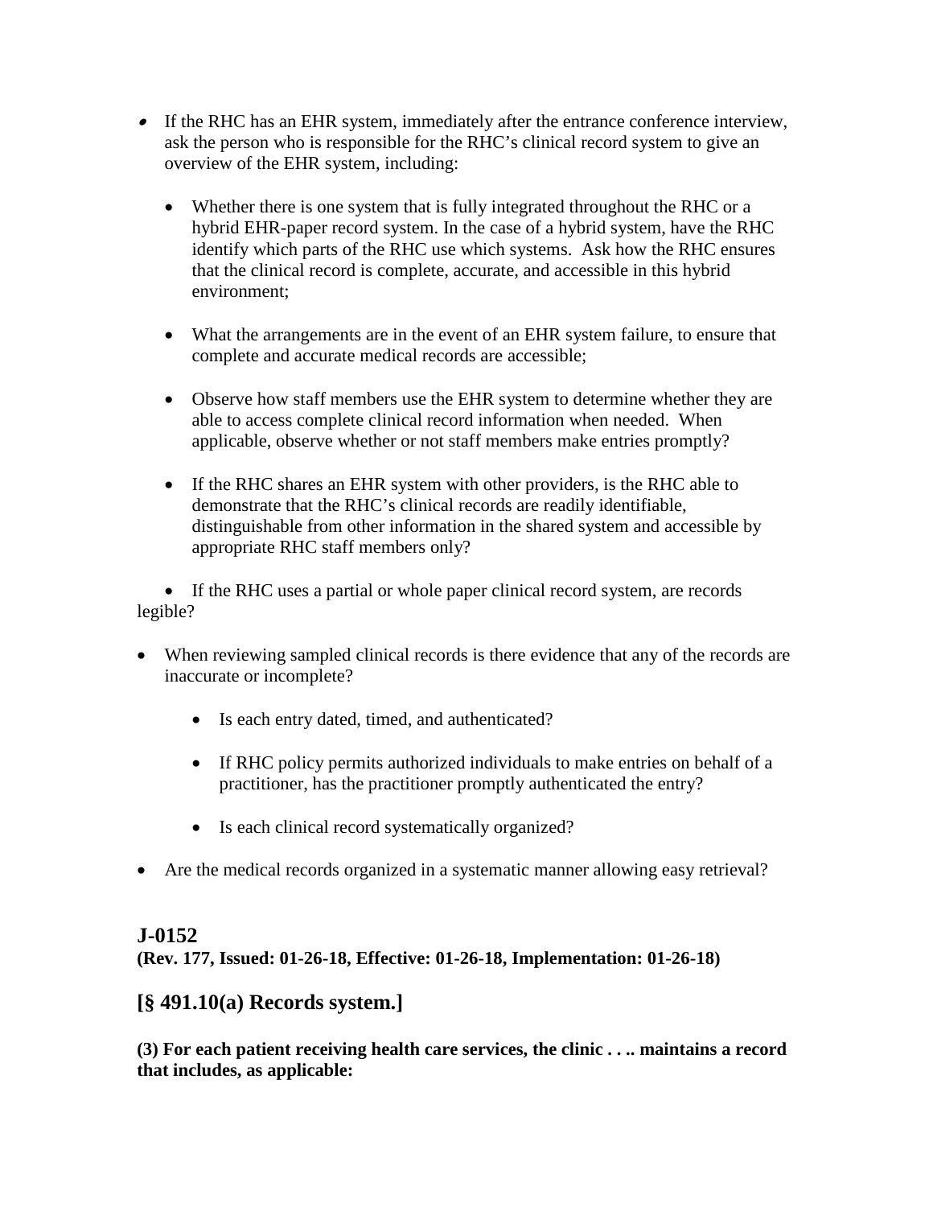- If the RHC has an EHR system, immediately after the entrance conference interview, ask the person who is responsible for the RHC's clinical record system to give an overview of the EHR system, including:

  - Whether there is one system that is fully integrated throughout the RHC or a hybrid EHR-paper record system. In the case of a hybrid system, have the RHC identify which parts of the RHC use which systems. Ask how the RHC ensures that the clinical record is complete, accurate, and accessible in this hybrid environment;

  - What the arrangements are in the event of an EHR system failure, to ensure that complete and accurate medical records are accessible;

  - Observe how staff members use the EHR system to determine whether they are able to access complete clinical record information when needed. When applicable, observe whether or not staff members make entries promptly?

  - If the RHC shares an EHR system with other providers, is the RHC able to demonstrate that the RHC's clinical records are readily identifiable, distinguishable from other information in the shared system and accessible by appropriate RHC staff members only?

  - If the RHC uses a partial or whole paper clinical record system, are records legible?

- When reviewing sampled clinical records is there evidence that any of the records are inaccurate or incomplete?

  - Is each entry dated, timed, and authenticated?

  - If RHC policy permits authorized individuals to make entries on behalf of a practitioner, has the practitioner promptly authenticated the entry?

  - Is each clinical record systematically organized?

- Are the medical records organized in a systematic manner allowing easy retrieval?

## J-0152

**(Rev. 177, Issued: 01-26-18, Effective: 01-26-18, Implementation: 01-26-18)**

## [§ 491.10(a) Records system.]

**(3) For each patient receiving health care services, the clinic . . .. maintains a record that includes, as applicable:**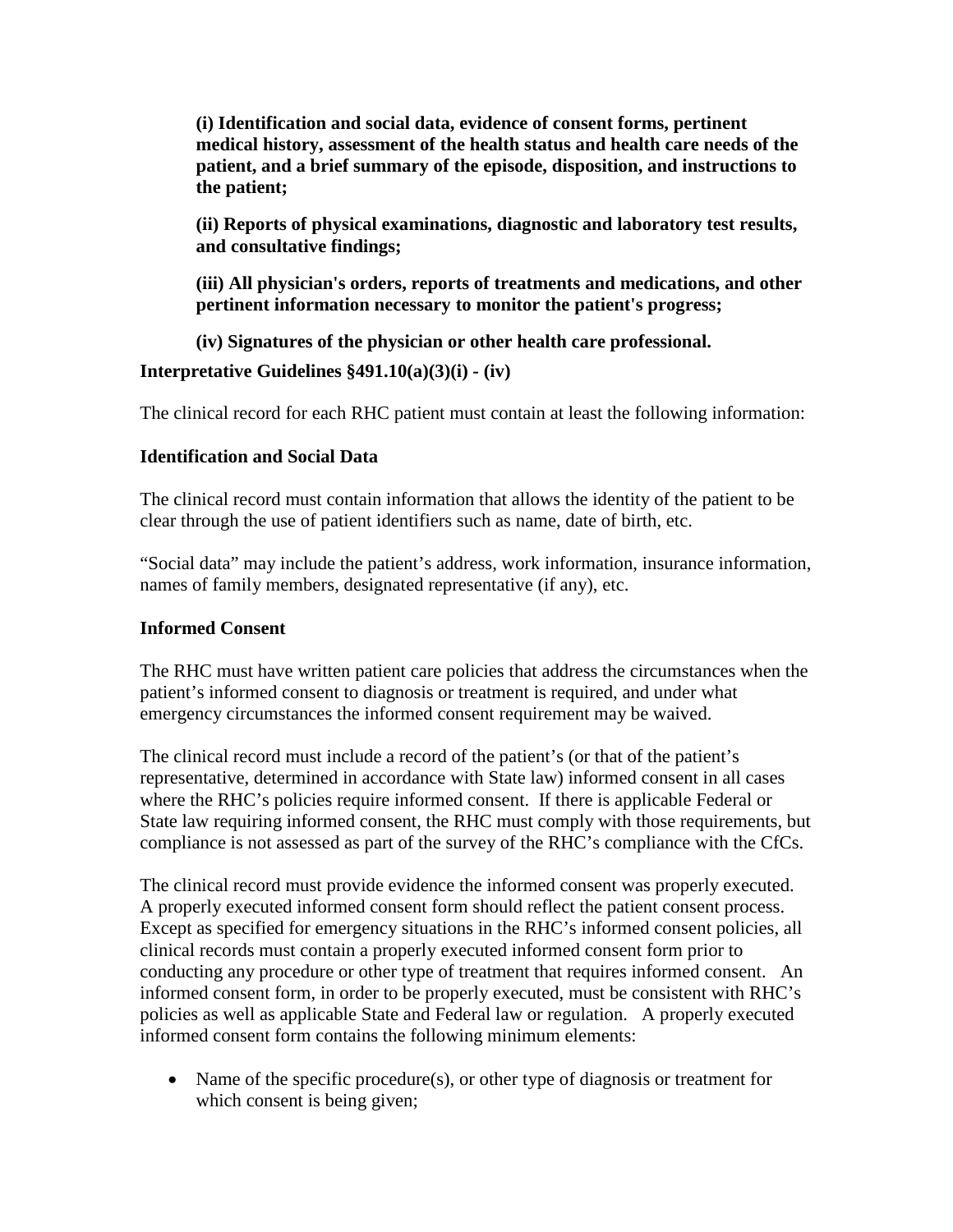**(i) Identification and social data, evidence of consent forms, pertinent medical history, assessment of the health status and health care needs of the patient, and a brief summary of the episode, disposition, and instructions to the patient;**

**(ii) Reports of physical examinations, diagnostic and laboratory test results, and consultative findings;**

**(iii) All physician's orders, reports of treatments and medications, and other pertinent information necessary to monitor the patient's progress;**

**(iv) Signatures of the physician or other health care professional.**

**Interpretative Guidelines §491.10(a)(3)(i) - (iv)**

The clinical record for each RHC patient must contain at least the following information:

**Identification and Social Data**

The clinical record must contain information that allows the identity of the patient to be clear through the use of patient identifiers such as name, date of birth, etc.

"Social data" may include the patient's address, work information, insurance information, names of family members, designated representative (if any), etc.

**Informed Consent**

The RHC must have written patient care policies that address the circumstances when the patient's informed consent to diagnosis or treatment is required, and under what emergency circumstances the informed consent requirement may be waived.

The clinical record must include a record of the patient's (or that of the patient's representative, determined in accordance with State law) informed consent in all cases where the RHC's policies require informed consent. If there is applicable Federal or State law requiring informed consent, the RHC must comply with those requirements, but compliance is not assessed as part of the survey of the RHC's compliance with the CfCs.

The clinical record must provide evidence the informed consent was properly executed. A properly executed informed consent form should reflect the patient consent process. Except as specified for emergency situations in the RHC's informed consent policies, all clinical records must contain a properly executed informed consent form prior to conducting any procedure or other type of treatment that requires informed consent. An informed consent form, in order to be properly executed, must be consistent with RHC's policies as well as applicable State and Federal law or regulation. A properly executed informed consent form contains the following minimum elements:

- Name of the specific procedure(s), or other type of diagnosis or treatment for which consent is being given;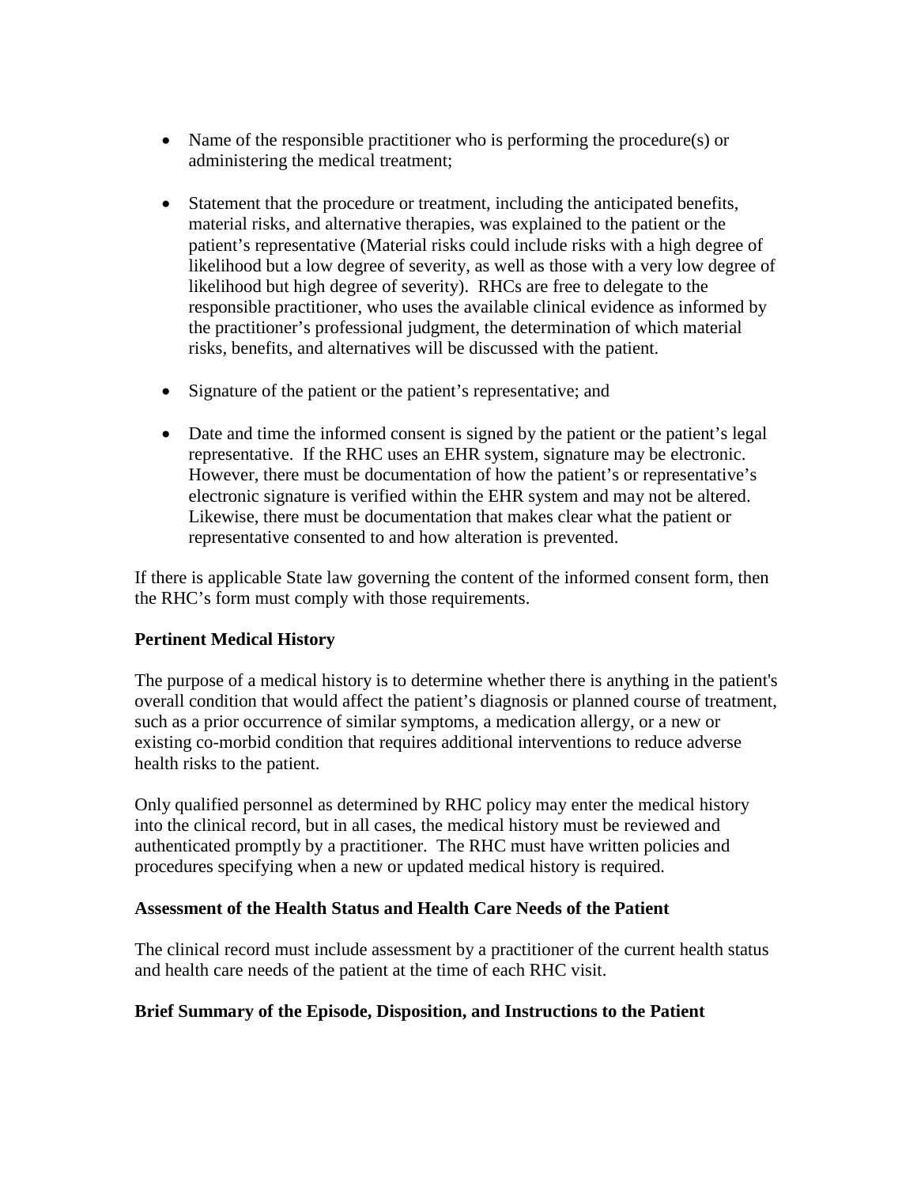- Name of the responsible practitioner who is performing the procedure(s) or administering the medical treatment;

- Statement that the procedure or treatment, including the anticipated benefits, material risks, and alternative therapies, was explained to the patient or the patient's representative (Material risks could include risks with a high degree of likelihood but a low degree of severity, as well as those with a very low degree of likelihood but high degree of severity). RHCs are free to delegate to the responsible practitioner, who uses the available clinical evidence as informed by the practitioner's professional judgment, the determination of which material risks, benefits, and alternatives will be discussed with the patient.

- Signature of the patient or the patient's representative; and

- Date and time the informed consent is signed by the patient or the patient's legal representative. If the RHC uses an EHR system, signature may be electronic. However, there must be documentation of how the patient's or representative's electronic signature is verified within the EHR system and may not be altered. Likewise, there must be documentation that makes clear what the patient or representative consented to and how alteration is prevented.

If there is applicable State law governing the content of the informed consent form, then the RHC's form must comply with those requirements.

**Pertinent Medical History**

The purpose of a medical history is to determine whether there is anything in the patient's overall condition that would affect the patient's diagnosis or planned course of treatment, such as a prior occurrence of similar symptoms, a medication allergy, or a new or existing co-morbid condition that requires additional interventions to reduce adverse health risks to the patient.

Only qualified personnel as determined by RHC policy may enter the medical history into the clinical record, but in all cases, the medical history must be reviewed and authenticated promptly by a practitioner. The RHC must have written policies and procedures specifying when a new or updated medical history is required.

**Assessment of the Health Status and Health Care Needs of the Patient**

The clinical record must include assessment by a practitioner of the current health status and health care needs of the patient at the time of each RHC visit.

**Brief Summary of the Episode, Disposition, and Instructions to the Patient**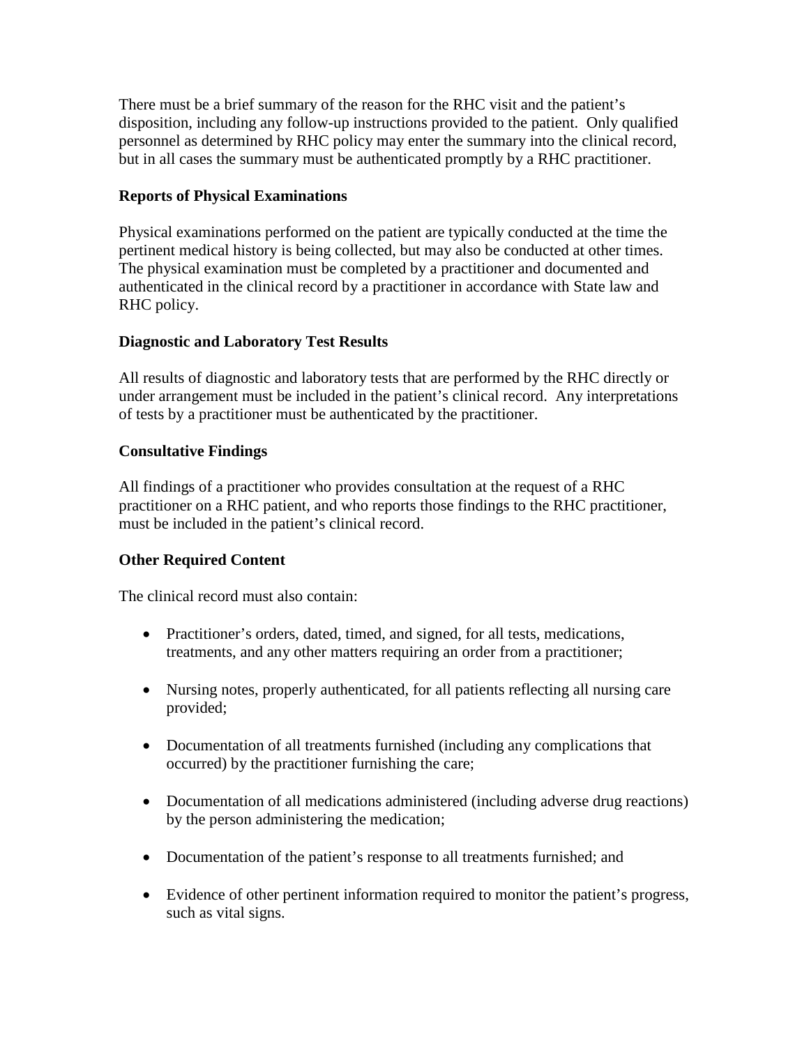There must be a brief summary of the reason for the RHC visit and the patient's disposition, including any follow-up instructions provided to the patient. Only qualified personnel as determined by RHC policy may enter the summary into the clinical record, but in all cases the summary must be authenticated promptly by a RHC practitioner.

**Reports of Physical Examinations**

Physical examinations performed on the patient are typically conducted at the time the pertinent medical history is being collected, but may also be conducted at other times. The physical examination must be completed by a practitioner and documented and authenticated in the clinical record by a practitioner in accordance with State law and RHC policy.

**Diagnostic and Laboratory Test Results**

All results of diagnostic and laboratory tests that are performed by the RHC directly or under arrangement must be included in the patient's clinical record. Any interpretations of tests by a practitioner must be authenticated by the practitioner.

**Consultative Findings**

All findings of a practitioner who provides consultation at the request of a RHC practitioner on a RHC patient, and who reports those findings to the RHC practitioner, must be included in the patient's clinical record.

**Other Required Content**

The clinical record must also contain:

- Practitioner's orders, dated, timed, and signed, for all tests, medications, treatments, and any other matters requiring an order from a practitioner;
- Nursing notes, properly authenticated, for all patients reflecting all nursing care provided;
- Documentation of all treatments furnished (including any complications that occurred) by the practitioner furnishing the care;
- Documentation of all medications administered (including adverse drug reactions) by the person administering the medication;
- Documentation of the patient's response to all treatments furnished; and
- Evidence of other pertinent information required to monitor the patient's progress, such as vital signs.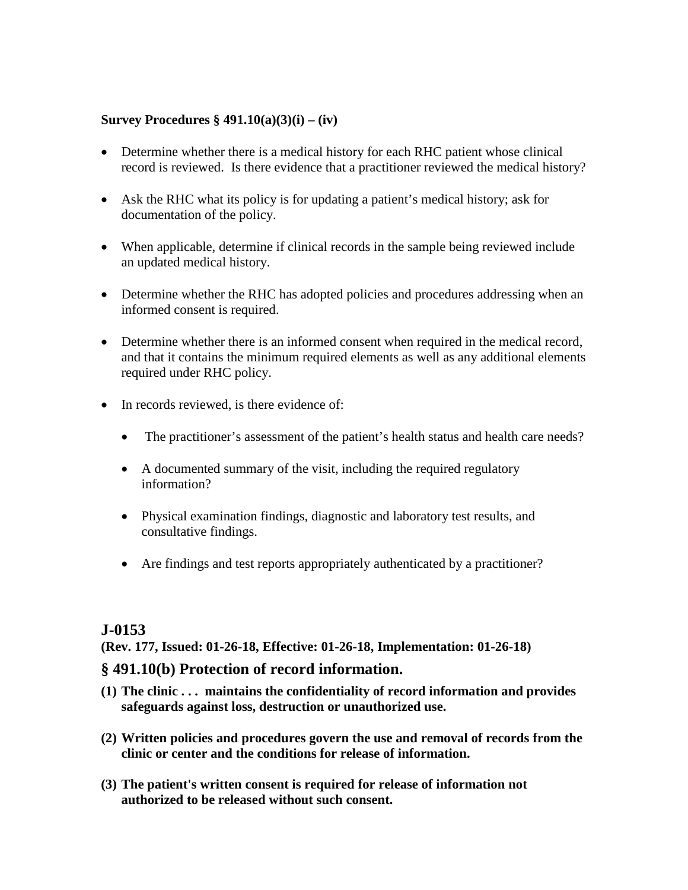**Survey Procedures § 491.10(a)(3)(i) – (iv)**

- Determine whether there is a medical history for each RHC patient whose clinical record is reviewed. Is there evidence that a practitioner reviewed the medical history?
- Ask the RHC what its policy is for updating a patient's medical history; ask for documentation of the policy.
- When applicable, determine if clinical records in the sample being reviewed include an updated medical history.
- Determine whether the RHC has adopted policies and procedures addressing when an informed consent is required.
- Determine whether there is an informed consent when required in the medical record, and that it contains the minimum required elements as well as any additional elements required under RHC policy.
- In records reviewed, is there evidence of:
    - The practitioner's assessment of the patient's health status and health care needs?
    - A documented summary of the visit, including the required regulatory information?
    - Physical examination findings, diagnostic and laboratory test results, and consultative findings.
    - Are findings and test reports appropriately authenticated by a practitioner?

## J-0153

**(Rev. 177, Issued: 01-26-18, Effective: 01-26-18, Implementation: 01-26-18)**

### § 491.10(b) Protection of record information.

**(1) The clinic . . . maintains the confidentiality of record information and provides safeguards against loss, destruction or unauthorized use.**

**(2) Written policies and procedures govern the use and removal of records from the clinic or center and the conditions for release of information.**

**(3) The patient's written consent is required for release of information not authorized to be released without such consent.**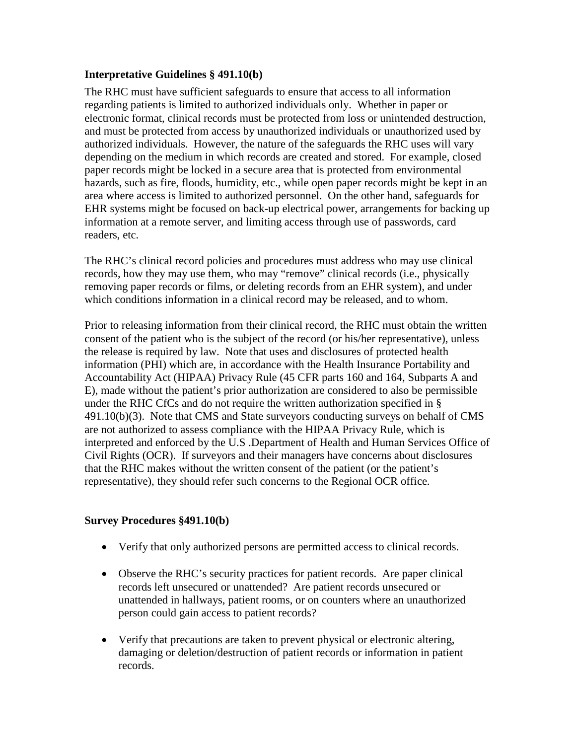**Interpretative Guidelines § 491.10(b)**

The RHC must have sufficient safeguards to ensure that access to all information regarding patients is limited to authorized individuals only. Whether in paper or electronic format, clinical records must be protected from loss or unintended destruction, and must be protected from access by unauthorized individuals or unauthorized used by authorized individuals. However, the nature of the safeguards the RHC uses will vary depending on the medium in which records are created and stored. For example, closed paper records might be locked in a secure area that is protected from environmental hazards, such as fire, floods, humidity, etc., while open paper records might be kept in an area where access is limited to authorized personnel. On the other hand, safeguards for EHR systems might be focused on back-up electrical power, arrangements for backing up information at a remote server, and limiting access through use of passwords, card readers, etc.

The RHC's clinical record policies and procedures must address who may use clinical records, how they may use them, who may "remove" clinical records (i.e., physically removing paper records or films, or deleting records from an EHR system), and under which conditions information in a clinical record may be released, and to whom.

Prior to releasing information from their clinical record, the RHC must obtain the written consent of the patient who is the subject of the record (or his/her representative), unless the release is required by law. Note that uses and disclosures of protected health information (PHI) which are, in accordance with the Health Insurance Portability and Accountability Act (HIPAA) Privacy Rule (45 CFR parts 160 and 164, Subparts A and E), made without the patient's prior authorization are considered to also be permissible under the RHC CfCs and do not require the written authorization specified in § 491.10(b)(3). Note that CMS and State surveyors conducting surveys on behalf of CMS are not authorized to assess compliance with the HIPAA Privacy Rule, which is interpreted and enforced by the U.S .Department of Health and Human Services Office of Civil Rights (OCR). If surveyors and their managers have concerns about disclosures that the RHC makes without the written consent of the patient (or the patient's representative), they should refer such concerns to the Regional OCR office.

**Survey Procedures §491.10(b)**

- Verify that only authorized persons are permitted access to clinical records.
- Observe the RHC's security practices for patient records. Are paper clinical records left unsecured or unattended? Are patient records unsecured or unattended in hallways, patient rooms, or on counters where an unauthorized person could gain access to patient records?
- Verify that precautions are taken to prevent physical or electronic altering, damaging or deletion/destruction of patient records or information in patient records.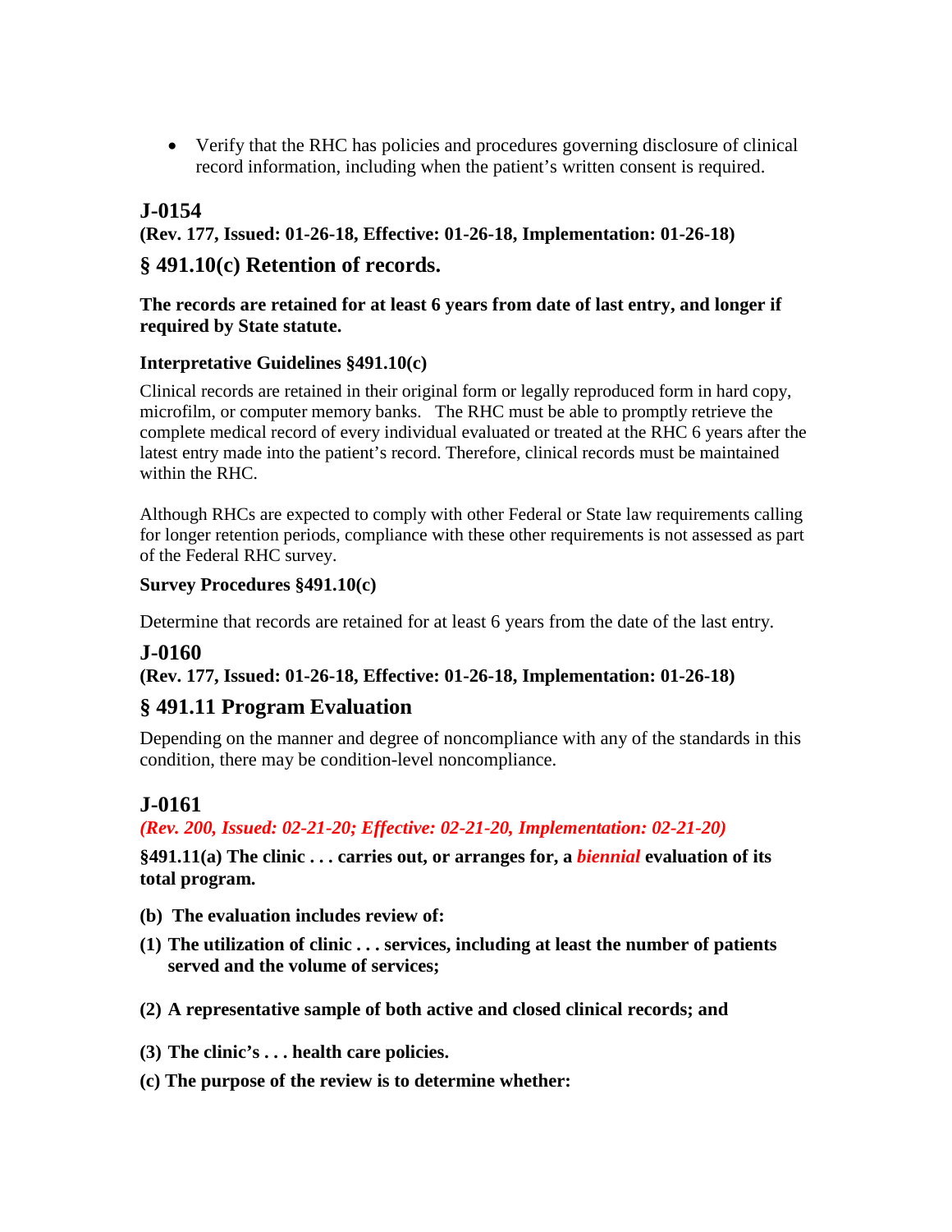- Verify that the RHC has policies and procedures governing disclosure of clinical record information, including when the patient's written consent is required.

## J-0154

**(Rev. 177, Issued: 01-26-18, Effective: 01-26-18, Implementation: 01-26-18)**

## § 491.10(c) Retention of records.

**The records are retained for at least 6 years from date of last entry, and longer if required by State statute.**

**Interpretative Guidelines §491.10(c)**

Clinical records are retained in their original form or legally reproduced form in hard copy, microfilm, or computer memory banks. The RHC must be able to promptly retrieve the complete medical record of every individual evaluated or treated at the RHC 6 years after the latest entry made into the patient's record. Therefore, clinical records must be maintained within the RHC.

Although RHCs are expected to comply with other Federal or State law requirements calling for longer retention periods, compliance with these other requirements is not assessed as part of the Federal RHC survey.

**Survey Procedures §491.10(c)**

Determine that records are retained for at least 6 years from the date of the last entry.

## J-0160

**(Rev. 177, Issued: 01-26-18, Effective: 01-26-18, Implementation: 01-26-18)**

## § 491.11 Program Evaluation

Depending on the manner and degree of noncompliance with any of the standards in this condition, there may be condition-level noncompliance.

## J-0161

***(Rev. 200, Issued: 02-21-20; Effective: 02-21-20, Implementation: 02-21-20)***

**§491.11(a) The clinic . . . carries out, or arranges for, a *biennial* evaluation of its total program.**

**(b) The evaluation includes review of:**

**(1) The utilization of clinic . . . services, including at least the number of patients served and the volume of services;**

**(2) A representative sample of both active and closed clinical records; and**

**(3) The clinic's . . . health care policies.**

**(c) The purpose of the review is to determine whether:**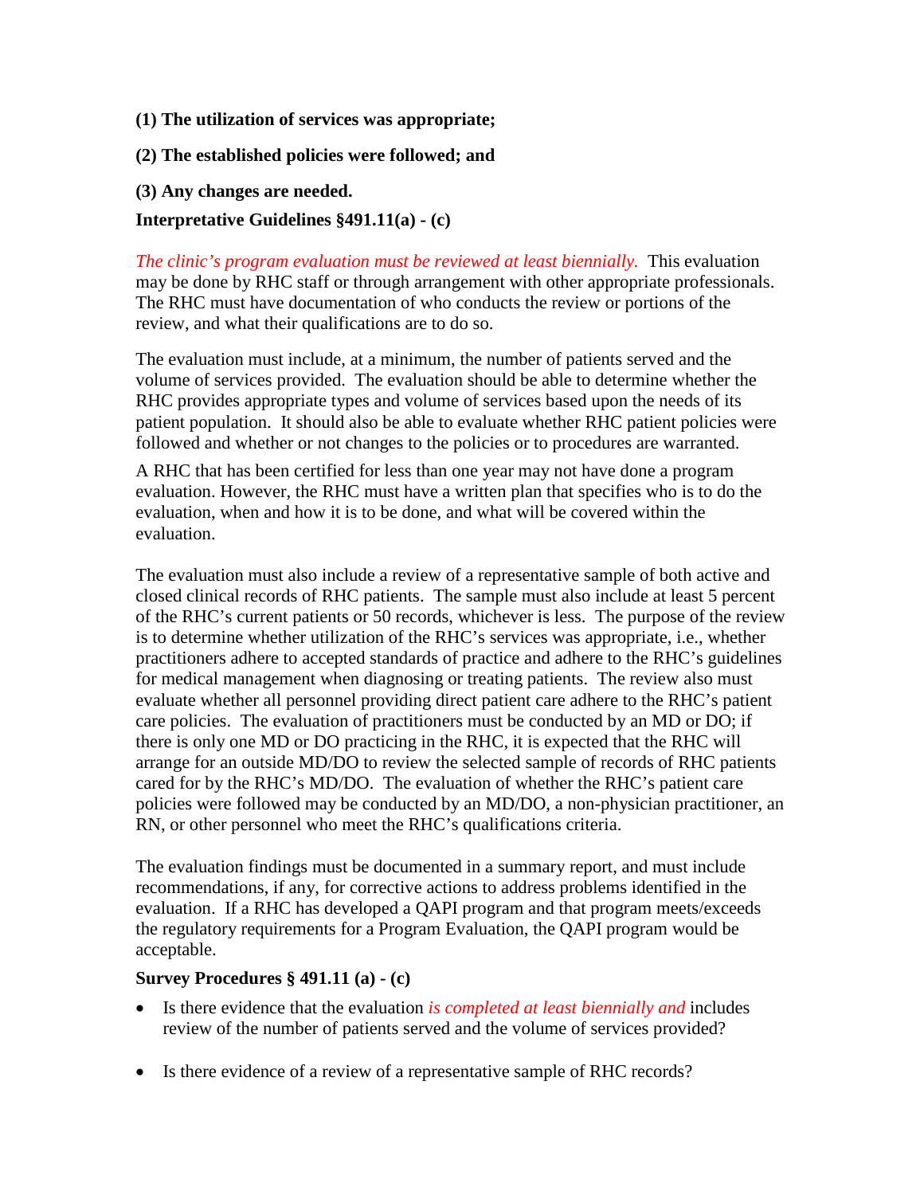**(1) The utilization of services was appropriate;**

**(2) The established policies were followed; and**

**(3) Any changes are needed.**

**Interpretative Guidelines §491.11(a) - (c)**

*The clinic's program evaluation must be reviewed at least biennially.* This evaluation may be done by RHC staff or through arrangement with other appropriate professionals. The RHC must have documentation of who conducts the review or portions of the review, and what their qualifications are to do so.

The evaluation must include, at a minimum, the number of patients served and the volume of services provided. The evaluation should be able to determine whether the RHC provides appropriate types and volume of services based upon the needs of its patient population. It should also be able to evaluate whether RHC patient policies were followed and whether or not changes to the policies or to procedures are warranted.

A RHC that has been certified for less than one year may not have done a program evaluation. However, the RHC must have a written plan that specifies who is to do the evaluation, when and how it is to be done, and what will be covered within the evaluation.

The evaluation must also include a review of a representative sample of both active and closed clinical records of RHC patients. The sample must also include at least 5 percent of the RHC's current patients or 50 records, whichever is less. The purpose of the review is to determine whether utilization of the RHC's services was appropriate, i.e., whether practitioners adhere to accepted standards of practice and adhere to the RHC's guidelines for medical management when diagnosing or treating patients. The review also must evaluate whether all personnel providing direct patient care adhere to the RHC's patient care policies. The evaluation of practitioners must be conducted by an MD or DO; if there is only one MD or DO practicing in the RHC, it is expected that the RHC will arrange for an outside MD/DO to review the selected sample of records of RHC patients cared for by the RHC's MD/DO. The evaluation of whether the RHC's patient care policies were followed may be conducted by an MD/DO, a non-physician practitioner, an RN, or other personnel who meet the RHC's qualifications criteria.

The evaluation findings must be documented in a summary report, and must include recommendations, if any, for corrective actions to address problems identified in the evaluation. If a RHC has developed a QAPI program and that program meets/exceeds the regulatory requirements for a Program Evaluation, the QAPI program would be acceptable.

**Survey Procedures § 491.11 (a) - (c)**

- Is there evidence that the evaluation *is completed at least biennially and* includes review of the number of patients served and the volume of services provided?
- Is there evidence of a review of a representative sample of RHC records?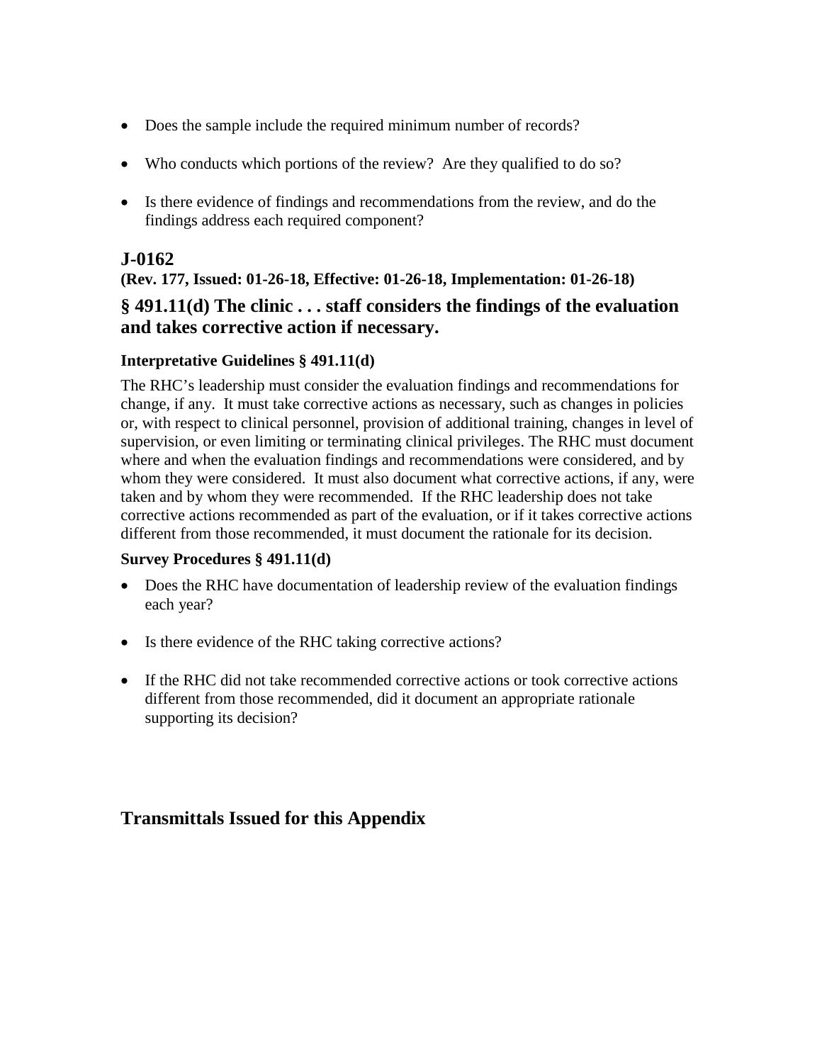- Does the sample include the required minimum number of records?
- Who conducts which portions of the review? Are they qualified to do so?
- Is there evidence of findings and recommendations from the review, and do the findings address each required component?

## J-0162

**(Rev. 177, Issued: 01-26-18, Effective: 01-26-18, Implementation: 01-26-18)**

### § 491.11(d) The clinic . . . staff considers the findings of the evaluation and takes corrective action if necessary.

**Interpretative Guidelines § 491.11(d)**

The RHC's leadership must consider the evaluation findings and recommendations for change, if any. It must take corrective actions as necessary, such as changes in policies or, with respect to clinical personnel, provision of additional training, changes in level of supervision, or even limiting or terminating clinical privileges. The RHC must document where and when the evaluation findings and recommendations were considered, and by whom they were considered. It must also document what corrective actions, if any, were taken and by whom they were recommended. If the RHC leadership does not take corrective actions recommended as part of the evaluation, or if it takes corrective actions different from those recommended, it must document the rationale for its decision.

**Survey Procedures § 491.11(d)**

- Does the RHC have documentation of leadership review of the evaluation findings each year?
- Is there evidence of the RHC taking corrective actions?
- If the RHC did not take recommended corrective actions or took corrective actions different from those recommended, did it document an appropriate rationale supporting its decision?

## Transmittals Issued for this Appendix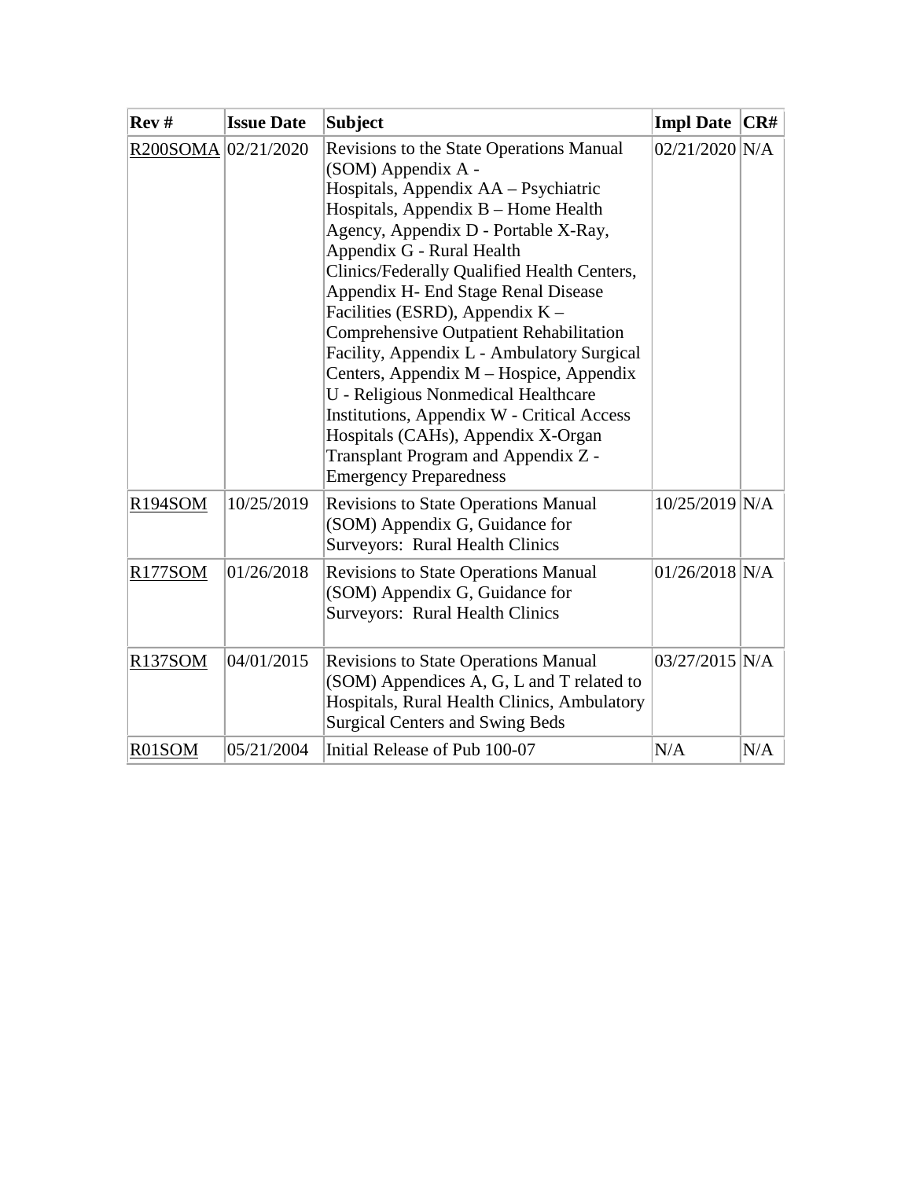| Rev # | Issue Date | Subject | Impl Date | CR# |
| --- | --- | --- | --- | --- |
| R200SOMA | 02/21/2020 | Revisions to the State Operations Manual (SOM) Appendix A - Hospitals, Appendix AA – Psychiatric Hospitals, Appendix B – Home Health Agency, Appendix D - Portable X-Ray, Appendix G - Rural Health Clinics/Federally Qualified Health Centers, Appendix H- End Stage Renal Disease Facilities (ESRD), Appendix K – Comprehensive Outpatient Rehabilitation Facility, Appendix L - Ambulatory Surgical Centers, Appendix M – Hospice, Appendix U - Religious Nonmedical Healthcare Institutions, Appendix W - Critical Access Hospitals (CAHs), Appendix X-Organ Transplant Program and Appendix Z - Emergency Preparedness | 02/21/2020 | N/A |
| R194SOM | 10/25/2019 | Revisions to State Operations Manual (SOM) Appendix G, Guidance for Surveyors: Rural Health Clinics | 10/25/2019 | N/A |
| R177SOM | 01/26/2018 | Revisions to State Operations Manual (SOM) Appendix G, Guidance for Surveyors: Rural Health Clinics | 01/26/2018 | N/A |
| R137SOM | 04/01/2015 | Revisions to State Operations Manual (SOM) Appendices A, G, L and T related to Hospitals, Rural Health Clinics, Ambulatory Surgical Centers and Swing Beds | 03/27/2015 | N/A |
| R01SOM | 05/21/2004 | Initial Release of Pub 100-07 | N/A | N/A |